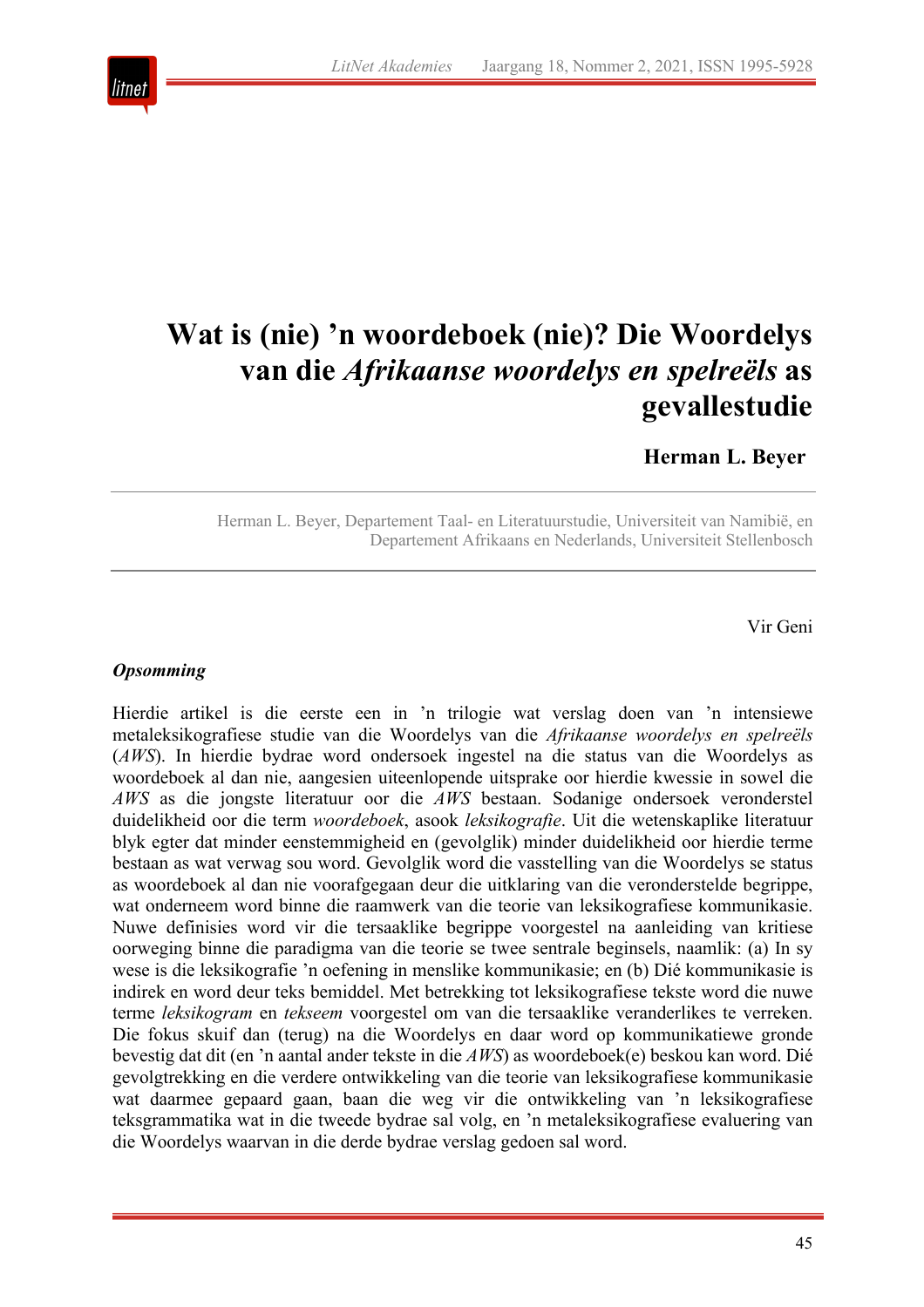# Wat is (nie) ’n woordeboek (nie)? Die Woordelys van die *Afrikaanse woordelys en spelreëls* as gevallestudie

**Herman L. Beyer**

Herman L. Beyer, Departement Taal- en Literatuurstudie, Universiteit van Namibië, en Departement Afrikaans en Nederlands, Universiteit Stellenbosch

Vir Geni

***Opsomming***

Hierdie artikel is die eerste een in ’n trilogie wat verslag doen van ’n intensiewe metaleksikografiese studie van die Woordelys van die *Afrikaanse woordelys en spelreëls* (*AWS*). In hierdie bydrae word ondersoek ingestel na die status van die Woordelys as woordeboek al dan nie, aangesien uiteenlopende uitsprake oor hierdie kwessie in sowel die *AWS* as die jongste literatuur oor die *AWS* bestaan. Sodanige ondersoek veronderstel duidelikheid oor die term *woordeboek*, asook *leksikografie*. Uit die wetenskaplike literatuur blyk egter dat minder eenstemmigheid en (gevolglik) minder duidelikheid oor hierdie terme bestaan as wat verwag sou word. Gevolglik word die vasstelling van die Woordelys se status as woordeboek al dan nie voorafgegaan deur die uitklaring van die veronderstelde begrippe, wat onderneem word binne die raamwerk van die teorie van leksikografiese kommunikasie. Nuwe definisies word vir die tersaaklike begrippe voorgestel na aanleiding van kritiese oorweging binne die paradigma van die teorie se twee sentrale beginsels, naamlik: (a) In sy wese is die leksikografie ’n oefening in menslike kommunikasie; en (b) Dié kommunikasie is indirek en word deur teks bemiddel. Met betrekking tot leksikografiese tekste word die nuwe terme *leksikogram* en *tekseem* voorgestel om van die tersaaklike veranderlikes te verreken. Die fokus skuif dan (terug) na die Woordelys en daar word op kommunikatiewe gronde bevestig dat dit (en ’n aantal ander tekste in die *AWS*) as woordeboek(e) beskou kan word. Dié gevolgtrekking en die verdere ontwikkeling van die teorie van leksikografiese kommunikasie wat daarmee gepaard gaan, baan die weg vir die ontwikkeling van ’n leksikografiese teksgrammatika wat in die tweede bydrae sal volg, en ’n metaleksikografiese evaluering van die Woordelys waarvan in die derde bydrae verslag gedoen sal word.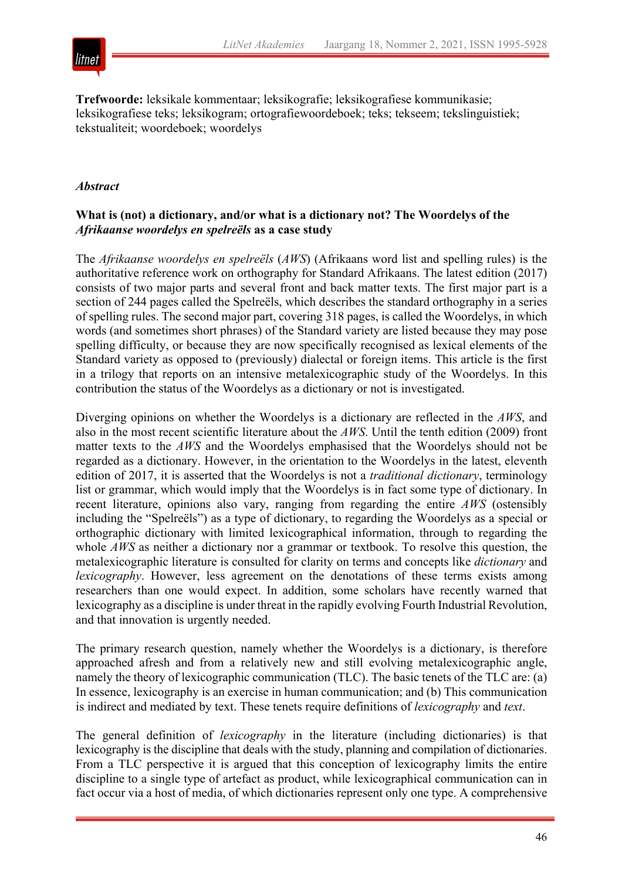**Trefwoorde:** leksikale kommentaar; leksikografie; leksikografiese kommunikasie; leksikografiese teks; leksikogram; ortografiewoordeboek; teks; tekseem; tekslinguistiek; tekstualiteit; woordeboek; woordelys

*Abstract*

**What is (not) a dictionary, and/or what is a dictionary not? The Woordelys of the *Afrikaanse woordelys en spelreëls* as a case study**

The *Afrikaanse woordelys en spelreëls* (*AWS*) (Afrikaans word list and spelling rules) is the authoritative reference work on orthography for Standard Afrikaans. The latest edition (2017) consists of two major parts and several front and back matter texts. The first major part is a section of 244 pages called the Spelreëls, which describes the standard orthography in a series of spelling rules. The second major part, covering 318 pages, is called the Woordelys, in which words (and sometimes short phrases) of the Standard variety are listed because they may pose spelling difficulty, or because they are now specifically recognised as lexical elements of the Standard variety as opposed to (previously) dialectal or foreign items. This article is the first in a trilogy that reports on an intensive metalexicographic study of the Woordelys. In this contribution the status of the Woordelys as a dictionary or not is investigated.

Diverging opinions on whether the Woordelys is a dictionary are reflected in the *AWS*, and also in the most recent scientific literature about the *AWS*. Until the tenth edition (2009) front matter texts to the *AWS* and the Woordelys emphasised that the Woordelys should not be regarded as a dictionary. However, in the orientation to the Woordelys in the latest, eleventh edition of 2017, it is asserted that the Woordelys is not a *traditional dictionary*, terminology list or grammar, which would imply that the Woordelys is in fact some type of dictionary. In recent literature, opinions also vary, ranging from regarding the entire *AWS* (ostensibly including the "Spelreëls") as a type of dictionary, to regarding the Woordelys as a special or orthographic dictionary with limited lexicographical information, through to regarding the whole *AWS* as neither a dictionary nor a grammar or textbook. To resolve this question, the metalexicographic literature is consulted for clarity on terms and concepts like *dictionary* and *lexicography*. However, less agreement on the denotations of these terms exists among researchers than one would expect. In addition, some scholars have recently warned that lexicography as a discipline is under threat in the rapidly evolving Fourth Industrial Revolution, and that innovation is urgently needed.

The primary research question, namely whether the Woordelys is a dictionary, is therefore approached afresh and from a relatively new and still evolving metalexicographic angle, namely the theory of lexicographic communication (TLC). The basic tenets of the TLC are: (a) In essence, lexicography is an exercise in human communication; and (b) This communication is indirect and mediated by text. These tenets require definitions of *lexicography* and *text*.

The general definition of *lexicography* in the literature (including dictionaries) is that lexicography is the discipline that deals with the study, planning and compilation of dictionaries. From a TLC perspective it is argued that this conception of lexicography limits the entire discipline to a single type of artefact as product, while lexicographical communication can in fact occur via a host of media, of which dictionaries represent only one type. A comprehensive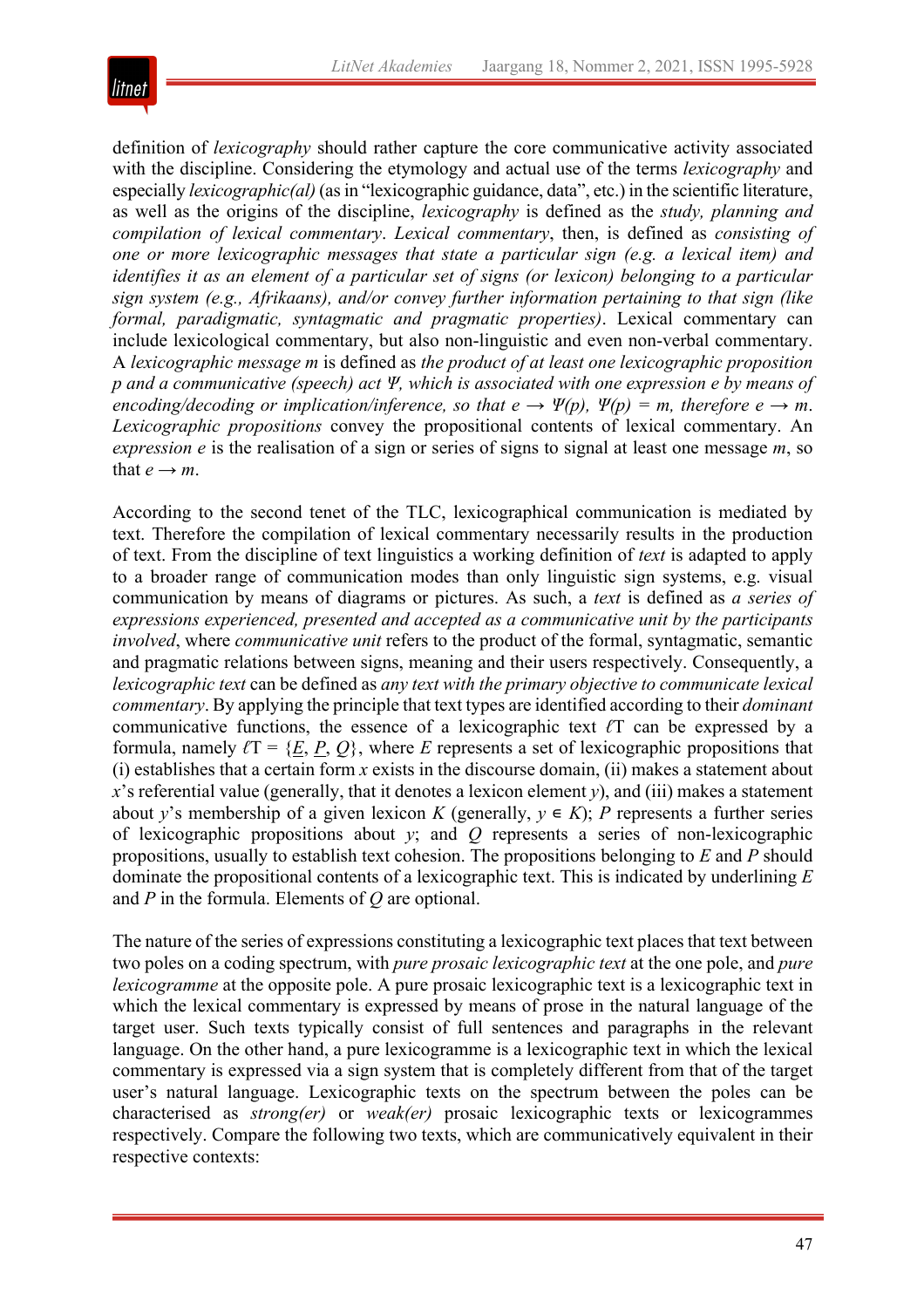definition of *lexicography* should rather capture the core communicative activity associated with the discipline. Considering the etymology and actual use of the terms *lexicography* and especially *lexicographic(al)* (as in "lexicographic guidance, data", etc.) in the scientific literature, as well as the origins of the discipline, *lexicography* is defined as the *study, planning and compilation of lexical commentary*. *Lexical commentary*, then, is defined as *consisting of one or more lexicographic messages that state a particular sign (e.g. a lexical item) and identifies it as an element of a particular set of signs (or lexicon) belonging to a particular sign system (e.g., Afrikaans), and/or convey further information pertaining to that sign (like formal, paradigmatic, syntagmatic and pragmatic properties)*. Lexical commentary can include lexicological commentary, but also non-linguistic and even non-verbal commentary. A *lexicographic message m* is defined as *the product of at least one lexicographic proposition p and a communicative (speech) act Ψ, which is associated with one expression e by means of encoding/decoding or implication/inference, so that* $e \rightarrow \Psi(p)$, $\Psi(p) = m$, *therefore* $e \rightarrow m$. *Lexicographic propositions* convey the propositional contents of lexical commentary. An *expression e* is the realisation of a sign or series of signs to signal at least one message *m*, so that $e \rightarrow m$.

According to the second tenet of the TLC, lexicographical communication is mediated by text. Therefore the compilation of lexical commentary necessarily results in the production of text. From the discipline of text linguistics a working definition of *text* is adapted to apply to a broader range of communication modes than only linguistic sign systems, e.g. visual communication by means of diagrams or pictures. As such, a *text* is defined as *a series of expressions experienced, presented and accepted as a communicative unit by the participants involved*, where *communicative unit* refers to the product of the formal, syntagmatic, semantic and pragmatic relations between signs, meaning and their users respectively. Consequently, a *lexicographic text* can be defined as *any text with the primary objective to communicate lexical commentary*. By applying the principle that text types are identified according to their *dominant* communicative functions, the essence of a lexicographic text $\ell T$ can be expressed by a formula, namely $\ell T = \{\underline{E}, \underline{P}, Q\}$, where *E* represents a set of lexicographic propositions that (i) establishes that a certain form *x* exists in the discourse domain, (ii) makes a statement about *x*'s referential value (generally, that it denotes a lexicon element *y*), and (iii) makes a statement about *y*'s membership of a given lexicon *K* (generally, $y \in K$); *P* represents a further series of lexicographic propositions about *y*; and *Q* represents a series of non-lexicographic propositions, usually to establish text cohesion. The propositions belonging to *E* and *P* should dominate the propositional contents of a lexicographic text. This is indicated by underlining *E* and *P* in the formula. Elements of *Q* are optional.

The nature of the series of expressions constituting a lexicographic text places that text between two poles on a coding spectrum, with *pure prosaic lexicographic text* at the one pole, and *pure lexicogramme* at the opposite pole. A pure prosaic lexicographic text is a lexicographic text in which the lexical commentary is expressed by means of prose in the natural language of the target user. Such texts typically consist of full sentences and paragraphs in the relevant language. On the other hand, a pure lexicogramme is a lexicographic text in which the lexical commentary is expressed via a sign system that is completely different from that of the target user's natural language. Lexicographic texts on the spectrum between the poles can be characterised as *strong(er)* or *weak(er)* prosaic lexicographic texts or lexicogrammes respectively. Compare the following two texts, which are communicatively equivalent in their respective contexts: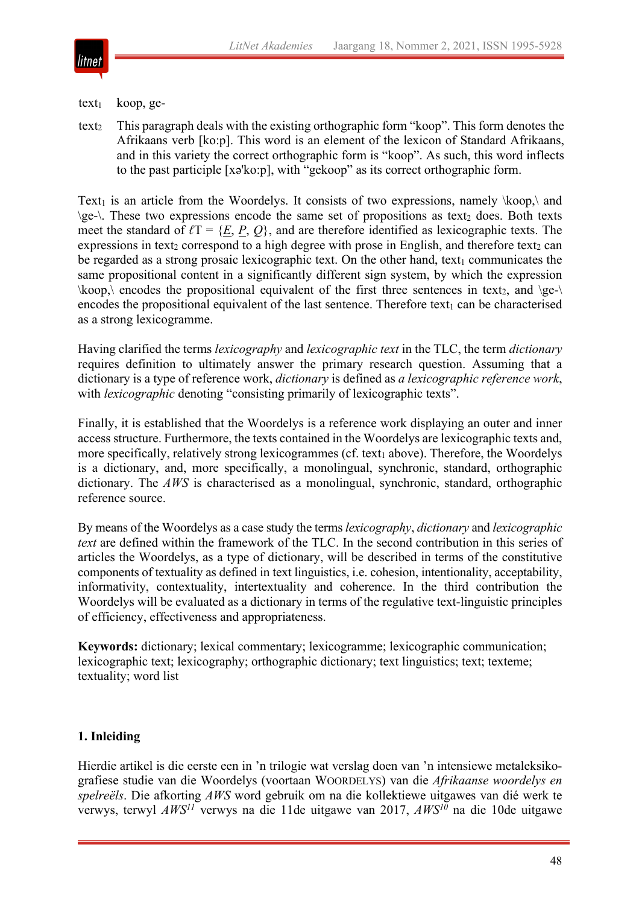text$_1$ koop, ge-

text$_2$ This paragraph deals with the existing orthographic form "koop". This form denotes the Afrikaans verb [ko:p]. This word is an element of the lexicon of Standard Afrikaans, and in this variety the correct orthographic form is "koop". As such, this word inflects to the past participle [xə'ko:p], with "gekoop" as its correct orthographic form.

Text$_1$ is an article from the Woordelys. It consists of two expressions, namely \koop,\ and \ge-\. These two expressions encode the same set of propositions as text$_2$ does. Both texts meet the standard of $\ell T = \{\underline{E}, \underline{P}, \underline{Q}\}$, and are therefore identified as lexicographic texts. The expressions in text$_2$ correspond to a high degree with prose in English, and therefore text$_2$ can be regarded as a strong prosaic lexicographic text. On the other hand, text$_1$ communicates the same propositional content in a significantly different sign system, by which the expression \koop,\ encodes the propositional equivalent of the first three sentences in text$_2$, and \ge-\ encodes the propositional equivalent of the last sentence. Therefore text$_1$ can be characterised as a strong lexicogramme.

Having clarified the terms *lexicography* and *lexicographic text* in the TLC, the term *dictionary* requires definition to ultimately answer the primary research question. Assuming that a dictionary is a type of reference work, *dictionary* is defined as *a lexicographic reference work*, with *lexicographic* denoting "consisting primarily of lexicographic texts".

Finally, it is established that the Woordelys is a reference work displaying an outer and inner access structure. Furthermore, the texts contained in the Woordelys are lexicographic texts and, more specifically, relatively strong lexicogrammes (cf. text$_1$ above). Therefore, the Woordelys is a dictionary, and, more specifically, a monolingual, synchronic, standard, orthographic dictionary. The *AWS* is characterised as a monolingual, synchronic, standard, orthographic reference source.

By means of the Woordelys as a case study the terms *lexicography*, *dictionary* and *lexicographic text* are defined within the framework of the TLC. In the second contribution in this series of articles the Woordelys, as a type of dictionary, will be described in terms of the constitutive components of textuality as defined in text linguistics, i.e. cohesion, intentionality, acceptability, informativity, contextuality, intertextuality and coherence. In the third contribution the Woordelys will be evaluated as a dictionary in terms of the regulative text-linguistic principles of efficiency, effectiveness and appropriateness.

**Keywords:** dictionary; lexical commentary; lexicogramme; lexicographic communication; lexicographic text; lexicography; orthographic dictionary; text linguistics; text; texteme; textuality; word list

## 1. Inleiding

Hierdie artikel is die eerste een in 'n trilogie wat verslag doen van 'n intensiewe metaleksikografiese studie van die Woordelys (voortaan WOORDELYS) van die *Afrikaanse woordelys en spelreëls*. Die afkorting *AWS* word gebruik om na die kollektiewe uitgawes van dié werk te verwys, terwyl *AWS*[11] verwys na die 11de uitgawe van 2017, *AWS*[10] na die 10de uitgawe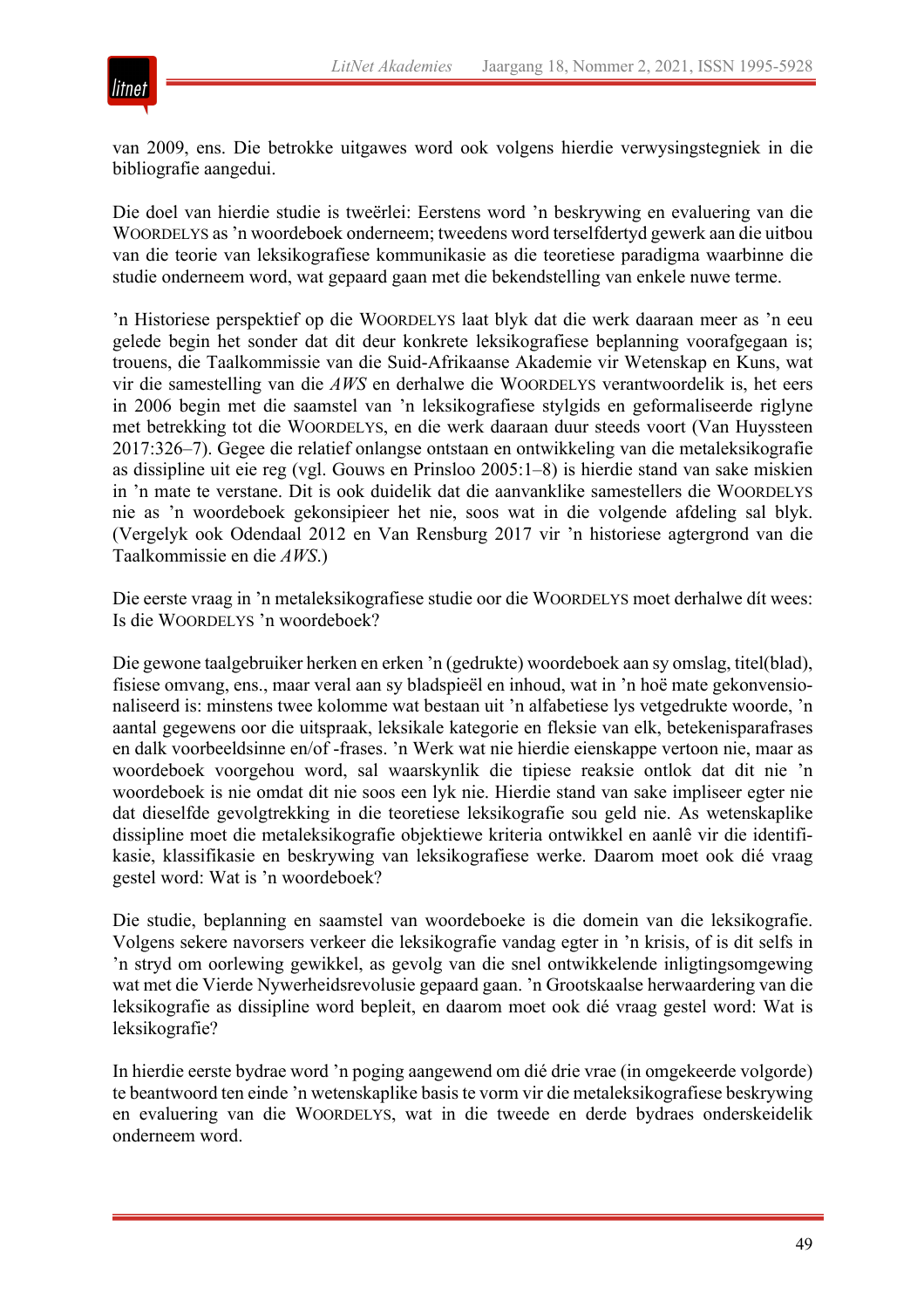van 2009, ens. Die betrokke uitgawes word ook volgens hierdie verwysingstegniek in die bibliografie aangedui.

Die doel van hierdie studie is tweërlei: Eerstens word 'n beskrywing en evaluering van die WOORDELYS as 'n woordeboek onderneem; tweedens word terselfdertyd gewerk aan die uitbou van die teorie van leksikografiese kommunikasie as die teoretiese paradigma waarbinne die studie onderneem word, wat gepaard gaan met die bekendstelling van enkele nuwe terme.

'n Historiese perspektief op die WOORDELYS laat blyk dat die werk daaraan meer as 'n eeu gelede begin het sonder dat dit deur konkrete leksikografiese beplanning voorafgegaan is; trouens, die Taalkommissie van die Suid-Afrikaanse Akademie vir Wetenskap en Kuns, wat vir die samestelling van die *AWS* en derhalwe die WOORDELYS verantwoordelik is, het eers in 2006 begin met die saamstel van 'n leksikografiese stylgids en geformaliseerde riglyne met betrekking tot die WOORDELYS, en die werk daaraan duur steeds voort (Van Huyssteen 2017:326–7). Gegee die relatief onlangse ontstaan en ontwikkeling van die metaleksikografie as dissipline uit eie reg (vgl. Gouws en Prinsloo 2005:1–8) is hierdie stand van sake miskien in 'n mate te verstane. Dit is ook duidelik dat die aanvanklike samestellers die WOORDELYS nie as 'n woordeboek gekonsipieer het nie, soos wat in die volgende afdeling sal blyk. (Vergelyk ook Odendaal 2012 en Van Rensburg 2017 vir 'n historiese agtergrond van die Taalkommissie en die *AWS*.)

Die eerste vraag in 'n metaleksikografiese studie oor die WOORDELYS moet derhalwe dít wees: Is die WOORDELYS 'n woordeboek?

Die gewone taalgebruiker herken en erken 'n (gedrukte) woordeboek aan sy omslag, titel(blad), fisiese omvang, ens., maar veral aan sy bladspieël en inhoud, wat in 'n hoë mate gekonvensionaliseerd is: minstens twee kolomme wat bestaan uit 'n alfabetiese lys vetgedrukte woorde, 'n aantal gegewens oor die uitspraak, leksikale kategorie en fleksie van elk, betekenisparafrases en dalk voorbeeldsinne en/of -frases. 'n Werk wat nie hierdie eienskappe vertoon nie, maar as woordeboek voorgehou word, sal waarskynlik die tipiese reaksie ontlok dat dit nie 'n woordeboek is nie omdat dit nie soos een lyk nie. Hierdie stand van sake impliseer egter nie dat dieselfde gevolgtrekking in die teoretiese leksikografie sou geld nie. As wetenskaplike dissipline moet die metaleksikografie objektiewe kriteria ontwikkel en aanlê vir die identifikasie, klassifikasie en beskrywing van leksikografiese werke. Daarom moet ook dié vraag gestel word: Wat is 'n woordeboek?

Die studie, beplanning en saamstel van woordeboeke is die domein van die leksikografie. Volgens sekere navorsers verkeer die leksikografie vandag egter in 'n krisis, of is dit selfs in 'n stryd om oorlewing gewikkel, as gevolg van die snel ontwikkelende inligtingsomgewing wat met die Vierde Nywerheidsrevolusie gepaard gaan. 'n Grootskaalse herwaardering van die leksikografie as dissipline word bepleit, en daarom moet ook dié vraag gestel word: Wat is leksikografie?

In hierdie eerste bydrae word 'n poging aangewend om dié drie vrae (in omgekeerde volgorde) te beantwoord ten einde 'n wetenskaplike basis te vorm vir die metaleksikografiese beskrywing en evaluering van die WOORDELYS, wat in die tweede en derde bydraes onderskeidelik onderneem word.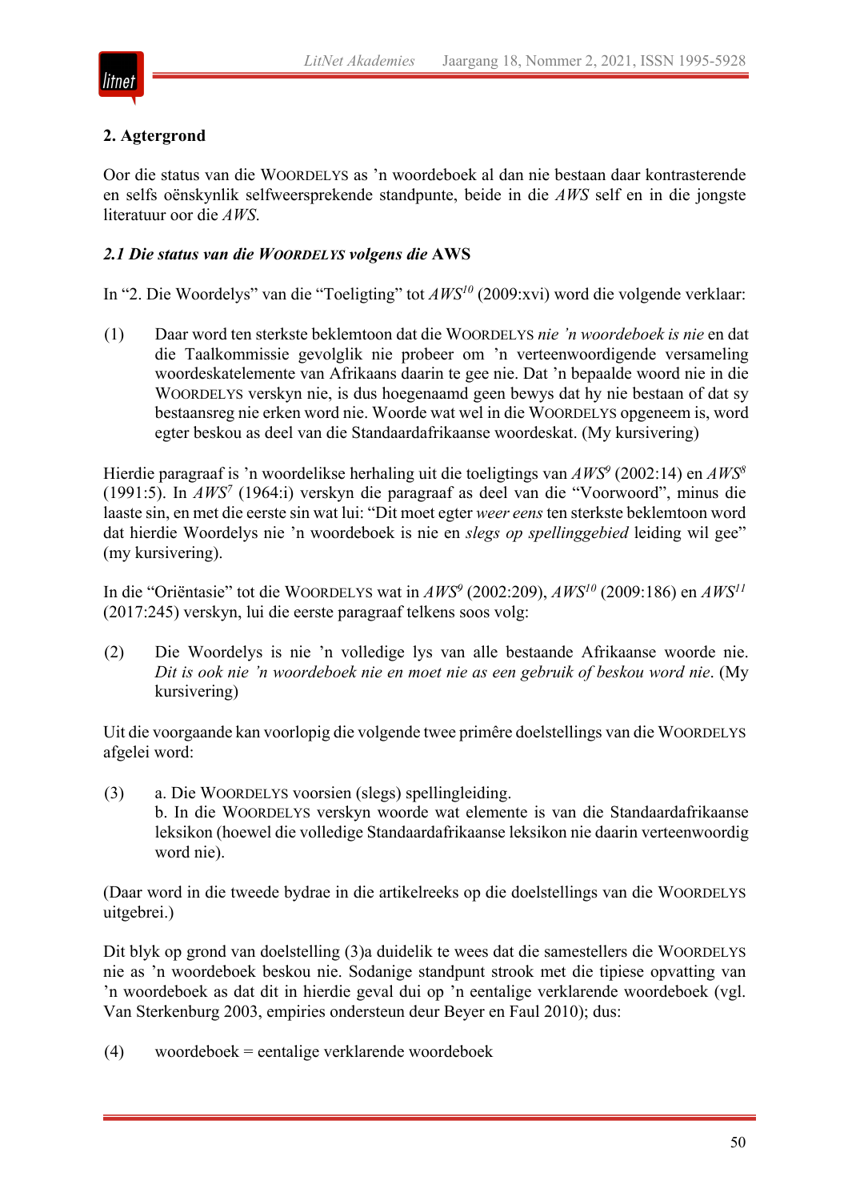## 2. Agtergrond

Oor die status van die WOORDELYS as ’n woordeboek al dan nie bestaan daar kontrasterende en selfs oënskynlik selfweersprekende standpunte, beide in die *AWS* self en in die jongste literatuur oor die *AWS*.

### *2.1 Die status van die WOORDELYS volgens die* AWS

In “2. Die Woordelys” van die “Toeligting” tot *AWS*[10] (2009:xvi) word die volgende verklaar:

(1) Daar word ten sterkste beklemtoon dat die WOORDELYS *nie ’n woordeboek is nie* en dat die Taalkommissie gevolglik nie probeer om ’n verteenwoordigende versameling woordeskatelemente van Afrikaans daarin te gee nie. Dat ’n bepaalde woord nie in die WOORDELYS verskyn nie, is dus hoegenaamd geen bewys dat hy nie bestaan of dat sy bestaansreg nie erken word nie. Woorde wat wel in die WOORDELYS opgeneem is, word egter beskou as deel van die Standaardafrikaanse woordeskat. (My kursivering)

Hierdie paragraaf is ’n woordelikse herhaling uit die toeligtings van *AWS*[9] (2002:14) en *AWS*[8] (1991:5). In *AWS*[7] (1964:i) verskyn die paragraaf as deel van die “Voorwoord”, minus die laaste sin, en met die eerste sin wat lui: “Dit moet egter *weer eens* ten sterkste beklemtoon word dat hierdie Woordelys nie ’n woordeboek is nie en *slegs op spellinggebied* leiding wil gee” (my kursivering).

In die “Oriëntasie” tot die WOORDELYS wat in *AWS*[9] (2002:209), *AWS*[10] (2009:186) en *AWS*[11] (2017:245) verskyn, lui die eerste paragraaf telkens soos volg:

(2) Die Woordelys is nie ’n volledige lys van alle bestaande Afrikaanse woorde nie. *Dit is ook nie ’n woordeboek nie en moet nie as een gebruik of beskou word nie*. (My kursivering)

Uit die voorgaande kan voorlopig die volgende twee primêre doelstellings van die WOORDELYS afgelei word:

(3) a. Die WOORDELYS voorsien (slegs) spellingleiding.
b. In die WOORDELYS verskyn woorde wat elemente is van die Standaardafrikaanse leksikon (hoewel die volledige Standaardafrikaanse leksikon nie daarin verteenwoordig word nie).

(Daar word in die tweede bydrae in die artikelreeks op die doelstellings van die WOORDELYS uitgebrei.)

Dit blyk op grond van doelstelling (3)a duidelik te wees dat die samestellers die WOORDELYS nie as ’n woordeboek beskou nie. Sodanige standpunt strook met die tipiese opvatting van ’n woordeboek as dat dit in hierdie geval dui op ’n eentalige verklarende woordeboek (vgl. Van Sterkenburg 2003, empiries ondersteun deur Beyer en Faul 2010); dus:

(4) woordeboek = eentalige verklarende woordeboek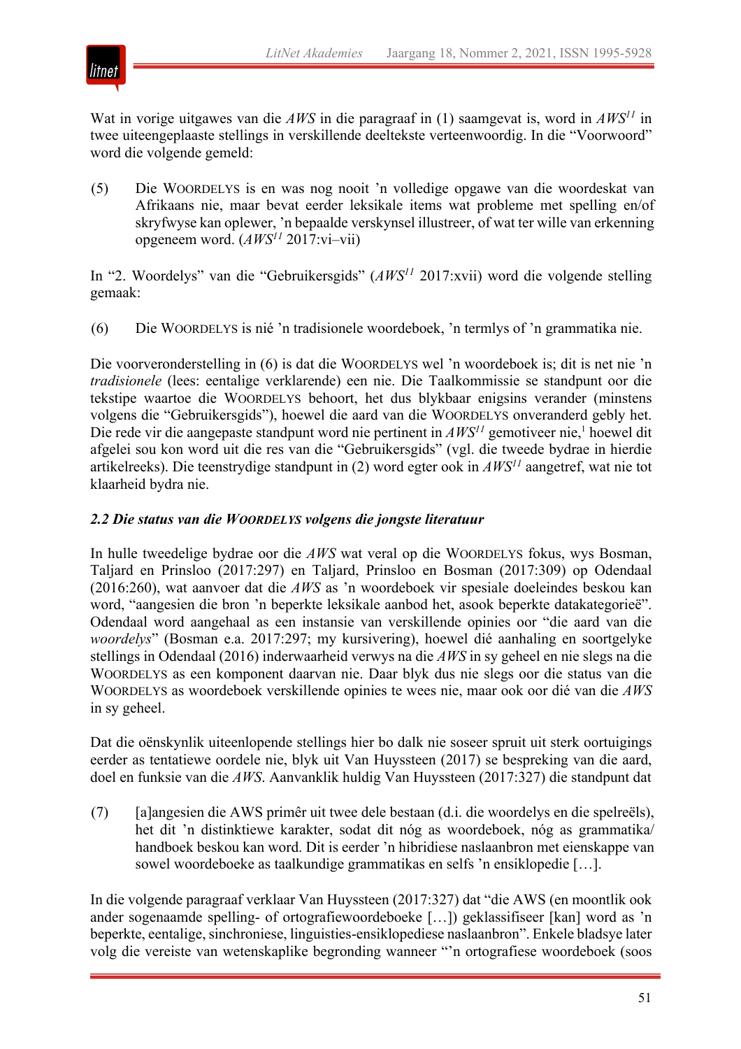Wat in vorige uitgawes van die *AWS* in die paragraaf in (1) saamgevat is, word in *AWS*[11] in twee uiteengeplaaste stellings in verskillende deeltekste verteenwoordig. In die "Voorwoord" word die volgende gemeld:

(5) Die WOORDELYS is en was nog nooit 'n volledige opgawe van die woordeskat van Afrikaans nie, maar bevat eerder leksikale items wat probleme met spelling en/of skryfwyse kan oplewer, 'n bepaalde verskynsel illustreer, of wat ter wille van erkenning opgeneem word. (*AWS*[11] 2017:vi–vii)

In "2. Woordelys" van die "Gebruikersgids" (*AWS*[11] 2017:xvii) word die volgende stelling gemaak:

(6) Die WOORDELYS is nié 'n tradisionele woordeboek, 'n termlys of 'n grammatika nie.

Die voorveronderstelling in (6) is dat die WOORDELYS wel 'n woordeboek is; dit is net nie 'n *tradisionele* (lees: eentalige verklarende) een nie. Die Taalkommissie se standpunt oor die tekstipe waartoe die WOORDELYS behoort, het dus blykbaar enigsins verander (minstens volgens die "Gebruikersgids"), hoewel die aard van die WOORDELYS onveranderd gebly het. Die rede vir die aangepaste standpunt word nie pertinent in *AWS*[11] gemotiveer nie,[1] hoewel dit afgelei sou kon word uit die res van die "Gebruikersgids" (vgl. die tweede bydrae in hierdie artikelreeks). Die teenstrydige standpunt in (2) word egter ook in *AWS*[11] aangetref, wat nie tot klaarheid bydra nie.

### *2.2 Die status van die WOORDELYS volgens die jongste literatuur*

In hulle tweedelige bydrae oor die *AWS* wat veral op die WOORDELYS fokus, wys Bosman, Taljard en Prinsloo (2017:297) en Taljard, Prinsloo en Bosman (2017:309) op Odendaal (2016:260), wat aanvoer dat die *AWS* as 'n woordeboek vir spesiale doeleindes beskou kan word, "aangesien die bron 'n beperkte leksikale aanbod het, asook beperkte datakategorieë". Odendaal word aangehaal as een instansie van verskillende opinies oor "die aard van die *woordelys*" (Bosman e.a. 2017:297; my kursivering), hoewel dié aanhaling en soortgelyke stellings in Odendaal (2016) inderwaarheid verwys na die *AWS* in sy geheel en nie slegs na die WOORDELYS as een komponent daarvan nie. Daar blyk dus nie slegs oor die status van die WOORDELYS as woordeboek verskillende opinies te wees nie, maar ook oor dié van die *AWS* in sy geheel.

Dat die oënskynlik uiteenlopende stellings hier bo dalk nie soseer spruit uit sterk oortuigings eerder as tentatiewe oordele nie, blyk uit Van Huyssteen (2017) se bespreking van die aard, doel en funksie van die *AWS*. Aanvanklik huldig Van Huyssteen (2017:327) die standpunt dat

(7) [a]angesien die AWS primêr uit twee dele bestaan (d.i. die woordelys en die spelreëls), het dit 'n distinktiewe karakter, sodat dit nóg as woordeboek, nóg as grammatika/handboek beskou kan word. Dit is eerder 'n hibridiese naslaanbron met eienskappe van sowel woordeboeke as taalkundige grammatikas en selfs 'n ensiklopedie […].

In die volgende paragraaf verklaar Van Huyssteen (2017:327) dat "die AWS (en moontlik ook ander sogenaamde spelling- of ortografiewoordeboeke […]) geklassifiseer [kan] word as 'n beperkte, eentalige, sinchroniese, linguisties-ensiklopediese naslaanbron". Enkele bladsye later volg die vereiste van wetenskaplike begronding wanneer "'n ortografiese woordeboek (soos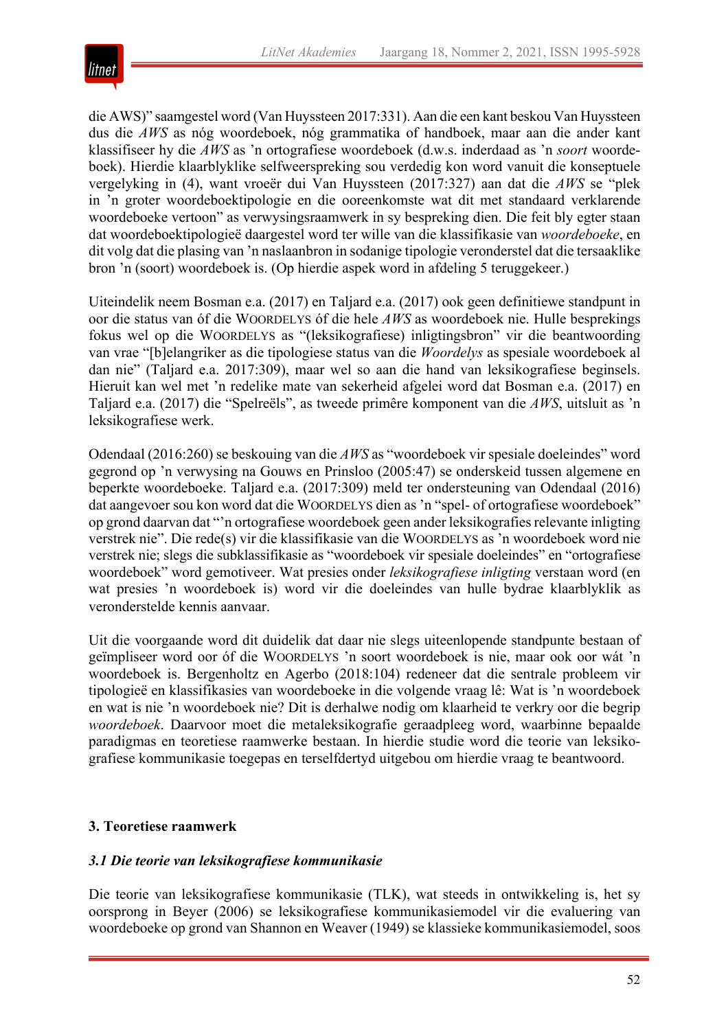die AWS)" saamgestel word (Van Huyssteen 2017:331). Aan die een kant beskou Van Huyssteen dus die *AWS* as nóg woordeboek, nóg grammatika of handboek, maar aan die ander kant klassifiseer hy die *AWS* as 'n ortografiese woordeboek (d.w.s. inderdaad as 'n *soort* woordeboek). Hierdie klaarblyklike selfweerspreking sou verdedig kon word vanuit die konseptuele vergelyking in (4), want vroeër dui Van Huyssteen (2017:327) aan dat die *AWS* se "plek in 'n groter woordeboektipologie en die ooreenkomste wat dit met standaard verklarende woordeboeke vertoon" as verwysingsraamwerk in sy bespreking dien. Die feit bly egter staan dat woordeboektipologieë daargestel word ter wille van die klassifikasie van *woordeboeke*, en dit volg dat die plasing van 'n naslaanbron in sodanige tipologie veronderstel dat die tersaaklike bron 'n (soort) woordeboek is. (Op hierdie aspek word in afdeling 5 teruggekeer.)

Uiteindelik neem Bosman e.a. (2017) en Taljard e.a. (2017) ook geen definitiewe standpunt in oor die status van óf die WOORDELYS óf die hele *AWS* as woordeboek nie. Hulle besprekings fokus wel op die WOORDELYS as "(leksikografiese) inligtingsbron" vir die beantwoording van vrae "[b]elangriker as die tipologiese status van die *Woordelys* as spesiale woordeboek al dan nie" (Taljard e.a. 2017:309), maar wel so aan die hand van leksikografiese beginsels. Hieruit kan wel met 'n redelike mate van sekerheid afgelei word dat Bosman e.a. (2017) en Taljard e.a. (2017) die "Spelreëls", as tweede primêre komponent van die *AWS*, uitsluit as 'n leksikografiese werk.

Odendaal (2016:260) se beskouing van die *AWS* as "woordeboek vir spesiale doeleindes" word gegrond op 'n verwysing na Gouws en Prinsloo (2005:47) se onderskeid tussen algemene en beperkte woordeboeke. Taljard e.a. (2017:309) meld ter ondersteuning van Odendaal (2016) dat aangevoer sou kon word dat die WOORDELYS dien as 'n "spel- of ortografiese woordeboek" op grond daarvan dat "'n ortografiese woordeboek geen ander leksikografies relevante inligting verstrek nie". Die rede(s) vir die klassifikasie van die WOORDELYS as 'n woordeboek word nie verstrek nie; slegs die subklassifikasie as "woordeboek vir spesiale doeleindes" en "ortografiese woordeboek" word gemotiveer. Wat presies onder *leksikografiese inligting* verstaan word (en wat presies 'n woordeboek is) word vir die doeleindes van hulle bydrae klaarblyklik as veronderstelde kennis aanvaar.

Uit die voorgaande word dit duidelik dat daar nie slegs uiteenlopende standpunte bestaan of geïmpliseer word oor óf die WOORDELYS 'n soort woordeboek is nie, maar ook oor wát 'n woordeboek is. Bergenholtz en Agerbo (2018:104) redeneer dat die sentrale probleem vir tipologieë en klassifikasies van woordeboeke in die volgende vraag lê: Wat is 'n woordeboek en wat is nie 'n woordeboek nie? Dit is derhalwe nodig om klaarheid te verkry oor die begrip *woordeboek*. Daarvoor moet die metaleksikografie geraadpleeg word, waarbinne bepaalde paradigmas en teoretiese raamwerke bestaan. In hierdie studie word die teorie van leksikografiese kommunikasie toegepas en terselfdertyd uitgebou om hierdie vraag te beantwoord.

## 3. Teoretiese raamwerk

### *3.1 Die teorie van leksikografiese kommunikasie*

Die teorie van leksikografiese kommunikasie (TLK), wat steeds in ontwikkeling is, het sy oorsprong in Beyer (2006) se leksikografiese kommunikasiemodel vir die evaluering van woordeboeke op grond van Shannon en Weaver (1949) se klassieke kommunikasiemodel, soos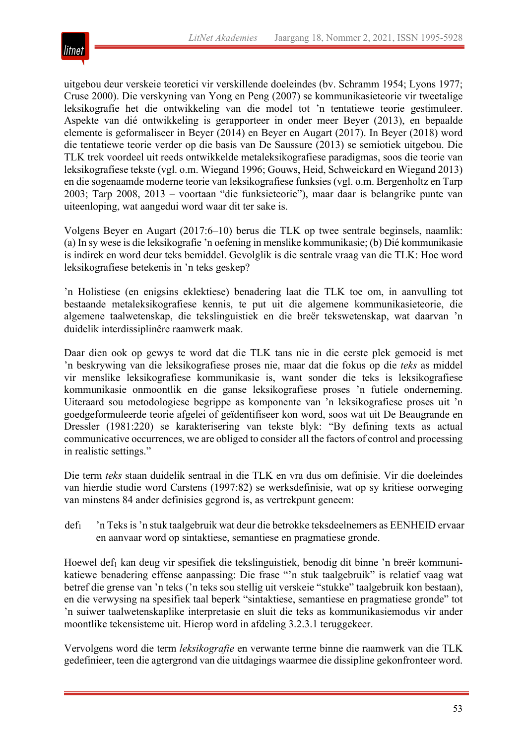uitgebou deur verskeie teoretici vir verskillende doeleindes (bv. Schramm 1954; Lyons 1977; Cruse 2000). Die verskyning van Yong en Peng (2007) se kommunikasieteorie vir tweetalige leksikografie het die ontwikkeling van die model tot 'n tentatiewe teorie gestimuleer. Aspekte van dié ontwikkeling is gerapporteer in onder meer Beyer (2013), en bepaalde elemente is geformaliseer in Beyer (2014) en Beyer en Augart (2017). In Beyer (2018) word die tentatiewe teorie verder op die basis van De Saussure (2013) se semiotiek uitgebou. Die TLK trek voordeel uit reeds ontwikkelde metaleksikografiese paradigmas, soos die teorie van leksikografiese tekste (vgl. o.m. Wiegand 1996; Gouws, Heid, Schweickard en Wiegand 2013) en die sogenaamde moderne teorie van leksikografiese funksies (vgl. o.m. Bergenholtz en Tarp 2003; Tarp 2008, 2013 – voortaan "die funksieteorie"), maar daar is belangrike punte van uiteenloping, wat aangedui word waar dit ter sake is.

Volgens Beyer en Augart (2017:6–10) berus die TLK op twee sentrale beginsels, naamlik: (a) In sy wese is die leksikografie 'n oefening in menslike kommunikasie; (b) Dié kommunikasie is indirek en word deur teks bemiddel. Gevolglik is die sentrale vraag van die TLK: Hoe word leksikografiese betekenis in 'n teks geskep?

'n Holistiese (en enigsins eklektiese) benadering laat die TLK toe om, in aanvulling tot bestaande metaleksikografiese kennis, te put uit die algemene kommunikasieteorie, die algemene taalwetenskap, die tekslinguistiek en die breër tekswetenskap, wat daarvan 'n duidelik interdissiplinêre raamwerk maak.

Daar dien ook op gewys te word dat die TLK tans nie in die eerste plek gemoeid is met 'n beskrywing van die leksikografiese proses nie, maar dat die fokus op die *teks* as middel vir menslike leksikografiese kommunikasie is, want sonder die teks is leksikografiese kommunikasie onmoontlik en die ganse leksikografiese proses 'n futiele onderneming. Uiteraard sou metodologiese begrippe as komponente van 'n leksikografiese proses uit 'n goedgeformuleerde teorie afgelei of geïdentifiseer kon word, soos wat uit De Beaugrande en Dressler (1981:220) se karakterisering van tekste blyk: "By defining texts as actual communicative occurrences, we are obliged to consider all the factors of control and processing in realistic settings."

Die term *teks* staan duidelik sentraal in die TLK en vra dus om definisie. Vir die doeleindes van hierdie studie word Carstens (1997:82) se werksdefinisie, wat op sy kritiese oorweging van minstens 84 ander definisies gegrond is, as vertrekpunt geneem:

def$_1$ 'n Teks is 'n stuk taalgebruik wat deur die betrokke teksdeelnemers as EENHEID ervaar en aanvaar word op sintaktiese, semantiese en pragmatiese gronde.

Hoewel def$_1$ kan deug vir spesifiek die tekslinguistiek, benodig dit binne 'n breër kommunikatiewe benadering effense aanpassing: Die frase "'n stuk taalgebruik" is relatief vaag wat betref die grense van 'n teks ('n teks sou stellig uit verskeie "stukke" taalgebruik kon bestaan), en die verwysing na spesifiek taal beperk "sintaktiese, semantiese en pragmatiese gronde" tot 'n suiwer taalwetenskaplike interpretasie en sluit die teks as kommunikasiemodus vir ander moontlike tekensisteme uit. Hierop word in afdeling 3.2.3.1 teruggekeer.

Vervolgens word die term *leksikografie* en verwante terme binne die raamwerk van die TLK gedefinieer, teen die agtergrond van die uitdagings waarmee die dissipline gekonfronteer word.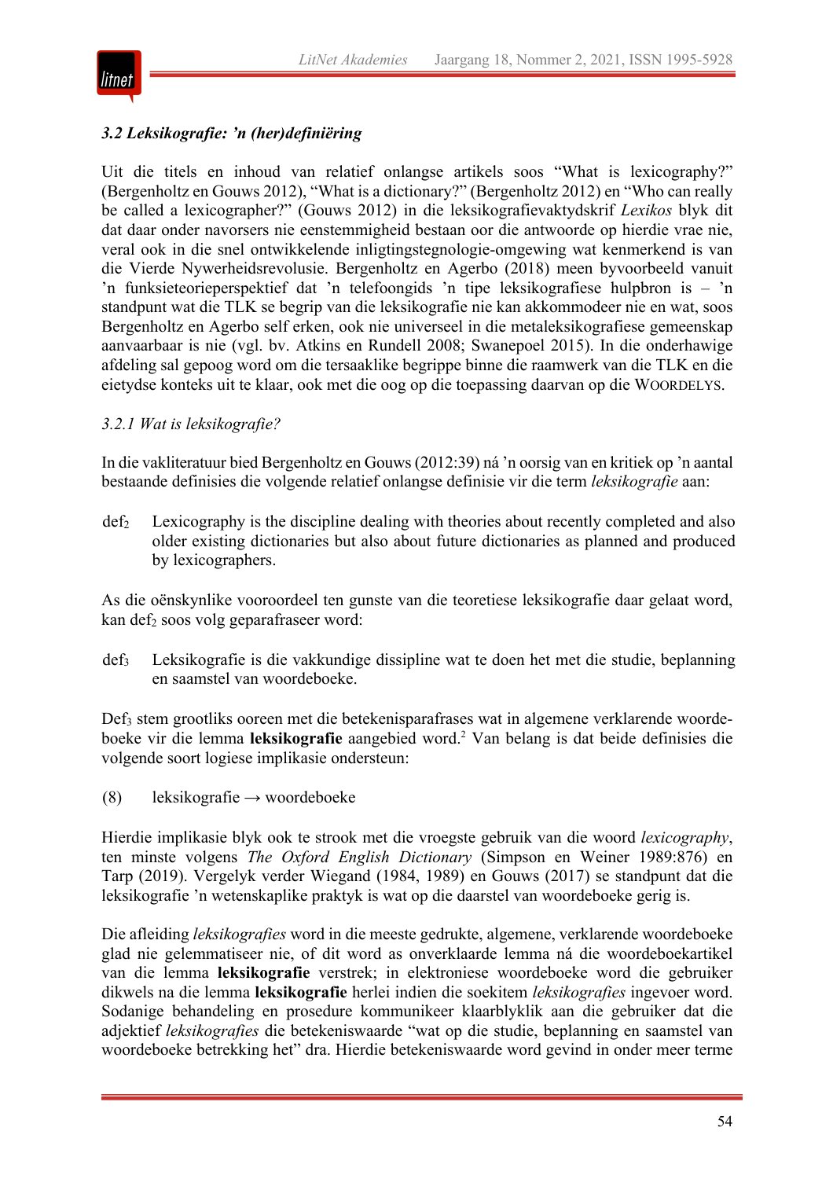### *3.2 Leksikografie: ’n (her)definiëring*

Uit die titels en inhoud van relatief onlangse artikels soos “What is lexicography?” (Bergenholtz en Gouws 2012), “What is a dictionary?” (Bergenholtz 2012) en “Who can really be called a lexicographer?” (Gouws 2012) in die leksikografievaktydskrif *Lexikos* blyk dit dat daar onder navorsers nie eenstemmigheid bestaan oor die antwoorde op hierdie vrae nie, veral ook in die snel ontwikkelende inligtingstegnologie-omgewing wat kenmerkend is van die Vierde Nywerheidsrevolusie. Bergenholtz en Agerbo (2018) meen byvoorbeeld vanuit ’n funksieteorieperspektief dat ’n telefoongids ’n tipe leksikografiese hulpbron is – ’n standpunt wat die TLK se begrip van die leksikografie nie kan akkommodeer nie en wat, soos Bergenholtz en Agerbo self erken, ook nie universeel in die metaleksikografiese gemeenskap aanvaarbaar is nie (vgl. bv. Atkins en Rundell 2008; Swanepoel 2015). In die onderhawige afdeling sal gepoog word om die tersaaklike begrippe binne die raamwerk van die TLK en die eietydse konteks uit te klaar, ook met die oog op die toepassing daarvan op die WOORDELYS.

#### *3.2.1 Wat is leksikografie?*

In die vakliteratuur bied Bergenholtz en Gouws (2012:39) ná ’n oorsig van en kritiek op ’n aantal bestaande definisies die volgende relatief onlangse definisie vir die term *leksikografie* aan:

def$_2$ Lexicography is the discipline dealing with theories about recently completed and also older existing dictionaries but also about future dictionaries as planned and produced by lexicographers.

As die oënskynlike vooroordeel ten gunste van die teoretiese leksikografie daar gelaat word, kan def$_2$ soos volg geparafraseer word:

def$_3$ Leksikografie is die vakkundige dissipline wat te doen het met die studie, beplanning en saamstel van woordeboeke.

Def$_3$ stem grootliks ooreen met die betekenisparafrases wat in algemene verklarende woordeboeke vir die lemma **leksikografie** aangebied word.[2] Van belang is dat beide definisies die volgende soort logiese implikasie ondersteun:

(8) leksikografie → woordeboeke

Hierdie implikasie blyk ook te strook met die vroegste gebruik van die woord *lexicography*, ten minste volgens *The Oxford English Dictionary* (Simpson en Weiner 1989:876) en Tarp (2019). Vergelyk verder Wiegand (1984, 1989) en Gouws (2017) se standpunt dat die leksikografie ’n wetenskaplike praktyk is wat op die daarstel van woordeboeke gerig is.

Die afleiding *leksikografies* word in die meeste gedrukte, algemene, verklarende woordeboeke glad nie gelemmatiseer nie, of dit word as onverklaarde lemma ná die woordeboekartikel van die lemma **leksikografie** verstrek; in elektroniese woordeboeke word die gebruiker dikwels na die lemma **leksikografie** herlei indien die soekitem *leksikografies* ingevoer word. Sodanige behandeling en prosedure kommunikeer klaarblyklik aan die gebruiker dat die adjektief *leksikografies* die betekeniswaarde “wat op die studie, beplanning en saamstel van woordeboeke betrekking het” dra. Hierdie betekeniswaarde word gevind in onder meer terme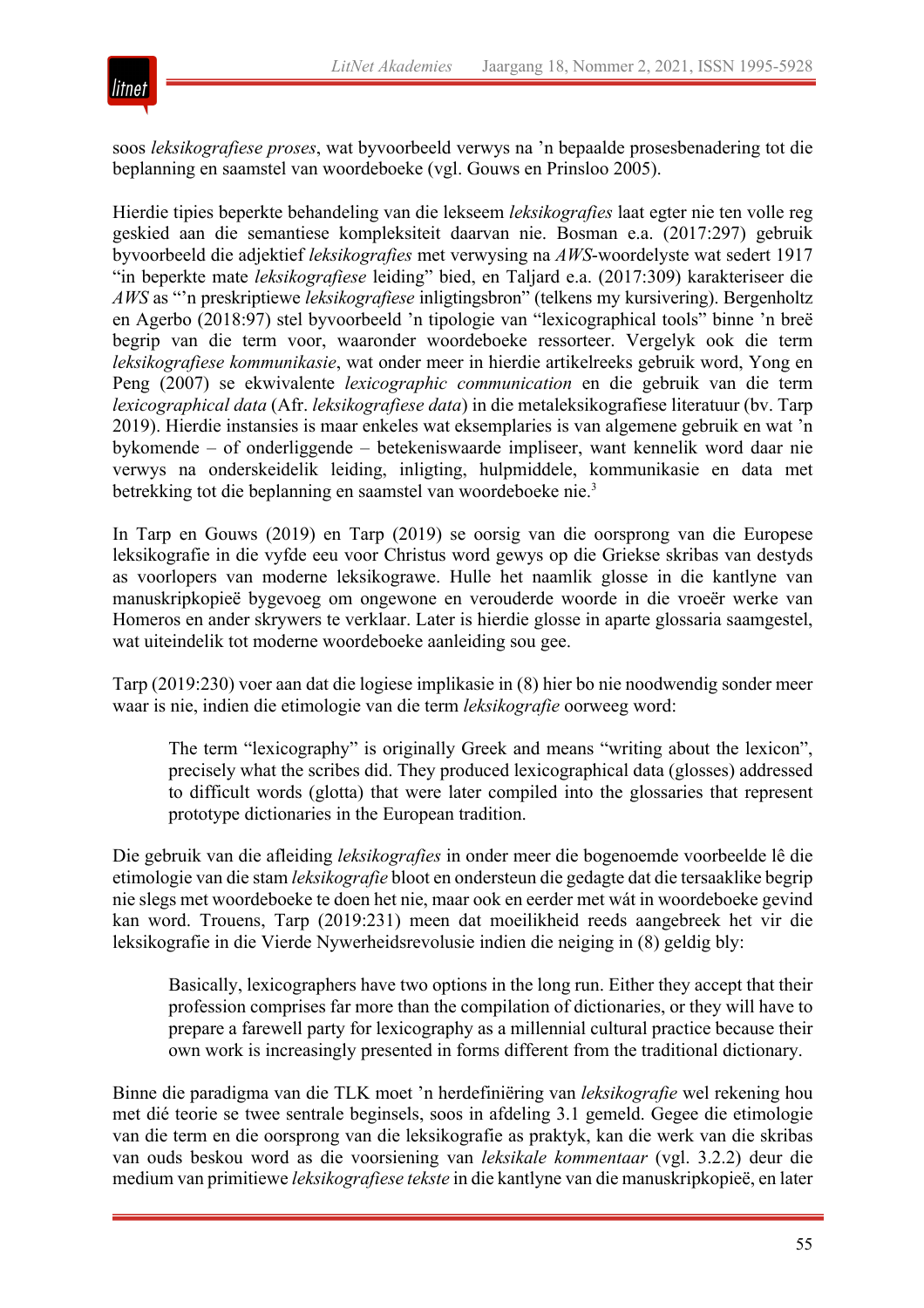soos *leksikografiese proses*, wat byvoorbeeld verwys na 'n bepaalde prosesbenadering tot die beplanning en saamstel van woordeboeke (vgl. Gouws en Prinsloo 2005).

Hierdie tipies beperkte behandeling van die lekseem *leksikografies* laat egter nie ten volle reg geskied aan die semantiese kompleksiteit daarvan nie. Bosman e.a. (2017:297) gebruik byvoorbeeld die adjektief *leksikografies* met verwysing na *AWS*-woordelyste wat sedert 1917 "in beperkte mate *leksikografiese* leiding" bied, en Taljard e.a. (2017:309) karakteriseer die *AWS* as "'n preskriptiewe *leksikografiese* inligtingsbron" (telkens my kursivering). Bergenholtz en Agerbo (2018:97) stel byvoorbeeld 'n tipologie van "lexicographical tools" binne 'n breë begrip van die term voor, waaronder woordeboeke ressorteer. Vergelyk ook die term *leksikografiese kommunikasie*, wat onder meer in hierdie artikelreeks gebruik word, Yong en Peng (2007) se ekwivalente *lexicographic communication* en die gebruik van die term *lexicographical data* (Afr. *leksikografiese data*) in die metaleksikografiese literatuur (bv. Tarp 2019). Hierdie instansies is maar enkeles wat eksemplaries is van algemene gebruik en wat 'n bykomende – of onderliggende – betekeniswaarde impliseer, want kennelik word daar nie verwys na onderskeidelik leiding, inligting, hulpmiddele, kommunikasie en data met betrekking tot die beplanning en saamstel van woordeboeke nie.[3]

In Tarp en Gouws (2019) en Tarp (2019) se oorsig van die oorsprong van die Europese leksikografie in die vyfde eeu voor Christus word gewys op die Griekse skribas van destyds as voorlopers van moderne leksikograwe. Hulle het naamlik glosse in die kantlyne van manuskripkopieë bygevoeg om ongewone en verouderde woorde in die vroeër werke van Homeros en ander skrywers te verklaar. Later is hierdie glosse in aparte glossaria saamgestel, wat uiteindelik tot moderne woordeboeke aanleiding sou gee.

Tarp (2019:230) voer aan dat die logiese implikasie in (8) hier bo nie noodwendig sonder meer waar is nie, indien die etimologie van die term *leksikografie* oorweeg word:

> The term "lexicography" is originally Greek and means "writing about the lexicon", precisely what the scribes did. They produced lexicographical data (glosses) addressed to difficult words (glotta) that were later compiled into the glossaries that represent prototype dictionaries in the European tradition.

Die gebruik van die afleiding *leksikografies* in onder meer die bogenoemde voorbeelde lê die etimologie van die stam *leksikografie* bloot en ondersteun die gedagte dat die tersaaklike begrip nie slegs met woordeboeke te doen het nie, maar ook en eerder met wát in woordeboeke gevind kan word. Trouens, Tarp (2019:231) meen dat moeilikheid reeds aangebreek het vir die leksikografie in die Vierde Nywerheidsrevolusie indien die neiging in (8) geldig bly:

> Basically, lexicographers have two options in the long run. Either they accept that their profession comprises far more than the compilation of dictionaries, or they will have to prepare a farewell party for lexicography as a millennial cultural practice because their own work is increasingly presented in forms different from the traditional dictionary.

Binne die paradigma van die TLK moet 'n herdefiniëring van *leksikografie* wel rekening hou met dié teorie se twee sentrale beginsels, soos in afdeling 3.1 gemeld. Gegee die etimologie van die term en die oorsprong van die leksikografie as praktyk, kan die werk van die skribas van ouds beskou word as die voorsiening van *leksikale kommentaar* (vgl. 3.2.2) deur die medium van primitiewe *leksikografiese tekste* in die kantlyne van die manuskripkopieë, en later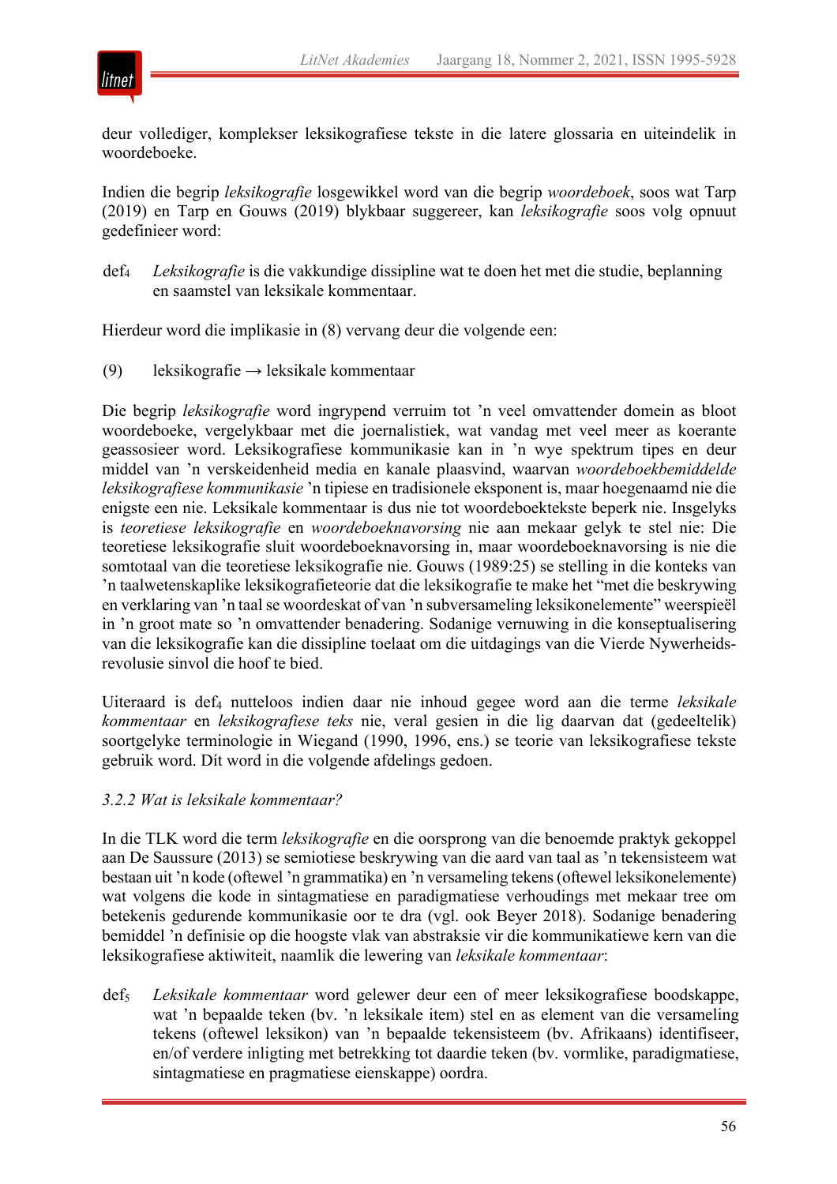deur vollediger, komplekser leksikografiese tekste in die latere glossaria en uiteindelik in woordeboeke.

Indien die begrip *leksikografie* losgewikkel word van die begrip *woordeboek*, soos wat Tarp (2019) en Tarp en Gouws (2019) blykbaar suggereer, kan *leksikografie* soos volg opnuut gedefinieer word:

def$_4$ *Leksikografie* is die vakkundige dissipline wat te doen het met die studie, beplanning en saamstel van leksikale kommentaar.

Hierdeur word die implikasie in (8) vervang deur die volgende een:

(9) leksikografie → leksikale kommentaar

Die begrip *leksikografie* word ingrypend verruim tot 'n veel omvattender domein as bloot woordeboeke, vergelykbaar met die joernalistiek, wat vandag met veel meer as koerante geassosieer word. Leksikografiese kommunikasie kan in 'n wye spektrum tipes en deur middel van 'n verskeidenheid media en kanale plaasvind, waarvan *woordeboekbemiddelde leksikografiese kommunikasie* 'n tipiese en tradisionele eksponent is, maar hoegenaamd nie die enigste een nie. Leksikale kommentaar is dus nie tot woordeboektekste beperk nie. Insgelyks is *teoretiese leksikografie* en *woordeboeknavorsing* nie aan mekaar gelyk te stel nie: Die teoretiese leksikografie sluit woordeboeknavorsing in, maar woordeboeknavorsing is nie die somtotaal van die teoretiese leksikografie nie. Gouws (1989:25) se stelling in die konteks van 'n taalwetenskaplike leksikografieteorie dat die leksikografie te make het "met die beskrywing en verklaring van 'n taal se woordeskat of van 'n subversameling leksikonelemente" weerspieël in 'n groot mate so 'n omvattender benadering. Sodanige vernuwing in die konseptualisering van die leksikografie kan die dissipline toelaat om die uitdagings van die Vierde Nywerheidsrevolusie sinvol die hoof te bied.

Uiteraard is def$_4$ nutteloos indien daar nie inhoud gegee word aan die terme *leksikale kommentaar* en *leksikografiese teks* nie, veral gesien in die lig daarvan dat (gedeeltelik) soortgelyke terminologie in Wiegand (1990, 1996, ens.) se teorie van leksikografiese tekste gebruik word. Dít word in die volgende afdelings gedoen.

### *3.2.2 Wat is leksikale kommentaar?*

In die TLK word die term *leksikografie* en die oorsprong van die benoemde praktyk gekoppel aan De Saussure (2013) se semiotiese beskrywing van die aard van taal as 'n tekensisteem wat bestaan uit 'n kode (oftewel 'n grammatika) en 'n versameling tekens (oftewel leksikonelemente) wat volgens die kode in sintagmatiese en paradigmatiese verhoudings met mekaar tree om betekenis gedurende kommunikasie oor te dra (vgl. ook Beyer 2018). Sodanige benadering bemiddel 'n definisie op die hoogste vlak van abstraksie vir die kommunikatiewe kern van die leksikografiese aktiwiteit, naamlik die lewering van *leksikale kommentaar*:

def$_5$ *Leksikale kommentaar* word gelewer deur een of meer leksikografiese boodskappe, wat 'n bepaalde teken (bv. 'n leksikale item) stel en as element van die versameling tekens (oftewel leksikon) van 'n bepaalde tekensisteem (bv. Afrikaans) identifiseer, en/of verdere inligting met betrekking tot daardie teken (bv. vormlike, paradigmatiese, sintagmatiese en pragmatiese eienskappe) oordra.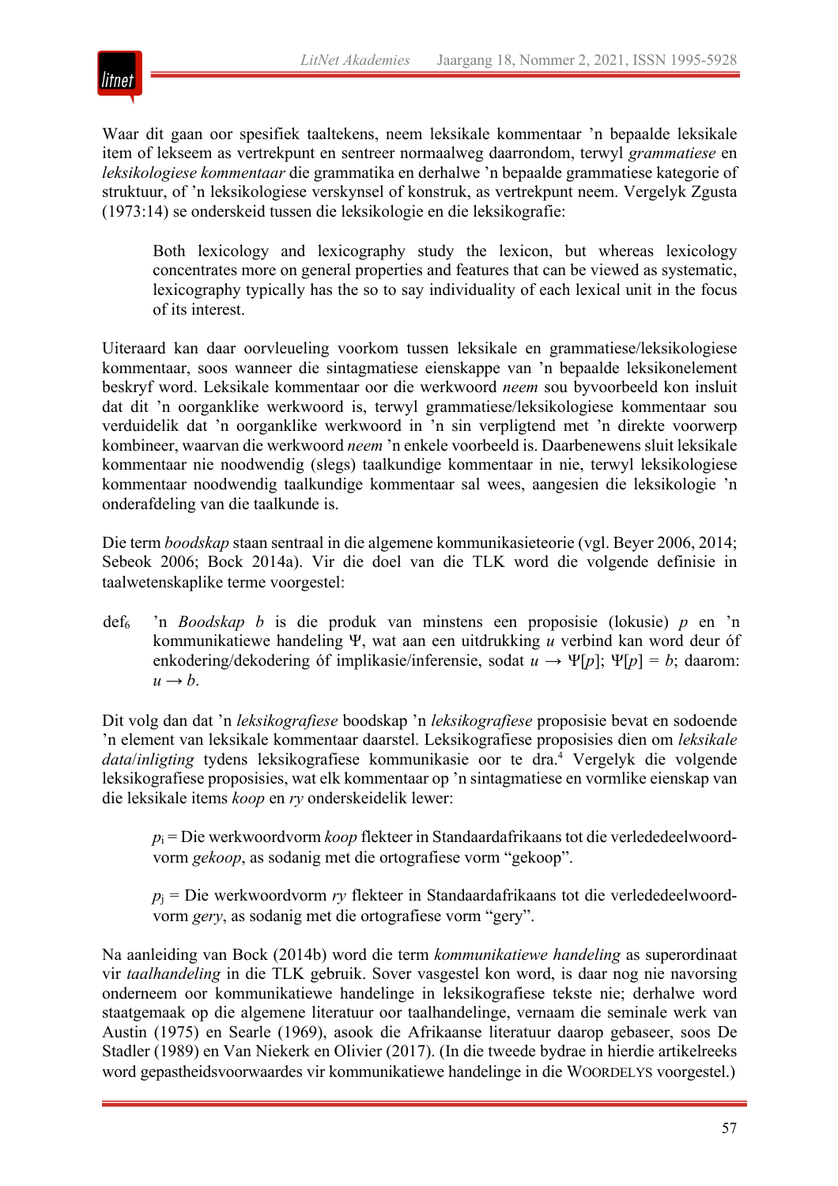Waar dit gaan oor spesifiek taaltekens, neem leksikale kommentaar ’n bepaalde leksikale item of lekseem as vertrekpunt en sentreer normaalweg daarrondom, terwyl *grammatiese* en *leksikologiese kommentaar* die grammatika en derhalwe ’n bepaalde grammatiese kategorie of struktuur, of ’n leksikologiese verskynsel of konstruk, as vertrekpunt neem. Vergelyk Zgusta (1973:14) se onderskeid tussen die leksikologie en die leksikografie:

> Both lexicology and lexicography study the lexicon, but whereas lexicology concentrates more on general properties and features that can be viewed as systematic, lexicography typically has the so to say individuality of each lexical unit in the focus of its interest.

Uiteraard kan daar oorvleueling voorkom tussen leksikale en grammatiese/leksikologiese kommentaar, soos wanneer die sintagmatiese eienskappe van ’n bepaalde leksikonelement beskryf word. Leksikale kommentaar oor die werkwoord *neem* sou byvoorbeeld kon insluit dat dit ’n oorganklike werkwoord is, terwyl grammatiese/leksikologiese kommentaar sou verduidelik dat ’n oorganklike werkwoord in ’n sin verpligtend met ’n direkte voorwerp kombineer, waarvan die werkwoord *neem* ’n enkele voorbeeld is. Daarbenewens sluit leksikale kommentaar nie noodwendig (slegs) taalkundige kommentaar in nie, terwyl leksikologiese kommentaar noodwendig taalkundige kommentaar sal wees, aangesien die leksikologie ’n onderafdeling van die taalkunde is.

Die term *boodskap* staan sentraal in die algemene kommunikasieteorie (vgl. Beyer 2006, 2014; Sebeok 2006; Bock 2014a). Vir die doel van die TLK word die volgende definisie in taalwetenskaplike terme voorgestel:

$\text{def}_6$ ’n *Boodskap* $b$ is die produk van minstens een proposisie (lokusie) $p$ en ’n kommunikatiewe handeling $\Psi$, wat aan een uitdrukking $u$ verbind kan word deur óf enkodering/dekodering óf implikasie/inferensie, sodat $u \rightarrow \Psi[p]$; $\Psi[p] = b$; daarom: $u \rightarrow b$.

Dit volg dan dat ’n *leksikografiese* boodskap ’n *leksikografiese* proposisie bevat en sodoende ’n element van leksikale kommentaar daarstel. Leksikografiese proposisies dien om *leksikale data*/*inligting* tydens leksikografiese kommunikasie oor te dra.[4] Vergelyk die volgende leksikografiese proposisies, wat elk kommentaar op ’n sintagmatiese en vormlike eienskap van die leksikale items *koop* en *ry* onderskeidelik lewer:

> $p_i$ = Die werkwoordvorm *koop* flekteer in Standaardafrikaans tot die verledendeelwoordvorm *gekoop*, as sodanig met die ortografiese vorm “gekoop”.
>
> $p_j$ = Die werkwoordvorm *ry* flekteer in Standaardafrikaans tot die verledendeelwoordvorm *gery*, as sodanig met die ortografiese vorm “gery”.

Na aanleiding van Bock (2014b) word die term *kommunikatiewe handeling* as superordinaat vir *taalhandeling* in die TLK gebruik. Sover vasgestel kon word, is daar nog nie navorsing onderneem oor kommunikatiewe handelinge in leksikografiese tekste nie; derhalwe word staatgemaak op die algemene literatuur oor taalhandelinge, vernaam die seminale werk van Austin (1975) en Searle (1969), asook die Afrikaanse literatuur daarop gebaseer, soos De Stadler (1989) en Van Niekerk en Olivier (2017). (In die tweede bydrae in hierdie artikelreeks word gepastheidsvoorwaardes vir kommunikatiewe handelinge in die WOORDELYS voorgestel.)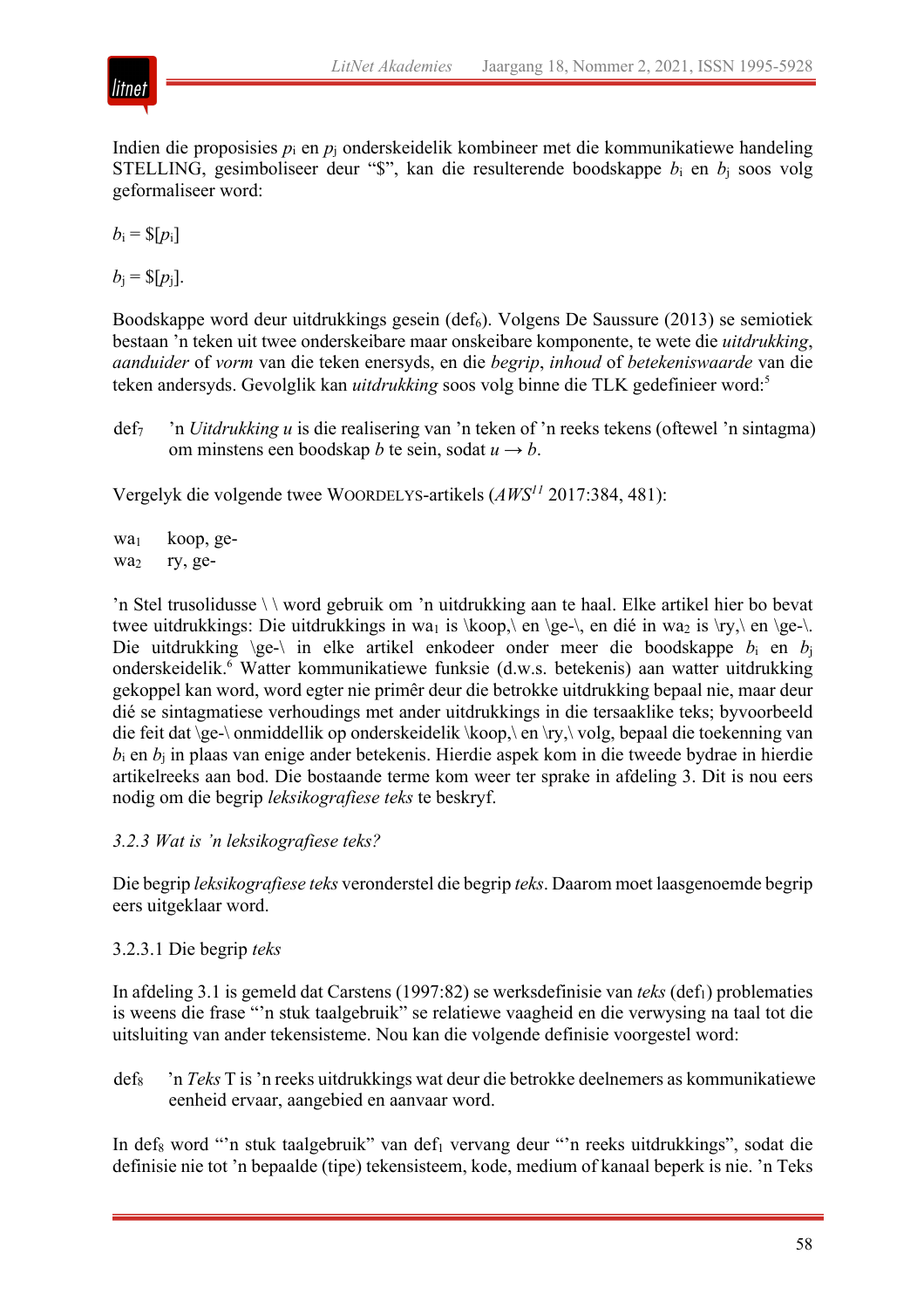Indien die proposisies $p_i$ en $p_j$ onderskeidelik kombineer met die kommunikatiewe handeling STELLING, gesimboliseer deur "$", kan die resulterende boodskappe $b_i$ en $b_j$ soos volg geformaliseer word:

$b_i = \$[p_i]$

$b_j = \$[p_j]$.

Boodskappe word deur uitdrukkings gesein (def$_6$). Volgens De Saussure (2013) se semiotiek bestaan 'n teken uit twee onderskeibare maar onskeibare komponente, te wete die *uitdrukking*, *aanduider* of *vorm* van die teken enersyds, en die *begrip*, *inhoud* of *betekeniswaarde* van die teken andersyds. Gevolglik kan *uitdrukking* soos volg binne die TLK gedefinieer word:[5]

def$_7$ 'n *Uitdrukking u* is die realisering van 'n teken of 'n reeks tekens (oftewel 'n sintagma) om minstens een boodskap *b* te sein, sodat $u \rightarrow b$.

Vergelyk die volgende twee WOORDELYS-artikels (*AWS*[11] 2017:384, 481):

wa$_1$ koop, ge-
wa$_2$ ry, ge-

'n Stel trusolidusse \ \ word gebruik om 'n uitdrukking aan te haal. Elke artikel hier bo bevat twee uitdrukkings: Die uitdrukkings in wa$_1$ is \koop,\ en \ge-\, en dié in wa$_2$ is \ry,\ en \ge-\. Die uitdrukking \ge-\ in elke artikel enkodeer onder meer die boodskappe $b_i$ en $b_j$ onderskeidelik.[6] Watter kommunikatiewe funksie (d.w.s. betekenis) aan watter uitdrukking gekoppel kan word, word egter nie primêr deur die betrokke uitdrukking bepaal nie, maar deur dié se sintagmatiese verhoudings met ander uitdrukkings in die tersaaklike teks; byvoorbeeld die feit dat \ge-\ onmiddellik op onderskeidelik \koop,\ en \ry,\ volg, bepaal die toekenning van $b_i$ en $b_j$ in plaas van enige ander betekenis. Hierdie aspek kom in die tweede bydrae in hierdie artikelreeks aan bod. Die bostaande terme kom weer ter sprake in afdeling 3. Dit is nou eers nodig om die begrip *leksikografiese teks* te beskryf.

### *3.2.3 Wat is 'n leksikografiese teks?*

Die begrip *leksikografiese teks* veronderstel die begrip *teks*. Daarom moet laasgenoemde begrip eers uitgeklaar word.

#### 3.2.3.1 Die begrip *teks*

In afdeling 3.1 is gemeld dat Carstens (1997:82) se werksdefinisie van *teks* (def$_1$) problematies is weens die frase "'n stuk taalgebruik" se relatiewe vaagheid en die verwysing na taal tot die uitsluiting van ander tekensisteme. Nou kan die volgende definisie voorgestel word:

def$_8$ 'n *Teks* T is 'n reeks uitdrukkings wat deur die betrokke deelnemers as kommunikatiewe eenheid ervaar, aangebied en aanvaar word.

In def$_8$ word "'n stuk taalgebruik" van def$_1$ vervang deur "'n reeks uitdrukkings", sodat die definisie nie tot 'n bepaalde (tipe) tekensisteem, kode, medium of kanaal beperk is nie. 'n Teks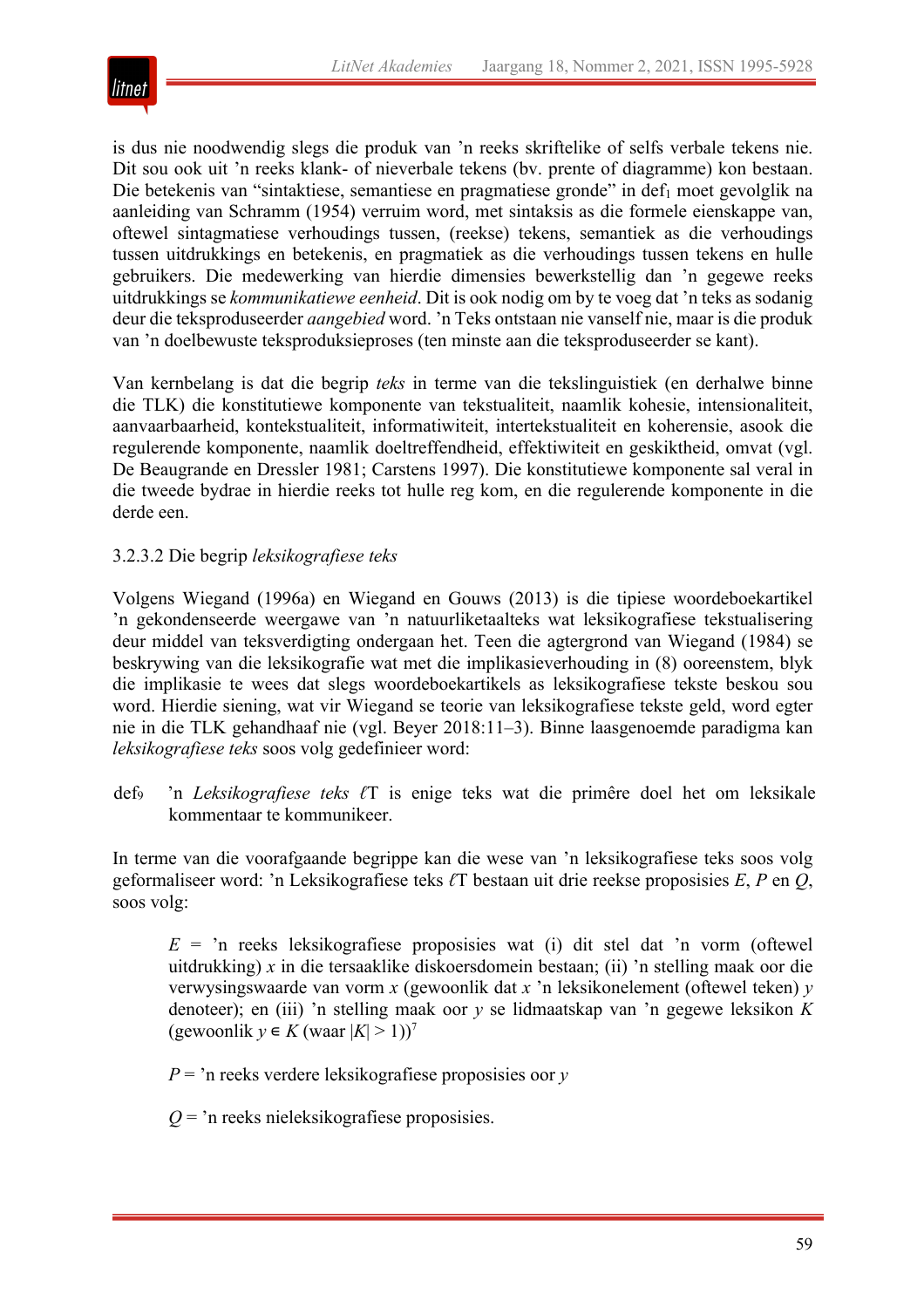is dus nie noodwendig slegs die produk van 'n reeks skriftelike of selfs verbale tekens nie. Dit sou ook uit 'n reeks klank- of nieverbale tekens (bv. prente of diagramme) kon bestaan. Die betekenis van "sintaktiese, semantiese en pragmatiese gronde" in $def_1$ moet gevolglik na aanleiding van Schramm (1954) verruim word, met sintaksis as die formele eienskappe van, oftewel sintagmatiese verhoudings tussen, (reekse) tekens, semantiek as die verhoudings tussen uitdrukkings en betekenis, en pragmatiek as die verhoudings tussen tekens en hulle gebruikers. Die medewerking van hierdie dimensies bewerkstellig dan 'n gegewe reeks uitdrukkings se *kommunikatiewe eenheid*. Dit is ook nodig om by te voeg dat 'n teks as sodanig deur die teksprodusseerder *aangebied* word. 'n Teks ontstaan nie vanself nie, maar is die produk van 'n doelbewuste teksproduksieproses (ten minste aan die teksprodusseerder se kant).

Van kernbelang is dat die begrip *teks* in terme van die tekslinguistiek (en derhalwe binne die TLK) die konstitutiewe komponente van tekstualiteit, naamlik kohesie, intensionaliteit, aanvaarbaarheid, kontekstualiteit, informatiwiteit, intertekstualiteit en koherensie, asook die regulerende komponente, naamlik doeltreffendheid, effektiwiteit en geskiktheid, omvat (vgl. De Beaugrande en Dressler 1981; Carstens 1997). Die konstitutiewe komponente sal veral in die tweede bydrae in hierdie reeks tot hulle reg kom, en die regulerende komponente in die derde een.

3.2.3.2 Die begrip *leksikografiese teks*

Volgens Wiegand (1996a) en Wiegand en Gouws (2013) is die tipiese woordeboekartikel 'n gekondenseerde weergawe van 'n natuurliketaalteks wat leksikografiese tekstualisering deur middel van teksverdigting ondergaan het. Teen die agtergrond van Wiegand (1984) se beskrywing van die leksikografie wat met die implikasieverhouding in (8) ooreenstem, blyk die implikasie te wees dat slegs woordeboekartikels as leksikografiese tekste beskou sou word. Hierdie siening, wat vir Wiegand se teorie van leksikografiese tekste geld, word egter nie in die TLK gehandhaaf nie (vgl. Beyer 2018:11–3). Binne laasgenoemde paradigma kan *leksikografiese teks* soos volg gedefinieer word:

$def_9$ 'n *Leksikografiese teks* $\ell$T is enige teks wat die primêre doel het om leksikale kommentaar te kommunikeer.

In terme van die voorafgaande begrippe kan die wese van 'n leksikografiese teks soos volg geformaliseer word: 'n Leksikografiese teks $\ell$T bestaan uit drie reekse proposisies $E$, $P$ en $Q$, soos volg:

> $E$ = 'n reeks leksikografiese proposisies wat (i) dit stel dat 'n vorm (oftewel uitdrukking) $x$ in die tersaaklike diskoersdomein bestaan; (ii) 'n stelling maak oor die verwysingswaarde van vorm $x$ (gewoonlik dat $x$ 'n leksikonelement (oftewel teken) $y$ denoteer); en (iii) 'n stelling maak oor $y$ se lidmaatskap van 'n gegewe leksikon $K$ (gewoonlik $y \in K$ (waar $|K| > 1$))[7]
>
> $P$ = 'n reeks verdere leksikografiese proposisies oor $y$
>
> $Q$ = 'n reeks nieleksikografiese proposisies.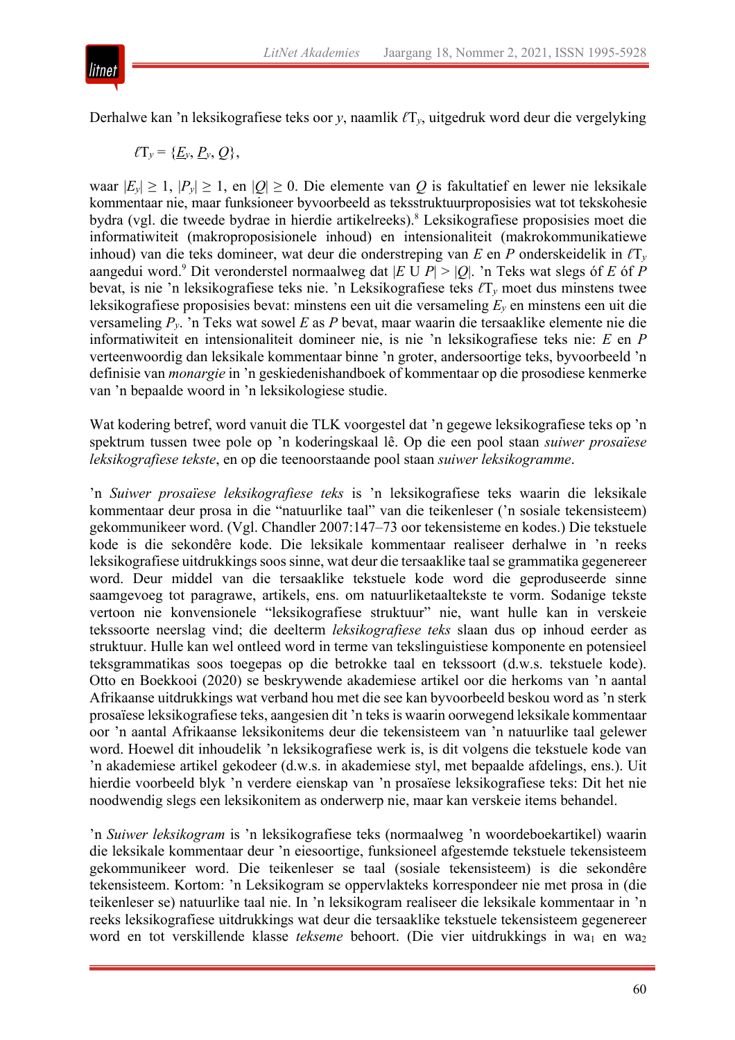Derhalwe kan ’n leksikografiese teks oor $y$, naamlik $\ell T_y$, uitgedruk word deur die vergelyking

$$\ell T_y = \{\underline{E}_y, \underline{P}_y, Q\},$$

waar $|E_y| \geq 1$, $|P_y| \geq 1$, en $|Q| \geq 0$. Die elemente van $Q$ is fakultatief en lewer nie leksikale kommentaar nie, maar funksioneer byvoorbeeld as teksstruktuurproposisies wat tot tekskohesie bydra (vgl. die tweede bydrae in hierdie artikelreeks).[8] Leksikografiese proposisies moet die informatiwiteit (makroproposisionele inhoud) en intensionaliteit (makrokommunikatiewe inhoud) van die teks domineer, wat deur die onderstreping van $E$ en $P$ onderskeidelik in $\ell T_y$ aangedui word.[9] Dit veronderstel normaalweg dat $|E \cup P| > |Q|$. ’n Teks wat slegs óf $E$ óf $P$ bevat, is nie ’n leksikografiese teks nie. ’n Leksikografiese teks $\ell T_y$ moet dus minstens twee leksikografiese proposisies bevat: minstens een uit die versameling $E_y$ en minstens een uit die versameling $P_y$. ’n Teks wat sowel $E$ as $P$ bevat, maar waarin die tersaaklike elemente nie die informatiwiteit en intensionaliteit domineer nie, is nie ’n leksikografiese teks nie: $E$ en $P$ verteenwoordig dan leksikale kommentaar binne ’n groter, andersoortige teks, byvoorbeeld ’n definisie van *monargie* in ’n geskiedenishandboek of kommentaar op die prosodiese kenmerke van ’n bepaalde woord in ’n leksikologiese studie.

Wat kodering betref, word vanuit die TLK voorgestel dat ’n gegewe leksikografiese teks op ’n spektrum tussen twee pole op ’n koderingskaal lê. Op die een pool staan *suiwer prosaïese leksikografiese tekste*, en op die teenoorstaande pool staan *suiwer leksikogramme*.

’n *Suiwer prosaïese leksikografiese teks* is ’n leksikografiese teks waarin die leksikale kommentaar deur prosa in die “natuurlike taal” van die teikenleser (’n sosiale tekensisteem) gekommunikeer word. (Vgl. Chandler 2007:147–73 oor tekensisteme en kodes.) Die tekstuele kode is die sekondêre kode. Die leksikale kommentaar realiseer derhalwe in ’n reeks leksikografiese uitdrukkings soos sinne, wat deur die tersaaklike taal se grammatika gegenereer word. Deur middel van die tersaaklike tekstuele kode word die geproduseerde sinne saamgevoeg tot paragrawe, artikels, ens. om natuurliketaaltekste te vorm. Sodanige tekste vertoon nie konvensionele “leksikografiese struktuur” nie, want hulle kan in verskeie tekssoorte neerslag vind; die deelterm *leksikografiese teks* slaan dus op inhoud eerder as struktuur. Hulle kan wel ontleed word in terme van tekslinguistiese komponente en potensieel teksgrammatikas soos toegepas op die betrokke taal en tekssoort (d.w.s. tekstuele kode). Otto en Boekkooi (2020) se beskrywende akademiese artikel oor die herkoms van ’n aantal Afrikaanse uitdrukkings wat verband hou met die see kan byvoorbeeld beskou word as ’n sterk prosaïese leksikografiese teks, aangesien dit ’n teks is waarin oorwegend leksikale kommentaar oor ’n aantal Afrikaanse leksikonitems deur die tekensisteem van ’n natuurlike taal gelewer word. Hoewel dit inhoudelik ’n leksikografiese werk is, is dit volgens die tekstuele kode van ’n akademiese artikel gekodeer (d.w.s. in akademiese styl, met bepaalde afdelings, ens.). Uit hierdie voorbeeld blyk ’n verdere eienskap van ’n prosaïese leksikografiese teks: Dit het nie noodwendig slegs een leksikonitem as onderwerp nie, maar kan verskeie items behandel.

’n *Suiwer leksikogram* is ’n leksikografiese teks (normaalweg ’n woordeboekartikel) waarin die leksikale kommentaar deur ’n eiesoortige, funksioneel afgestemde tekstuele tekensisteem gekommunikeer word. Die teikenleser se taal (sosiale tekensisteem) is die sekondêre tekensisteem. Kortom: ’n Leksikogram se oppervlakteks korrespondeer nie met prosa in (die teikenleser se) natuurlike taal nie. In ’n leksikogram realiseer die leksikale kommentaar in ’n reeks leksikografiese uitdrukkings wat deur die tersaaklike tekstuele tekensisteem gegenereer word en tot verskillende klasse *tekseme* behoort. (Die vier uitdrukkings in $wa_1$ en $wa_2$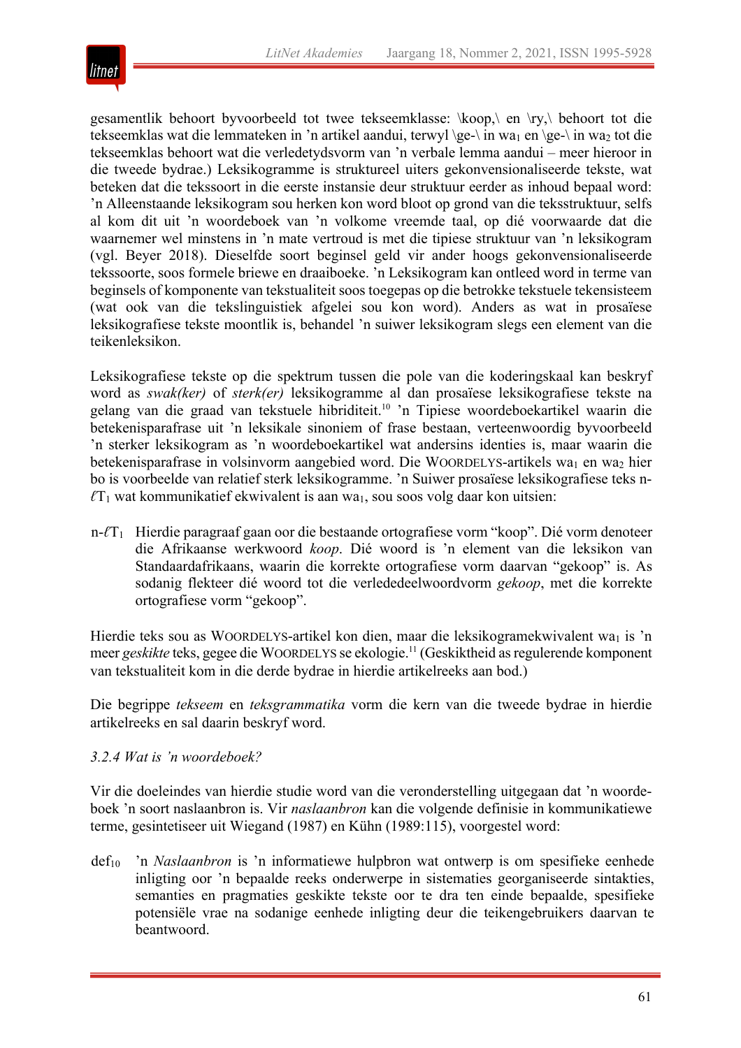gesamentlik behoort byvoorbeeld tot twee tekseemklasse: \koop,\ en \ry,\ behoort tot die tekseemklas wat die lemmateken in 'n artikel aandui, terwyl \ge-\ in $wa_1$ en \ge-\ in $wa_2$ tot die tekseemklas behoort wat die verledetydsvorm van 'n verbale lemma aandui – meer hieroor in die tweede bydrae.) Leksikogramme is struktureel uiters gekonvensionaliseerde tekste, wat beteken dat die tekssoort in die eerste instansie deur struktuur eerder as inhoud bepaal word: 'n Alleenstaande leksikogram sou herken kon word bloot op grond van die teksstruktuur, selfs al kom dit uit 'n woordeboek van 'n volkome vreemde taal, op dié voorwaarde dat die waarnemer wel minstens in 'n mate vertroud is met die tipiese struktuur van 'n leksikogram (vgl. Beyer 2018). Dieselfde soort beginsel geld vir ander hoogs gekonvensionaliseerde tekssoorte, soos formele briewe en draaiboeke. 'n Leksikogram kan ontleed word in terme van beginsels of komponente van tekstualiteit soos toegepas op die betrokke tekstuele tekensisteem (wat ook van die tekslinguistiek afgelei sou kon word). Anders as wat in prosaïese leksikografiese tekste moontlik is, behandel 'n suiwer leksikogram slegs een element van die teikenleksikon.

Leksikografiese tekste op die spektrum tussen die pole van die koderingskaal kan beskryf word as *swak(ker)* of *sterk(er)* leksikogramme al dan prosaïese leksikografiese tekste na gelang van die graad van tekstuele hibriditeit.[10] 'n Tipiese woordeboekartikel waarin die betekenisparafrase uit 'n leksikale sinoniem of frase bestaan, verteenwoordig byvoorbeeld 'n sterker leksikogram as 'n woordeboekartikel wat andersins identies is, maar waarin die betekenisparafrase in volsinvorm aangebied word. Die WOORDELYS-artikels $wa_1$ en $wa_2$ hier bo is voorbeelde van relatief sterk leksikogramme. 'n Suiwer prosaïese leksikografiese teks n-$\ell T_1$ wat kommunikatief ekwivalent is aan $wa_1$, sou soos volg daar kon uitsien:

n-$\ell T_1$ Hierdie paragraaf gaan oor die bestaande ortografiese vorm "koop". Dié vorm denoteer die Afrikaanse werkwoord *koop*. Dié woord is 'n element van die leksikon van Standaardafrikaans, waarin die korrekte ortografiese vorm daarvan "gekoop" is. As sodanig flekteer dié woord tot die verledeedeelwoordvorm *gekoop*, met die korrekte ortografiese vorm "gekoop".

Hierdie teks sou as WOORDELYS-artikel kon dien, maar die leksikogramekwivalent $wa_1$ is 'n meer *geskikte* teks, gegee die WOORDELYS se ekologie.[11] (Geskiktheid as regulerende komponent van tekstualiteit kom in die derde bydrae in hierdie artikelreeks aan bod.)

Die begrippe *tekseem* en *teksgrammatika* vorm die kern van die tweede bydrae in hierdie artikelreeks en sal daarin beskryf word.

### *3.2.4 Wat is 'n woordeboek?*

Vir die doeleindes van hierdie studie word van die veronderstelling uitgegaan dat 'n woordeboek 'n soort naslaanbron is. Vir *naslaanbron* kan die volgende definisie in kommunikatiewe terme, gesintetiseer uit Wiegand (1987) en Kühn (1989:115), voorgestel word:

$def_{10}$ 'n *Naslaanbron* is 'n informatiewe hulpbron wat ontwerp is om spesifieke eenhede inligting oor 'n bepaalde reeks onderwerpe in sistematies georganiseerde sintakties, semanties en pragmaties geskikte tekste oor te dra ten einde bepaalde, spesifieke potensiële vrae na sodanige eenhede inligting deur die teikengebruikers daarvan te beantwoord.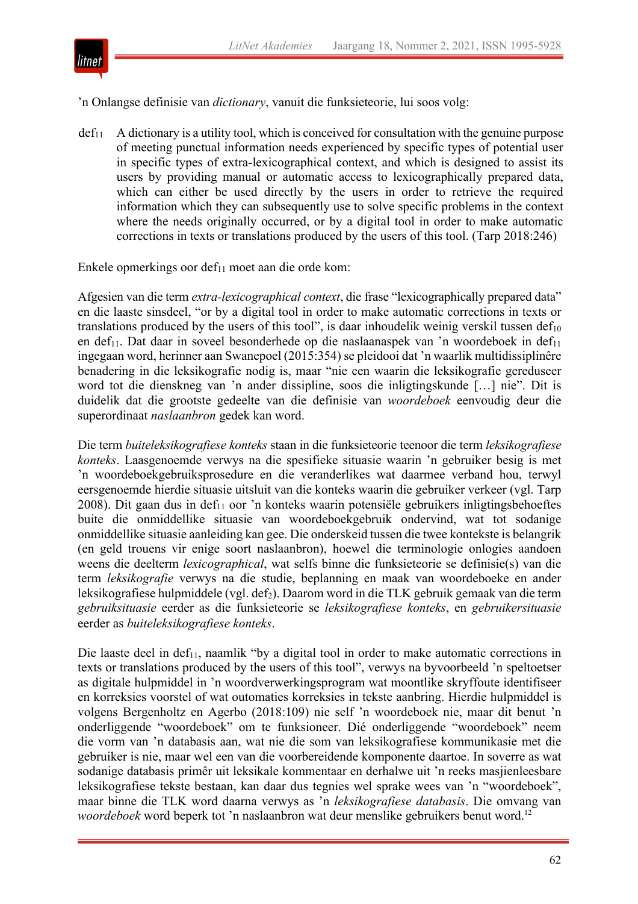’n Onlangse definisie van *dictionary*, vanuit die funksieteorie, lui soos volg:

$def_{11}$ A dictionary is a utility tool, which is conceived for consultation with the genuine purpose of meeting punctual information needs experienced by specific types of potential user in specific types of extra-lexicographical context, and which is designed to assist its users by providing manual or automatic access to lexicographically prepared data, which can either be used directly by the users in order to retrieve the required information which they can subsequently use to solve specific problems in the context where the needs originally occurred, or by a digital tool in order to make automatic corrections in texts or translations produced by the users of this tool. (Tarp 2018:246)

Enkele opmerkings oor $def_{11}$ moet aan die orde kom:

Afgesien van die term *extra-lexicographical context*, die frase “lexicographically prepared data” en die laaste sinsdeel, “or by a digital tool in order to make automatic corrections in texts or translations produced by the users of this tool”, is daar inhoudelik weinig verskil tussen $def_{10}$ en $def_{11}$. Dat daar in soveel besonderhede op die naslaanaspek van ’n woordeboek in $def_{11}$ ingegaan word, herinner aan Swanepoel (2015:354) se pleidooi dat ’n waarlik multidissiplinêre benadering in die leksikografie nodig is, maar “nie een waarin die leksikografie gereduseer word tot die dienskneg van ’n ander dissipline, soos die inligtingskunde […] nie”. Dit is duidelik dat die grootste gedeelte van die definisie van *woordeboek* eenvoudig deur die superordinaat *naslaanbron* gedek kan word.

Die term *buiteleksikografiese konteks* staan in die funksieteorie teenoor die term *leksikografiese konteks*. Laasgenoemde verwys na die spesifieke situasie waarin ’n gebruiker besig is met ’n woordeboekgebruiksprosedure en die veranderlikes wat daarmee verband hou, terwyl eersgenoemde hierdie situasie uitsluit van die konteks waarin die gebruiker verkeer (vgl. Tarp 2008). Dit gaan dus in $def_{11}$ oor ’n konteks waarin potensiële gebruikers inligtingsbehoeftes buite die onmiddellike situasie van woordeboekgebruik ondervind, wat tot sodanige onmiddellike situasie aanleiding kan gee. Die onderskeid tussen die twee kontekste is belangrik (en geld trouens vir enige soort naslaanbron), hoewel die terminologie onlogies aandoen weens die deelterm *lexicographical*, wat selfs binne die funksieteorie se definisie(s) van die term *leksikografie* verwys na die studie, beplanning en maak van woordeboeke en ander leksikografiese hulpmiddele (vgl. $def_2$). Daarom word in die TLK gebruik gemaak van die term *gebruiksituasie* eerder as die funksieteorie se *leksikografiese konteks*, en *gebruikersituasie* eerder as *buiteleksikografiese konteks*.

Die laaste deel in $def_{11}$, naamlik “by a digital tool in order to make automatic corrections in texts or translations produced by the users of this tool”, verwys na byvoorbeeld ’n speltoetser as digitale hulpmiddel in ’n woordverwerkingsprogram wat moontlike skryffoute identifiseer en korreksies voorstel of wat outomaties korreksies in tekste aanbring. Hierdie hulpmiddel is volgens Bergenholtz en Agerbo (2018:109) nie self ’n woordeboek nie, maar dit benut ’n onderliggende “woordeboek” om te funksioneer. Dié onderliggende “woordeboek” neem die vorm van ’n databasis aan, wat nie die som van leksikografiese kommunikasie met die gebruiker is nie, maar wel een van die voorbereidende komponente daartoe. In soverre as wat sodanige databasis primêr uit leksikale kommentaar en derhalwe uit ’n reeks masjienleesbare leksikografiese tekste bestaan, kan daar dus tegnies wel sprake wees van ’n “woordeboek”, maar binne die TLK word daarna verwys as ’n *leksikografiese databasis*. Die omvang van *woordeboek* word beperk tot ’n naslaanbron wat deur menslike gebruikers benut word.[12]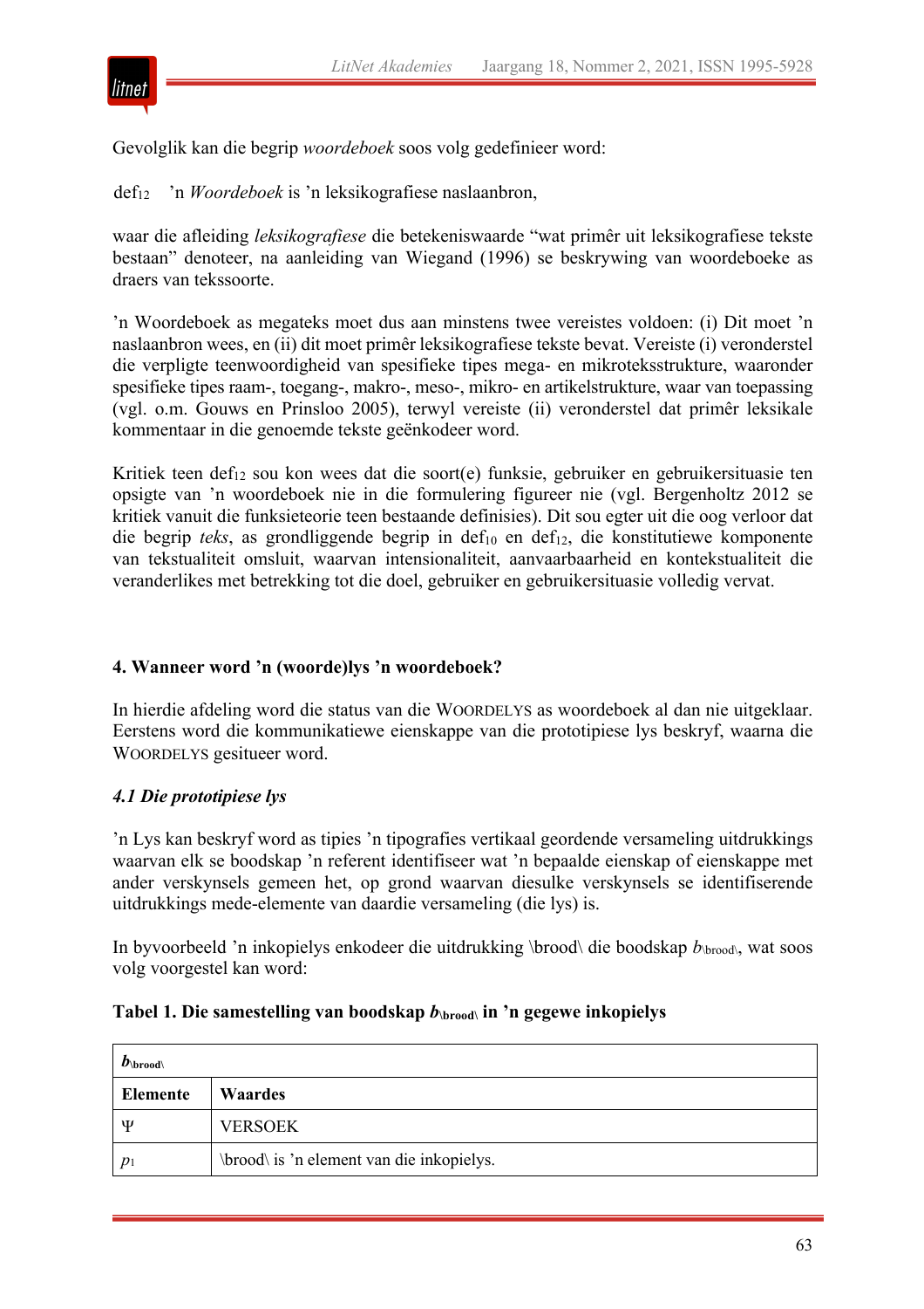Gevolglik kan die begrip *woordeboek* soos volg gedefinieer word:

$def_{12}$  ’n *Woordeboek* is ’n leksikografiese naslaanbron,

waar die afleiding *leksikografiese* die betekeniswaarde “wat primêr uit leksikografiese tekste bestaan” denoteer, na aanleiding van Wiegand (1996) se beskrywing van woordeboeke as draers van tekssoorte.

’n Woordeboek as megateks moet dus aan minstens twee vereistes voldoen: (i) Dit moet ’n naslaanbron wees, en (ii) dit moet primêr leksikografiese tekste bevat. Vereiste (i) veronderstel die verpligte teenwoordigheid van spesifieke tipes mega- en mikroteksstrukture, waaronder spesifieke tipes raam-, toegang-, makro-, meso-, mikro- en artikelstrukture, waar van toepassing (vgl. o.m. Gouws en Prinsloo 2005), terwyl vereiste (ii) veronderstel dat primêr leksikale kommentaar in die genoemde tekste geënkodeer word.

Kritiek teen $def_{12}$ sou kon wees dat die soort(e) funksie, gebruiker en gebruikersituasie ten opsigte van ’n woordeboek nie in die formulering figureer nie (vgl. Bergenholtz 2012 se kritiek vanuit die funksieteorie teen bestaande definisies). Dit sou egter uit die oog verloor dat die begrip *teks*, as grondliggende begrip in $def_{10}$ en $def_{12}$, die konstitutiewe komponente van tekstualiteit omsluit, waarvan intensionaliteit, aanvaarbaarheid en kontekstualiteit die veranderlikes met betrekking tot die doel, gebruiker en gebruikersituasie volledig vervat.

## 4. Wanneer word ’n (woorde)lys ’n woordeboek?

In hierdie afdeling word die status van die WOORDELYS as woordeboek al dan nie uitgeklaar. Eerstens word die kommunikatiewe eienskappe van die prototipiese lys beskryf, waarna die WOORDELYS gesitueer word.

### *4.1 Die prototipiese lys*

’n Lys kan beskryf word as tipies ’n tipografies vertikaal geordende versameling uitdrukkings waarvan elk se boodskap ’n referent identifiseer wat ’n bepaalde eienskap of eienskappe met ander verskynsels gemeen het, op grond waarvan diesulke verskynsels se identifiserende uitdrukkings mede-elemente van daardie versameling (die lys) is.

In byvoorbeeld ’n inkopielys enkodeer die uitdrukking \brood\ die boodskap $b_{\backslash brood\backslash}$, wat soos volg voorgestel kan word:

**Tabel 1. Die samestelling van boodskap $b_{\backslash brood\backslash}$ in ’n gegewe inkopielys**

| $b_{\backslash brood\backslash}$ | |
|---|---|
| **Elemente** | **Waardes** |
| Ψ | VERSOEK |
| $p_1$ | \brood\ is ’n element van die inkopielys. |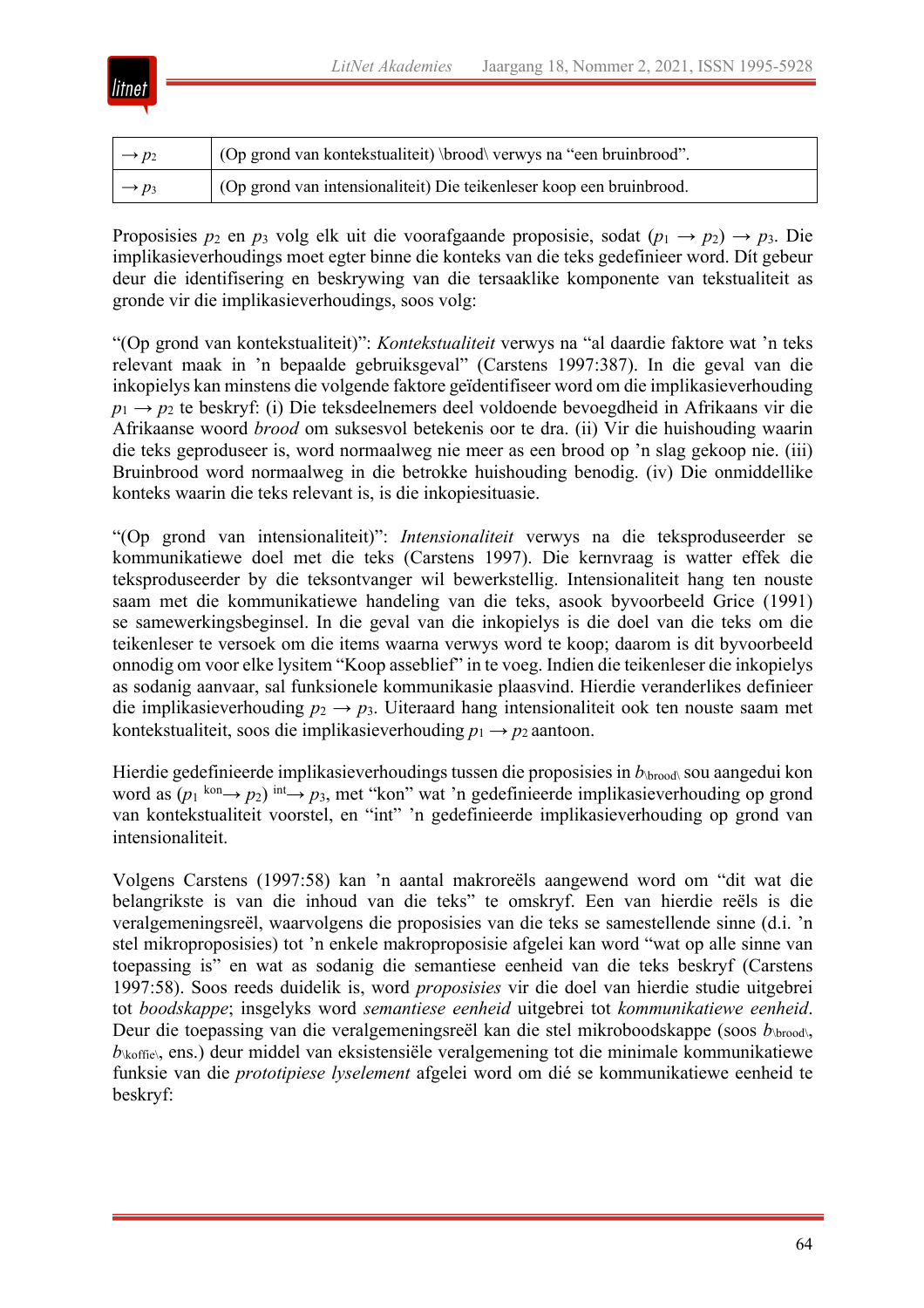| $\rightarrow p_2$ | (Op grond van kontekstualiteit) \brood\ verwys na "een bruinbrood". |
|---|---|
| $\rightarrow p_3$ | (Op grond van intensionaliteit) Die teikenleser koop een bruinbrood. |

Proposisies $p_2$ en $p_3$ volg elk uit die voorafgaande proposisie, sodat $(p_1 \rightarrow p_2) \rightarrow p_3$. Die implikasieverhoudings moet egter binne die konteks van die teks gedefinieer word. Dít gebeur deur die identifisering en beskrywing van die tersaaklike komponente van tekstualiteit as gronde vir die implikasieverhoudings, soos volg:

"(Op grond van kontekstualiteit)": *Kontekstualiteit* verwys na "al daardie faktore wat 'n teks relevant maak in 'n bepaalde gebruiksgeval" (Carstens 1997:387). In die geval van die inkopielys kan minstens die volgende faktore geïdentifiseer word om die implikasieverhouding $p_1 \rightarrow p_2$ te beskryf: (i) Die teksdeelnemers deel voldoende bevoegdheid in Afrikaans vir die Afrikaanse woord *brood* om suksesvol betekenis oor te dra. (ii) Vir die huishouding waarin die teks geproduseer is, word normaalweg nie meer as een brood op 'n slag gekoop nie. (iii) Bruinbrood word normaalweg in die betrokke huishouding benodig. (iv) Die onmiddellike konteks waarin die teks relevant is, is die inkopiesituasie.

"(Op grond van intensionaliteit)": *Intensionaliteit* verwys na die teksproduseerder se kommunikatiewe doel met die teks (Carstens 1997). Die kernvraag is watter effek die teksproduseerder by die teksontvanger wil bewerkstellig. Intensionaliteit hang ten nouste saam met die kommunikatiewe handeling van die teks, asook byvoorbeeld Grice (1991) se samewerkingsbeginsel. In die geval van die inkopielys is die doel van die teks om die teikenleser te versoek om die items waarna verwys word te koop; daarom is dit byvoorbeeld onnodig om voor elke lysitem "Koop asseblief" in te voeg. Indien die teikenleser die inkopielys as sodanig aanvaar, sal funksionele kommunikasie plaasvind. Hierdie veranderlikes definieer die implikasieverhouding $p_2 \rightarrow p_3$. Uiteraard hang intensionaliteit ook ten nouste saam met kontekstualiteit, soos die implikasieverhouding $p_1 \rightarrow p_2$ aantoon.

Hierdie gedefinieerde implikasieverhoudings tussen die proposisies in $b_{\backslash brood\backslash}$ sou aangedui kon word as $(p_1 \overset{kon}{\rightarrow} p_2) \overset{int}{\rightarrow} p_3$, met "kon" wat 'n gedefinieerde implikasieverhouding op grond van kontekstualiteit voorstel, en "int" 'n gedefinieerde implikasieverhouding op grond van intensionaliteit.

Volgens Carstens (1997:58) kan 'n aantal makroreëls aangewend word om "dit wat die belangrikste is van die inhoud van die teks" te omskryf. Een van hierdie reëls is die veralgemeningsreël, waarvolgens die proposisies van die teks se samestellende sinne (d.i. 'n stel mikroproposisies) tot 'n enkele makroproposisie afgelei kan word "wat op alle sinne van toepassing is" en wat as sodanig die semantiese eenheid van die teks beskryf (Carstens 1997:58). Soos reeds duidelik is, word *proposisies* vir die doel van hierdie studie uitgebrei tot *boodskappe*; insgelyks word *semantiese eenheid* uitgebrei tot *kommunikatiewe eenheid*. Deur die toepassing van die veralgemeningsreël kan die stel mikroboodskappe (soos $b_{\backslash brood\backslash}$, $b_{\backslash koffie\backslash}$, ens.) deur middel van eksistensiële veralgemening tot die minimale kommunikatiewe funksie van die *prototipiese lyselement* afgelei word om dié se kommunikatiewe eenheid te beskryf: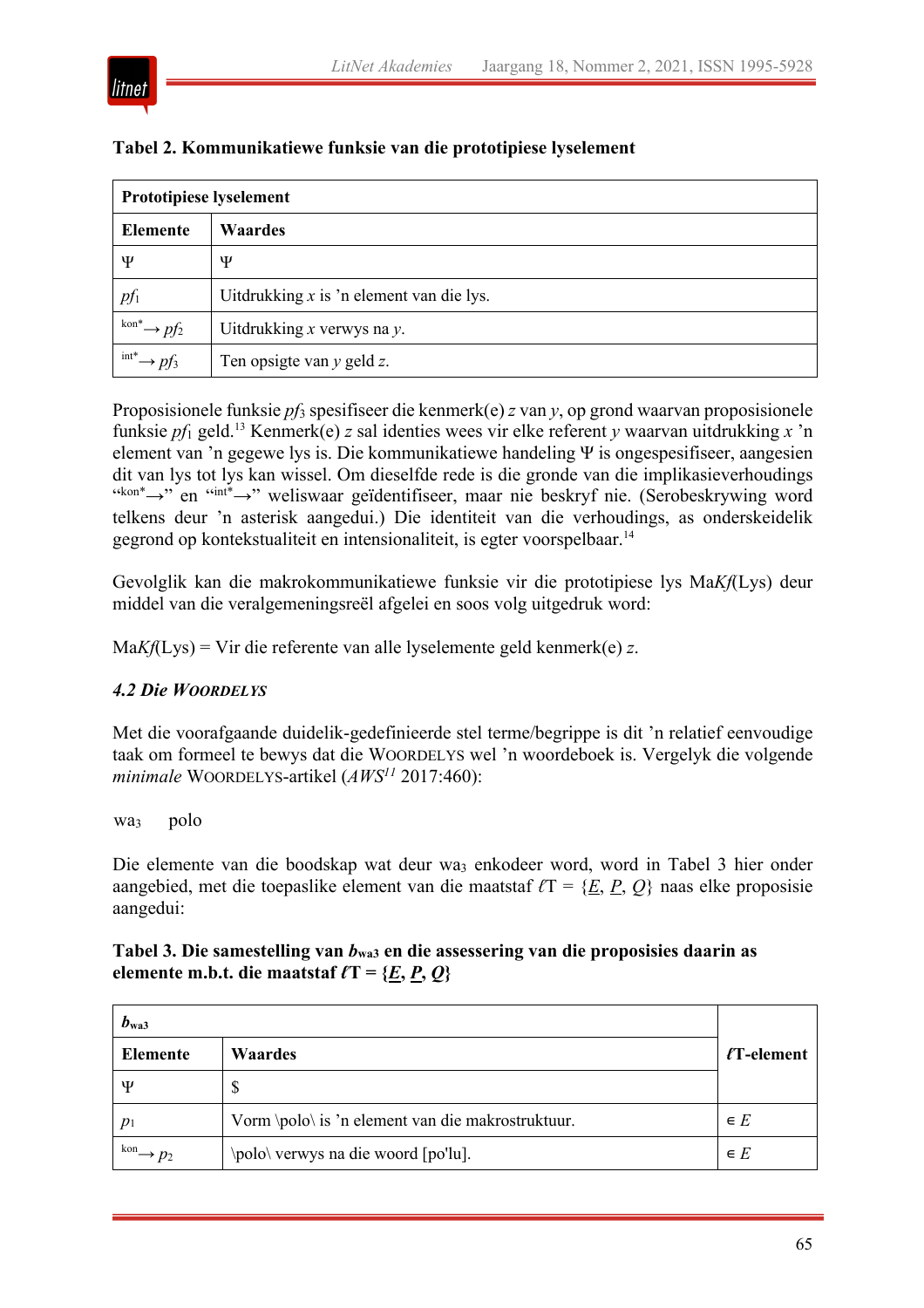**Tabel 2. Kommunikatiewe funksie van die prototipiese lyselement**

| **Prototipiese lyselement** | |
|---|---|
| **Elemente** | **Waardes** |
| Ψ | Ψ |
| $pf_1$ | Uitdrukking *x* is 'n element van die lys. |
| $^{kon*}\rightarrow pf_2$ | Uitdrukking *x* verwys na *y*. |
| $^{int*}\rightarrow pf_3$ | Ten opsigte van *y* geld *z*. |

Proposisionele funksie $pf_3$ spesifiseer die kenmerk(e) *z* van *y*, op grond waarvan proposisionele funksie $pf_1$ geld.[13] Kenmerk(e) *z* sal identies wees vir elke referent *y* waarvan uitdrukking *x* 'n element van 'n gegewe lys is. Die kommunikatiewe handeling Ψ is ongespesifiseer, aangesien dit van lys tot lys kan wissel. Om dieselfde rede is die gronde van die implikasieverhoudings "$^{kon*}\rightarrow$" en "$^{int*}\rightarrow$" weliswaar geïdentifiseer, maar nie beskryf nie. (Serobeskrywing word telkens deur 'n asterisk aangedui.) Die identiteit van die verhoudings, as onderskeidelik gegrond op kontekstualiteit en intensionaliteit, is egter voorspelbaar.[14]

Gevolglik kan die makrokommunikatiewe funksie vir die prototipiese lys Ma*Kf*(Lys) deur middel van die veralgemeningsreël afgelei en soos volg uitgedruk word:

Ma*Kf*(Lys) = Vir die referente van alle lyselemente geld kenmerk(e) *z*.

### *4.2 Die* WOORDELYS

Met die voorafgaande duidelik-gedefinieerde stel terme/begrippe is dit 'n relatief eenvoudige taak om formeel te bewys dat die WOORDELYS wel 'n woordeboek is. Vergelyk die volgende *minimale* WOORDELYS-artikel (*AWS*[11] 2017:460):

$wa_3$ polo

Die elemente van die boodskap wat deur $wa_3$ enkodeer word, word in Tabel 3 hier onder aangebied, met die toepaslike element van die maatstaf $\ell T = \{\underline{E}, \underline{P}, \underline{Q}\}$ naas elke proposisie aangedui:

**Tabel 3. Die samestelling van $b_{wa3}$ en die assessering van die proposisies daarin as elemente m.b.t. die maatstaf $\ell T = \{\underline{E}, \underline{P}, \underline{Q}\}$**

| $b_{wa3}$ | | **$\ell$T-element** |
|---|---|---|
| **Elemente** | **Waardes** | |
| Ψ | $ | |
| $p_1$ | Vorm \polo\ is 'n element van die makrostruktuur. | $\in E$ |
| $^{kon}\rightarrow p_2$ | \polo\ verwys na die woord [po'lu]. | $\in E$ |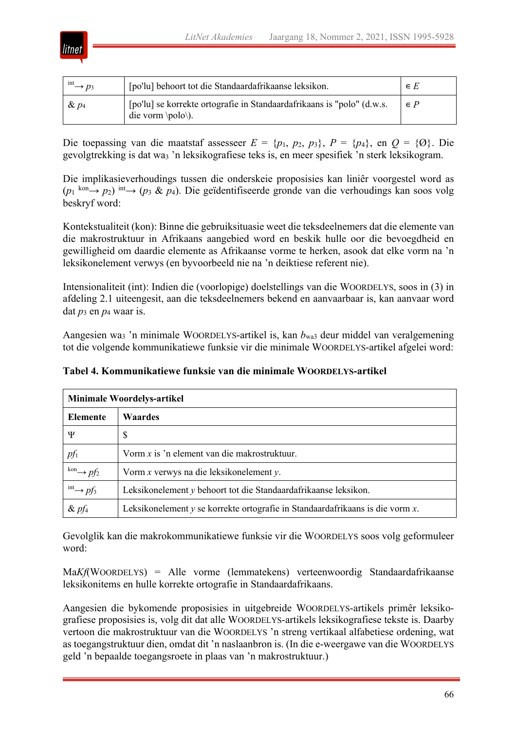| $\overset{int}{\longrightarrow} p_3$ | [po'lu] behoort tot die Standaardafrikaanse leksikon. | $\in E$ |
|---|---|---|
| & $p_4$ | [po'lu] se korrekte ortografie in Standaardafrikaans is "polo" (d.w.s. die vorm \polo\). | $\in P$ |

Die toepassing van die maatstaf assesseer $E = \{p_1, p_2, p_3\}$, $P = \{p_4\}$, en $Q = \{Ø\}$. Die gevolgtrekking is dat $wa_3$ 'n leksikografiese teks is, en meer spesifiek 'n sterk leksikogram.

Die implikasieverhoudings tussen die onderskeie proposisies kan liniêr voorgestel word as $(p_1 \overset{kon}{\longrightarrow} p_2) \overset{int}{\longrightarrow} (p_3$ & $p_4)$. Die geïdentifiseerde gronde van die verhoudings kan soos volg beskryf word:

Kontekstualiteit (kon): Binne die gebruiksituasie weet die teksdeelnemers dat die elemente van die makrostruktuur in Afrikaans aangebied word en beskik hulle oor die bevoegdheid en gewilligheid om daardie elemente as Afrikaanse vorme te herken, asook dat elke vorm na 'n leksikonelement verwys (en byvoorbeeld nie na 'n deiktiese referent nie).

Intensionaliteit (int): Indien die (voorlopige) doelstellings van die WOORDELYS, soos in (3) in afdeling 2.1 uiteengesit, aan die teksdeelnemers bekend en aanvaarbaar is, kan aanvaar word dat $p_3$ en $p_4$ waar is.

Aangesien $wa_3$ 'n minimale WOORDELYS-artikel is, kan $b_{wa3}$ deur middel van veralgemening tot die volgende kommunikatiewe funksie vir die minimale WOORDELYS-artikel afgelei word:

**Tabel 4. Kommunikatiewe funksie van die minimale WOORDELYS-artikel**

| **Minimale Woordelys-artikel** | |
|---|---|
| **Elemente** | **Waardes** |
| Ψ | $ |
| $pf_1$ | Vorm $x$ is 'n element van die makrostruktuur. |
| $\overset{kon}{\longrightarrow} pf_2$ | Vorm $x$ verwys na die leksikonelement $y$. |
| $\overset{int}{\longrightarrow} pf_3$ | Leksikonelement $y$ behoort tot die Standaardafrikaanse leksikon. |
| & $pf_4$ | Leksikonelement $y$ se korrekte ortografie in Standaardafrikaans is die vorm $x$. |

Gevolglik kan die makrokommunikatiewe funksie vir die WOORDELYS soos volg geformuleer word:

Ma*Kf*(WOORDELYS) = Alle vorme (lemmatekens) verteenwoordig Standaardafrikaanse leksikonitems en hulle korrekte ortografie in Standaardafrikaans.

Aangesien die bykomende proposisies in uitgebreide WOORDELYS-artikels primêr leksikografiese proposisies is, volg dit dat alle WOORDELYS-artikels leksikografiese tekste is. Daarby vertoon die makrostruktuur van die WOORDELYS 'n streng vertikaal alfabetiese ordening, wat as toegangstruktuur dien, omdat dit 'n naslaanbron is. (In die e-weergawe van die WOORDELYS geld 'n bepaalde toegangsroete in plaas van 'n makrostruktuur.)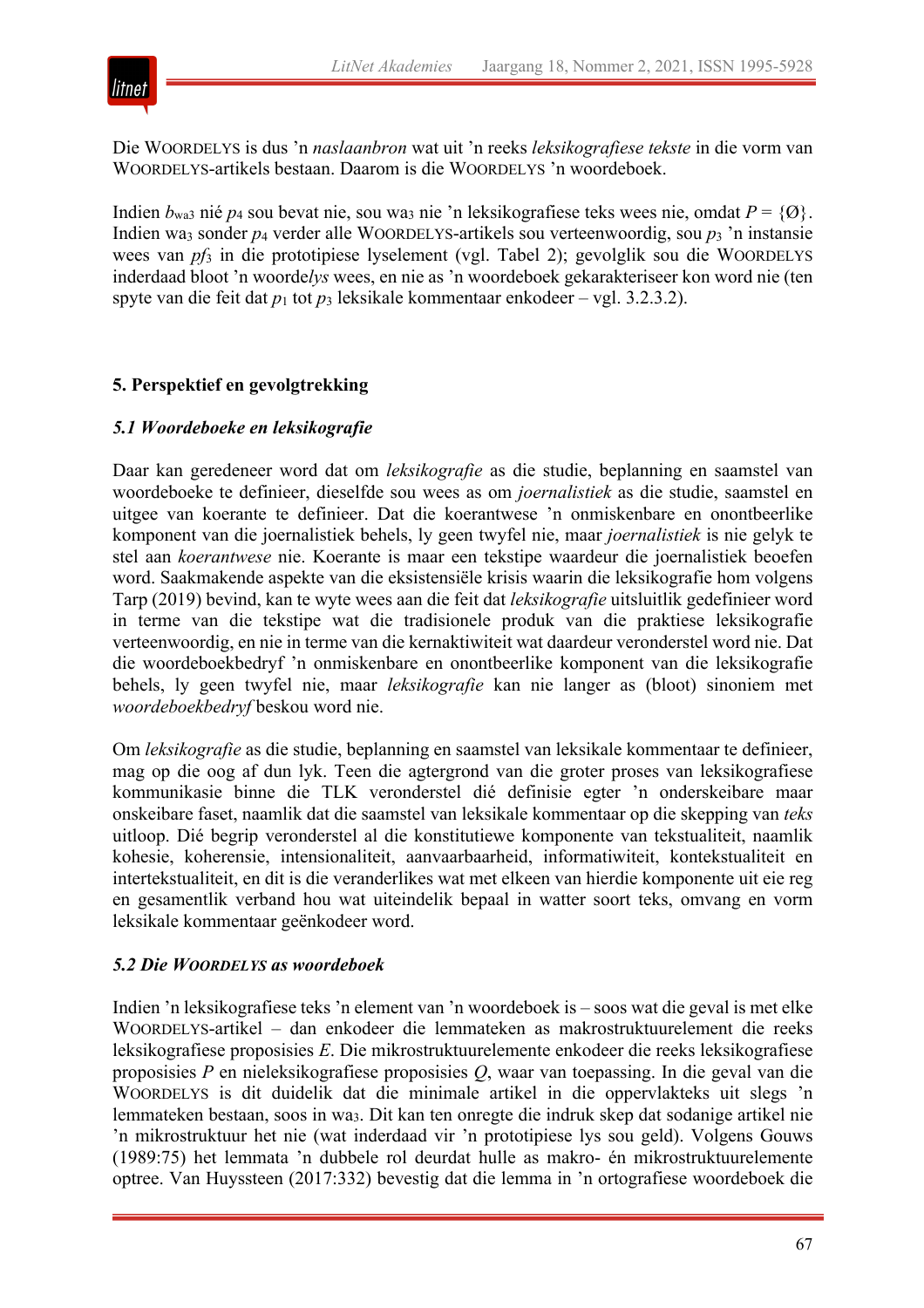Die WOORDELYS is dus ’n *naslaanbron* wat uit ’n reeks *leksikografiese tekste* in die vorm van WOORDELYS-artikels bestaan. Daarom is die WOORDELYS ’n woordeboek.

Indien $b_{wa3}$ nié $p_4$ sou bevat nie, sou $wa_3$ nie ’n leksikografiese teks wees nie, omdat $P = \{Ø\}$. Indien $wa_3$ sonder $p_4$ verder alle WOORDELYS-artikels sou verteenwoordig, sou $p_3$ ’n instansie wees van $pf_3$ in die prototipiese lyselement (vgl. Tabel 2); gevolglik sou die WOORDELYS inderdaad bloot ’n woorde*lys* wees, en nie as ’n woordeboek gekarakteriseer kon word nie (ten spyte van die feit dat $p_1$ tot $p_3$ leksikale kommentaar enkodeer – vgl. 3.2.3.2).

## 5. Perspektief en gevolgtrekking

### *5.1 Woordeboeke en leksikografie*

Daar kan geredeneer word dat om *leksikografie* as die studie, beplanning en saamstel van woordeboeke te definieer, dieselfde sou wees as om *joernalistiek* as die studie, saamstel en uitgee van koerante te definieer. Dat die koerantwese ’n onmiskenbare en onontbeerlike komponent van die joernalistiek behels, ly geen twyfel nie, maar *joernalistiek* is nie gelyk te stel aan *koerantwese* nie. Koerante is maar een tekstipe waardeur die joernalistiek beoefen word. Saakmakende aspekte van die eksistensiële krisis waarin die leksikografie hom volgens Tarp (2019) bevind, kan te wyte wees aan die feit dat *leksikografie* uitsluitlik gedefinieer word in terme van die tekstipe wat die tradisionele produk van die praktiese leksikografie verteenwoordig, en nie in terme van die kernaktiwiteit wat daardeur veronderstel word nie. Dat die woordeboekbedryf ’n onmiskenbare en onontbeerlike komponent van die leksikografie behels, ly geen twyfel nie, maar *leksikografie* kan nie langer as (bloot) sinoniem met *woordeboekbedryf* beskou word nie.

Om *leksikografie* as die studie, beplanning en saamstel van leksikale kommentaar te definieer, mag op die oog af dun lyk. Teen die agtergrond van die groter proses van leksikografiese kommunikasie binne die TLK veronderstel dié definisie egter ’n onderskeibare maar onskeibare faset, naamlik dat die saamstel van leksikale kommentaar op die skepping van *teks* uitloop. Dié begrip veronderstel al die konstitutiewe komponente van tekstualiteit, naamlik kohesie, koherensie, intensionaliteit, aanvaarbaarheid, informatiwiteit, kontekstualiteit en intertekstualiteit, en dit is die veranderlikes wat met elkeen van hierdie komponente uit eie reg en gesamentlik verband hou wat uiteindelik bepaal in watter soort teks, omvang en vorm leksikale kommentaar geënkodeer word.

### *5.2 Die WOORDELYS as woordeboek*

Indien ’n leksikografiese teks ’n element van ’n woordeboek is – soos wat die geval is met elke WOORDELYS-artikel – dan enkodeer die lemmateken as makrostruktuurelement die reeks leksikografiese proposisies *E*. Die mikrostruktuurelemente enkodeer die reeks leksikografiese proposisies *P* en nieleksikografiese proposisies *Q*, waar van toepassing. In die geval van die WOORDELYS is dit duidelik dat die minimale artikel in die oppervlakteks uit slegs ’n lemmateken bestaan, soos in $wa_3$. Dit kan ten onregte die indruk skep dat sodanige artikel nie ’n mikrostruktuur het nie (wat inderdaad vir ’n prototipiese lys sou geld). Volgens Gouws (1989:75) het lemmata ’n dubbele rol deurdat hulle as makro- én mikrostruktuurelemente optree. Van Huyssteen (2017:332) bevestig dat die lemma in ’n ortografiese woordeboek die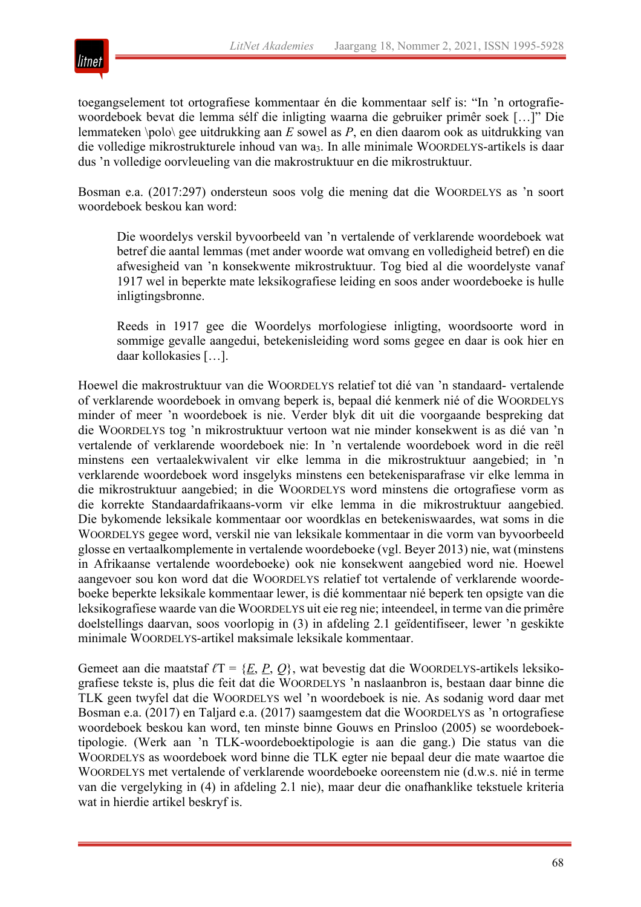toegangselement tot ortografiese kommentaar én die kommentaar self is: "In 'n ortografie-woordeboek bevat die lemma sélf die inligting waarna die gebruiker primêr soek […]" Die lemmateken \polo\ gee uitdrukking aan *E* sowel as *P*, en dien daarom ook as uitdrukking van die volledige mikrostrukturele inhoud van $wa_3$. In alle minimale WOORDELYS-artikels is daar dus 'n volledige oorvleueling van die makrostruktuur en die mikrostruktuur.

Bosman e.a. (2017:297) ondersteun soos volg die mening dat die WOORDELYS as 'n soort woordeboek beskou kan word:

> Die woordelys verskil byvoorbeeld van 'n vertalende of verklarende woordeboek wat betref die aantal lemmas (met ander woorde wat omvang en volledigheid betref) en die afwesigheid van 'n konsekwente mikrostruktuur. Tog bied al die woordelyste vanaf 1917 wel in beperkte mate leksikografiese leiding en soos ander woordeboeke is hulle inligtingsbronne.
>
> Reeds in 1917 gee die Woordelys morfologiese inligting, woordsoorte word in sommige gevalle aangedui, betekenisleiding word soms gegee en daar is ook hier en daar kollokasies […].

Hoewel die makrostruktuur van die WOORDELYS relatief tot dié van 'n standaard- vertalende of verklarende woordeboek in omvang beperk is, bepaal dié kenmerk nié of die WOORDELYS minder of meer 'n woordeboek is nie. Verder blyk dit uit die voorgaande bespreking dat die WOORDELYS tog 'n mikrostruktuur vertoon wat nie minder konsekwent is as dié van 'n vertalende of verklarende woordeboek nie: In 'n vertalende woordeboek word in die reël minstens een vertaalekwivalent vir elke lemma in die mikrostruktuur aangebied; in 'n verklarende woordeboek word insgelyks minstens een betekenisparafrase vir elke lemma in die mikrostruktuur aangebied; in die WOORDELYS word minstens die ortografiese vorm as die korrekte Standaardafrikaans-vorm vir elke lemma in die mikrostruktuur aangebied. Die bykomende leksikale kommentaar oor woordklas en betekeniswaardes, wat soms in die WOORDELYS gegee word, verskil nie van leksikale kommentaar in die vorm van byvoorbeeld glosse en vertaalkomplemente in vertalende woordeboeke (vgl. Beyer 2013) nie, wat (minstens in Afrikaanse vertalende woordeboeke) ook nie konsekwent aangebied word nie. Hoewel aangevoer sou kon word dat die WOORDELYS relatief tot vertalende of verklarende woordeboeke beperkte leksikale kommentaar lewer, is dié kommentaar nié beperk ten opsigte van die leksikografiese waarde van die WOORDELYS uit eie reg nie; inteendeel, in terme van die primêre doelstellings daarvan, soos voorlopig in (3) in afdeling 2.1 geïdentifiseer, lewer 'n geskikte minimale WOORDELYS-artikel maksimale leksikale kommentaar.

Gemeet aan die maatstaf $\ell T = \{\underline{E}, \underline{P}, \underline{Q}\}$, wat bevestig dat die WOORDELYS-artikels leksikografiese tekste is, plus die feit dat die WOORDELYS 'n naslaanbron is, bestaan daar binne die TLK geen twyfel dat die WOORDELYS wel 'n woordeboek is nie. As sodanig word daar met Bosman e.a. (2017) en Taljard e.a. (2017) saamgestem dat die WOORDELYS as 'n ortografiese woordeboek beskou kan word, ten minste binne Gouws en Prinsloo (2005) se woordeboektipologie. (Werk aan 'n TLK-woordeboektipologie is aan die gang.) Die status van die WOORDELYS as woordeboek word binne die TLK egter nie bepaal deur die mate waartoe die WOORDELYS met vertalende of verklarende woordeboeke ooreenstem nie (d.w.s. nié in terme van die vergelyking in (4) in afdeling 2.1 nie), maar deur die onafhanklike tekstuele kriteria wat in hierdie artikel beskryf is.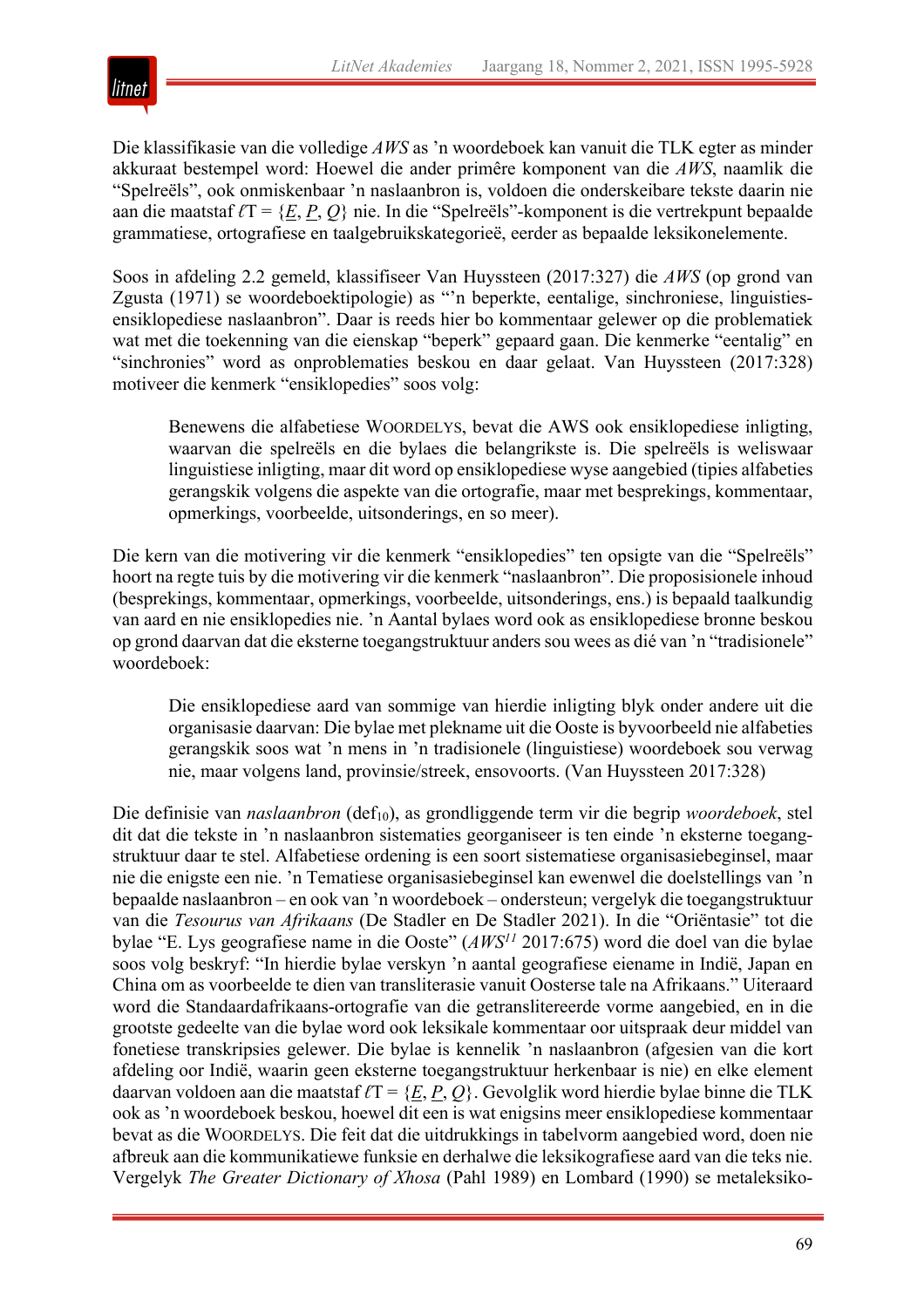Die klassifikasie van die volledige *AWS* as 'n woordeboek kan vanuit die TLK egter as minder akkuraat bestempel word: Hoewel die ander primêre komponent van die *AWS*, naamlik die "Spelreëls", ook onmiskenbaar 'n naslaanbron is, voldoen die onderskeibare tekste daarin nie aan die maatstaf $\ell T = \{\underline{E}, \underline{P}, \underline{Q}\}$ nie. In die "Spelreëls"-komponent is die vertrekpunt bepaalde grammatiese, ortografiese en taalgebruikskategorieë, eerder as bepaalde leksikonelemente.

Soos in afdeling 2.2 gemeld, klassifiseer Van Huyssteen (2017:327) die *AWS* (op grond van Zgusta (1971) se woordeboektipologie) as "'n beperkte, eentalige, sinchroniese, linguisties-ensiklopediese naslaanbron". Daar is reeds hier bo kommentaar gelewer op die problematiek wat met die toekenning van die eienskap "beperk" gepaard gaan. Die kenmerke "eentalig" en "sinchronies" word as onproblematies beskou en daar gelaat. Van Huyssteen (2017:328) motiveer die kenmerk "ensiklopedies" soos volg:

> Benewens die alfabetiese WOORDELYS, bevat die AWS ook ensiklopediese inligting, waarvan die spelreëls en die bylaes die belangrikste is. Die spelreëls is weliswaar linguistiese inligting, maar dit word op ensiklopediese wyse aangebied (tipies alfabeties gerangskik volgens die aspekte van die ortografie, maar met besprekings, kommentaar, opmerkings, voorbeelde, uitsonderings, en so meer).

Die kern van die motivering vir die kenmerk "ensiklopedies" ten opsigte van die "Spelreëls" hoort na regte tuis by die motivering vir die kenmerk "naslaanbron". Die proposisionele inhoud (besprekings, kommentaar, opmerkings, voorbeelde, uitsonderings, ens.) is bepaald taalkundig van aard en nie ensiklopedies nie. 'n Aantal bylaes word ook as ensiklopediese bronne beskou op grond daarvan dat die eksterne toegangstruktuur anders sou wees as dié van 'n "tradisionele" woordeboek:

> Die ensiklopediese aard van sommige van hierdie inligting blyk onder andere uit die organisasie daarvan: Die bylae met plekname uit die Ooste is byvoorbeeld nie alfabeties gerangskik soos wat 'n mens in 'n tradisionele (linguistiese) woordeboek sou verwag nie, maar volgens land, provinsie/streek, ensovoorts. (Van Huyssteen 2017:328)

Die definisie van *naslaanbron* ($\text{def}_{10}$), as grondliggende term vir die begrip *woordeboek*, stel dit dat die tekste in 'n naslaanbron sistematies georganiseer is ten einde 'n eksterne toegangstruktuur daar te stel. Alfabetiese ordening is een soort sistematiese organisasiebeginsel, maar nie die enigste een nie. 'n Tematiese organisasiebeginsel kan ewenwel die doelstellings van 'n bepaalde naslaanbron – en ook van 'n woordeboek – ondersteun; vergelyk die toegangstruktuur van die *Tesourus van Afrikaans* (De Stadler en De Stadler 2021). In die "Oriëntasie" tot die bylae "E. Lys geografiese name in die Ooste" (*AWS*[11] 2017:675) word die doel van die bylae soos volg beskryf: "In hierdie bylae verskyn 'n aantal geografiese eiename in Indië, Japan en China om as voorbeelde te dien van transliterasie vanuit Oosterse tale na Afrikaans." Uiteraard word die Standaardafrikaans-ortografie van die getranslitereerde vorme aangebied, en in die grootste gedeelte van die bylae word ook leksikale kommentaar oor uitspraak deur middel van fonetiese transkripsies gelewer. Die bylae is kennelik 'n naslaanbron (afgesien van die kort afdeling oor Indië, waarin geen eksterne toegangstruktuur herkenbaar is nie) en elke element daarvan voldoen aan die maatstaf $\ell T = \{\underline{E}, \underline{P}, \underline{Q}\}$. Gevolglik word hierdie bylae binne die TLK ook as 'n woordeboek beskou, hoewel dit een is wat enigsins meer ensiklopediese kommentaar bevat as die WOORDELYS. Die feit dat die uitdrukkings in tabelvorm aangebied word, doen nie afbreuk aan die kommunikatiewe funksie en derhalwe die leksikografiese aard van die teks nie. Vergelyk *The Greater Dictionary of Xhosa* (Pahl 1989) en Lombard (1990) se metaleksiko-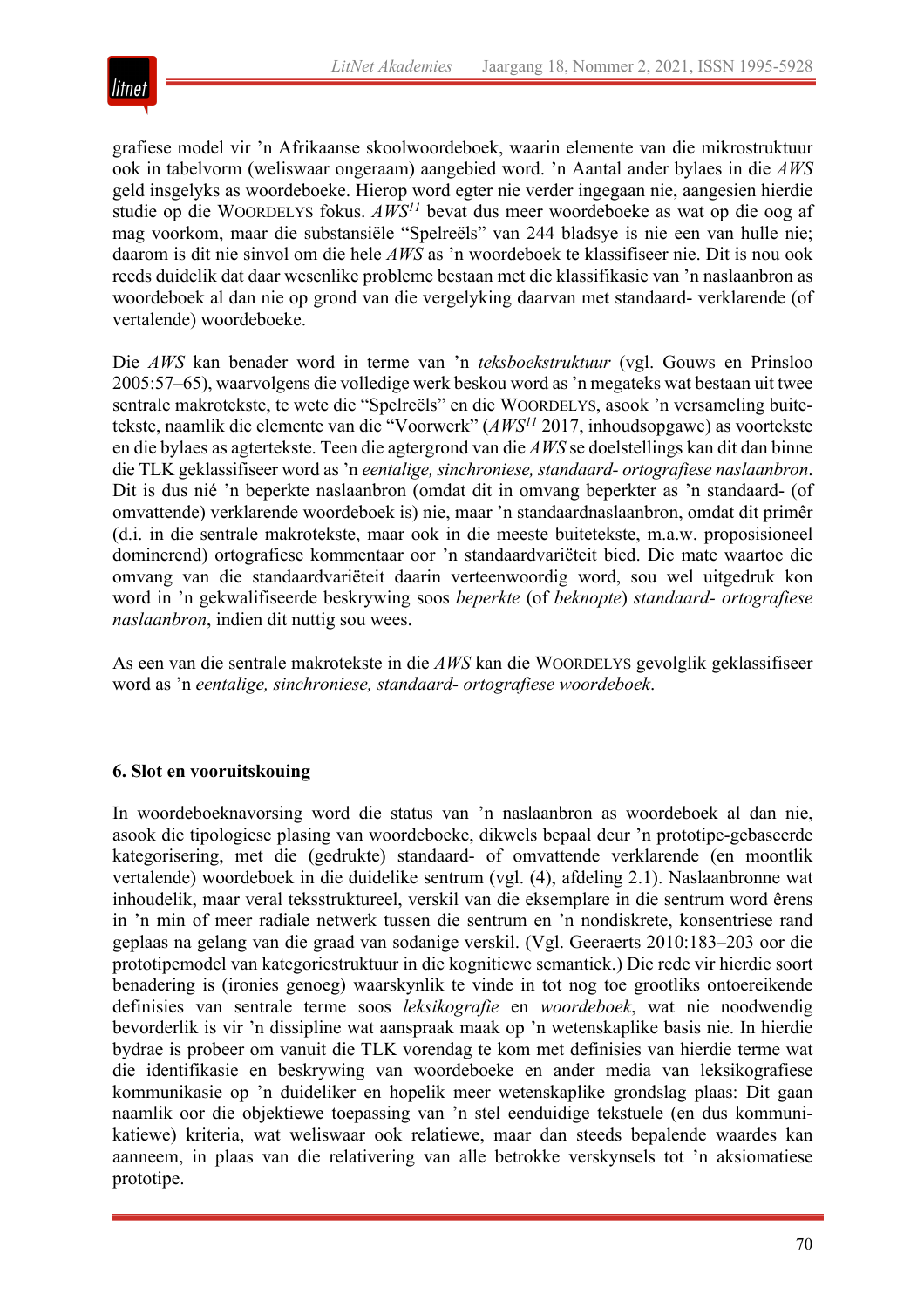grafiese model vir 'n Afrikaanse skoolwoordeboek, waarin elemente van die mikrostruktuur ook in tabelvorm (weliswaar ongeraam) aangebied word. 'n Aantal ander bylaes in die *AWS* geld insgelyks as woordeboeke. Hierop word egter nie verder ingegaan nie, aangesien hierdie studie op die WOORDELYS fokus. *AWS*[11] bevat dus meer woordeboeke as wat op die oog af mag voorkom, maar die substansiële "Spelreëls" van 244 bladsye is nie een van hulle nie; daarom is dit nie sinvol om die hele *AWS* as 'n woordeboek te klassifiseer nie. Dit is nou ook reeds duidelik dat daar wesenlike probleme bestaan met die klassifikasie van 'n naslaanbron as woordeboek al dan nie op grond van die vergelyking daarvan met standaard- verklarende (of vertalende) woordeboeke.

Die *AWS* kan benader word in terme van 'n *teksboekstruktuur* (vgl. Gouws en Prinsloo 2005:57–65), waarvolgens die volledige werk beskou word as 'n megateks wat bestaan uit twee sentrale makrotekste, te wete die "Spelreëls" en die WOORDELYS, asook 'n versameling buitetekste, naamlik die elemente van die "Voorwerk" (*AWS*[11] 2017, inhoudsopgawe) as voortekste en die bylaes as agtertekste. Teen die agtergrond van die *AWS* se doelstellings kan dit dan binne die TLK geklassifiseer word as 'n *eentalige, sinchroniese, standaard- ortografiese naslaanbron*. Dit is dus nié 'n beperkte naslaanbron (omdat dit in omvang beperkter as 'n standaard- (of omvattende) verklarende woordeboek is) nie, maar 'n standaardnaslaanbron, omdat dit primêr (d.i. in die sentrale makrotekste, maar ook in die meeste buitetekste, m.a.w. proposisioneel dominerend) ortografiese kommentaar oor 'n standaardvariëteit bied. Die mate waartoe die omvang van die standaardvariëteit daarin verteenwoordig word, sou wel uitgedruk kon word in 'n gekwalifiseerde beskrywing soos *beperkte* (of *beknopte*) *standaard- ortografiese naslaanbron*, indien dit nuttig sou wees.

As een van die sentrale makrotekste in die *AWS* kan die WOORDELYS gevolglik geklassifiseer word as 'n *eentalige, sinchroniese, standaard- ortografiese woordeboek*.

## 6. Slot en vooruitskouing

In woordeboeknavorsing word die status van 'n naslaanbron as woordeboek al dan nie, asook die tipologiese plasing van woordeboeke, dikwels bepaal deur 'n prototipe-gebaseerde kategorisering, met die (gedrukte) standaard- of omvattende verklarende (en moontlik vertalende) woordeboek in die duidelike sentrum (vgl. (4), afdeling 2.1). Naslaanbronne wat inhoudelik, maar veral teksstruktureel, verskil van die eksemplare in die sentrum word êrens in 'n min of meer radiale netwerk tussen die sentrum en 'n nondiskrete, konsentriese rand geplaas na gelang van die graad van sodanige verskil. (Vgl. Geeraerts 2010:183–203 oor die prototipemodel van kategoriestruktuur in die kognitiewe semantiek.) Die rede vir hierdie soort benadering is (ironies genoeg) waarskynlik te vinde in tot nog toe grootliks ontoereikende definisies van sentrale terme soos *leksikografie* en *woordeboek*, wat nie noodwendig bevorderlik is vir 'n dissipline wat aanspraak maak op 'n wetenskaplike basis nie. In hierdie bydrae is probeer om vanuit die TLK vorendag te kom met definisies van hierdie terme wat die identifikasie en beskrywing van woordeboeke en ander media van leksikografiese kommunikasie op 'n duideliker en hopelik meer wetenskaplike grondslag plaas: Dit gaan naamlik oor die objektiewe toepassing van 'n stel eenduidige tekstuele (en dus kommunikatiewe) kriteria, wat weliswaar ook relatiewe, maar dan steeds bepalende waardes kan aanneem, in plaas van die relativering van alle betrokke verskynsels tot 'n aksiomatiese prototipe.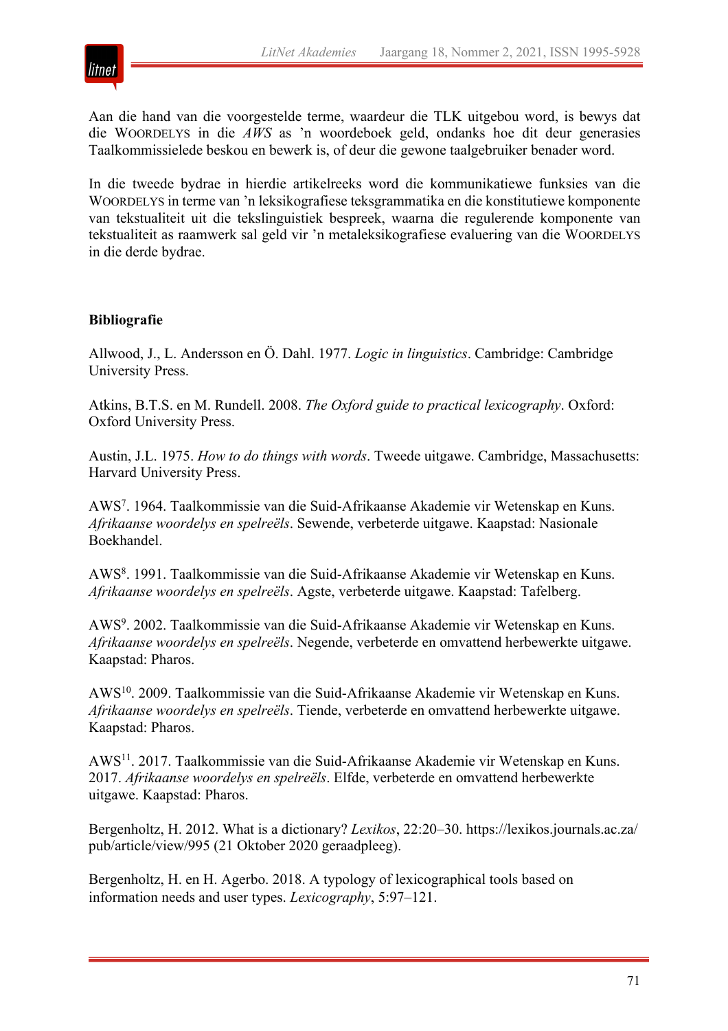Aan die hand van die voorgestelde terme, waardeur die TLK uitgebou word, is bewys dat die WOORDELYS in die *AWS* as 'n woordeboek geld, ondanks hoe dit deur generasies Taalkommissielede beskou en bewerk is, of deur die gewone taalgebruiker benader word.

In die tweede bydrae in hierdie artikelreeks word die kommunikatiewe funksies van die WOORDELYS in terme van 'n leksikografiese teksgrammatika en die konstitutiewe komponente van tekstualiteit uit die tekslinguistiek bespreek, waarna die regulerende komponente van tekstualiteit as raamwerk sal geld vir 'n metaleksikografiese evaluering van die WOORDELYS in die derde bydrae.

## Bibliografie

Allwood, J., L. Andersson en Ö. Dahl. 1977. *Logic in linguistics*. Cambridge: Cambridge University Press.

Atkins, B.T.S. en M. Rundell. 2008. *The Oxford guide to practical lexicography*. Oxford: Oxford University Press.

Austin, J.L. 1975. *How to do things with words*. Tweede uitgawe. Cambridge, Massachusetts: Harvard University Press.

AWS[7]. 1964. Taalkommissie van die Suid-Afrikaanse Akademie vir Wetenskap en Kuns. *Afrikaanse woordelys en spelreëls*. Sewende, verbeterde uitgawe. Kaapstad: Nasionale Boekhandel.

AWS[8]. 1991. Taalkommissie van die Suid-Afrikaanse Akademie vir Wetenskap en Kuns. *Afrikaanse woordelys en spelreëls*. Agste, verbeterde uitgawe. Kaapstad: Tafelberg.

AWS[9]. 2002. Taalkommissie van die Suid-Afrikaanse Akademie vir Wetenskap en Kuns. *Afrikaanse woordelys en spelreëls*. Negende, verbeterde en omvattend herbewerkte uitgawe. Kaapstad: Pharos.

AWS[10]. 2009. Taalkommissie van die Suid-Afrikaanse Akademie vir Wetenskap en Kuns. *Afrikaanse woordelys en spelreëls*. Tiende, verbeterde en omvattend herbewerkte uitgawe. Kaapstad: Pharos.

AWS[11]. 2017. Taalkommissie van die Suid-Afrikaanse Akademie vir Wetenskap en Kuns. 2017. *Afrikaanse woordelys en spelreëls*. Elfde, verbeterde en omvattend herbewerkte uitgawe. Kaapstad: Pharos.

Bergenholtz, H. 2012. What is a dictionary? *Lexikos*, 22:20–30. https://lexikos.journals.ac.za/pub/article/view/995 (21 Oktober 2020 geraadpleeg).

Bergenholtz, H. en H. Agerbo. 2018. A typology of lexicographical tools based on information needs and user types. *Lexicography*, 5:97–121.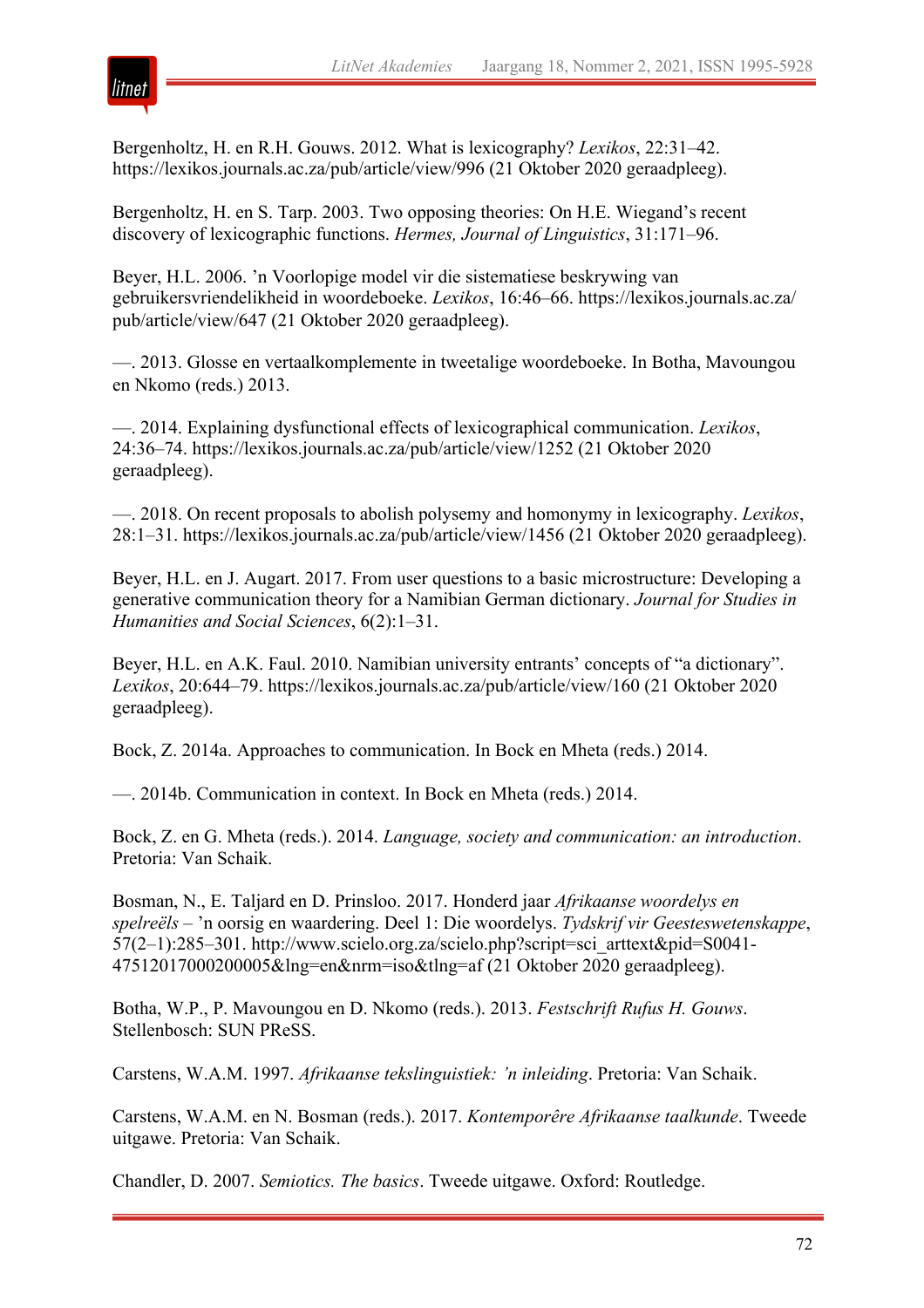Bergenholtz, H. en R.H. Gouws. 2012. What is lexicography? *Lexikos*, 22:31–42. https://lexikos.journals.ac.za/pub/article/view/996 (21 Oktober 2020 geraadpleeg).

Bergenholtz, H. en S. Tarp. 2003. Two opposing theories: On H.E. Wiegand's recent discovery of lexicographic functions. *Hermes, Journal of Linguistics*, 31:171–96.

Beyer, H.L. 2006. 'n Voorlopige model vir die sistematiese beskrywing van gebruikersvriendelikheid in woordeboeke. *Lexikos*, 16:46–66. https://lexikos.journals.ac.za/pub/article/view/647 (21 Oktober 2020 geraadpleeg).

—. 2013. Glosse en vertaalkomplemente in tweetalige woordeboeke. In Botha, Mavoungou en Nkomo (reds.) 2013.

—. 2014. Explaining dysfunctional effects of lexicographical communication. *Lexikos*, 24:36–74. https://lexikos.journals.ac.za/pub/article/view/1252 (21 Oktober 2020 geraadpleeg).

—. 2018. On recent proposals to abolish polysemy and homonymy in lexicography. *Lexikos*, 28:1–31. https://lexikos.journals.ac.za/pub/article/view/1456 (21 Oktober 2020 geraadpleeg).

Beyer, H.L. en J. Augart. 2017. From user questions to a basic microstructure: Developing a generative communication theory for a Namibian German dictionary. *Journal for Studies in Humanities and Social Sciences*, 6(2):1–31.

Beyer, H.L. en A.K. Faul. 2010. Namibian university entrants' concepts of "a dictionary". *Lexikos*, 20:644–79. https://lexikos.journals.ac.za/pub/article/view/160 (21 Oktober 2020 geraadpleeg).

Bock, Z. 2014a. Approaches to communication. In Bock en Mheta (reds.) 2014.

—. 2014b. Communication in context. In Bock en Mheta (reds.) 2014.

Bock, Z. en G. Mheta (reds.). 2014. *Language, society and communication: an introduction*. Pretoria: Van Schaik.

Bosman, N., E. Taljard en D. Prinsloo. 2017. Honderd jaar *Afrikaanse woordelys en spelreëls* – 'n oorsig en waardering. Deel 1: Die woordelys. *Tydskrif vir Geesteswetenskappe*, 57(2–1):285–301. http://www.scielo.org.za/scielo.php?script=sci_arttext&pid=S0041-47512017000200005&lng=en&nrm=iso&tlng=af (21 Oktober 2020 geraadpleeg).

Botha, W.P., P. Mavoungou en D. Nkomo (reds.). 2013. *Festschrift Rufus H. Gouws*. Stellenbosch: SUN PReSS.

Carstens, W.A.M. 1997. *Afrikaanse tekslinguistiek: 'n inleiding*. Pretoria: Van Schaik.

Carstens, W.A.M. en N. Bosman (reds.). 2017. *Kontemporêre Afrikaanse taalkunde*. Tweede uitgawe. Pretoria: Van Schaik.

Chandler, D. 2007. *Semiotics. The basics*. Tweede uitgawe. Oxford: Routledge.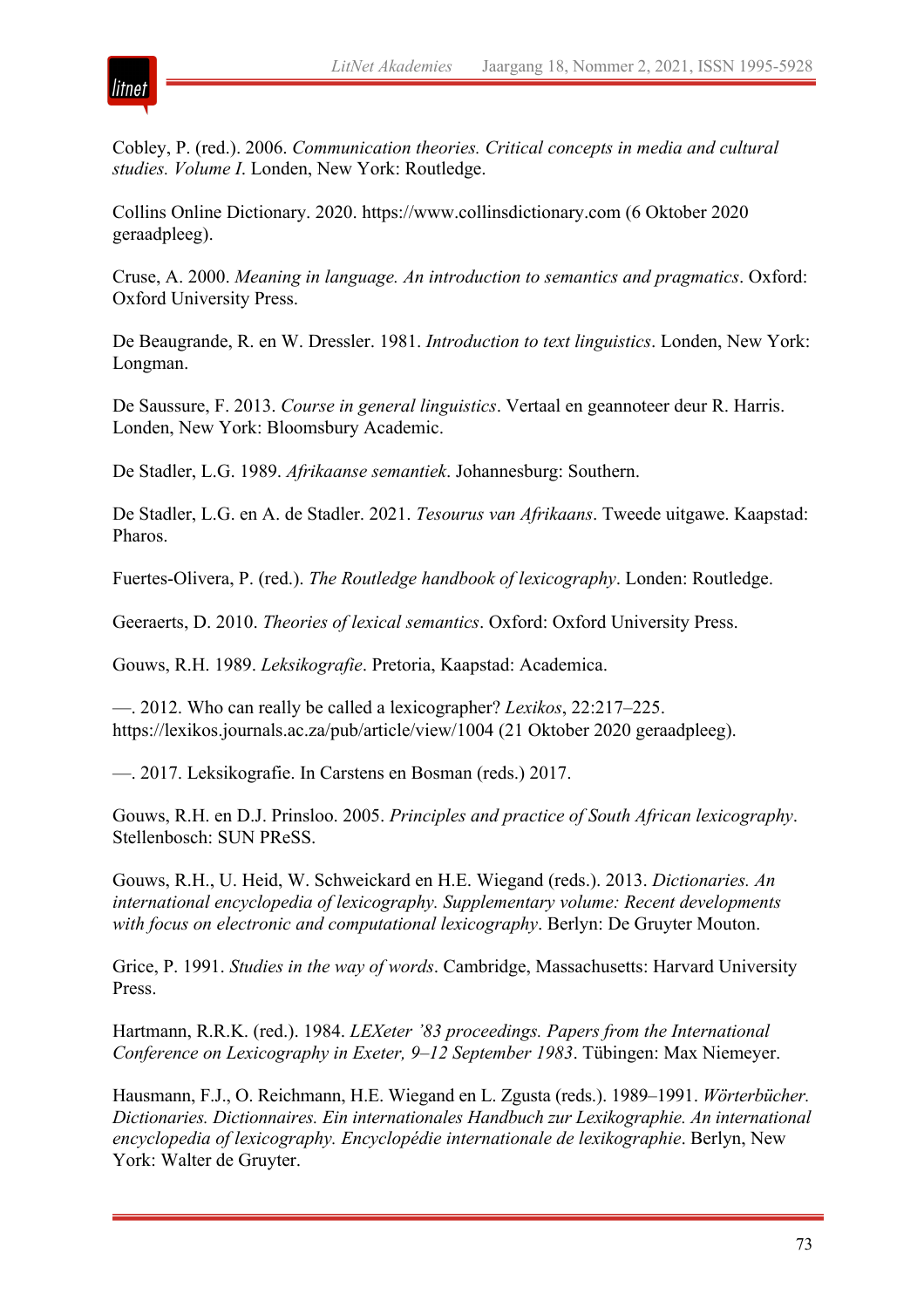Cobley, P. (red.). 2006. *Communication theories. Critical concepts in media and cultural studies. Volume I*. Londen, New York: Routledge.

Collins Online Dictionary. 2020. https://www.collinsdictionary.com (6 Oktober 2020 geraadpleeg).

Cruse, A. 2000. *Meaning in language. An introduction to semantics and pragmatics*. Oxford: Oxford University Press.

De Beaugrande, R. en W. Dressler. 1981. *Introduction to text linguistics*. Londen, New York: Longman.

De Saussure, F. 2013. *Course in general linguistics*. Vertaal en geannoteer deur R. Harris. Londen, New York: Bloomsbury Academic.

De Stadler, L.G. 1989. *Afrikaanse semantiek*. Johannesburg: Southern.

De Stadler, L.G. en A. de Stadler. 2021. *Tesourus van Afrikaans*. Tweede uitgawe. Kaapstad: Pharos.

Fuertes-Olivera, P. (red.). *The Routledge handbook of lexicography*. Londen: Routledge.

Geeraerts, D. 2010. *Theories of lexical semantics*. Oxford: Oxford University Press.

Gouws, R.H. 1989. *Leksikografie*. Pretoria, Kaapstad: Academica.

—. 2012. Who can really be called a lexicographer? *Lexikos*, 22:217–225. https://lexikos.journals.ac.za/pub/article/view/1004 (21 Oktober 2020 geraadpleeg).

—. 2017. Leksikografie. In Carstens en Bosman (reds.) 2017.

Gouws, R.H. en D.J. Prinsloo. 2005. *Principles and practice of South African lexicography*. Stellenbosch: SUN PReSS.

Gouws, R.H., U. Heid, W. Schweickard en H.E. Wiegand (reds.). 2013. *Dictionaries. An international encyclopedia of lexicography. Supplementary volume: Recent developments with focus on electronic and computational lexicography*. Berlyn: De Gruyter Mouton.

Grice, P. 1991. *Studies in the way of words*. Cambridge, Massachusetts: Harvard University Press.

Hartmann, R.R.K. (red.). 1984. *LEXeter '83 proceedings. Papers from the International Conference on Lexicography in Exeter, 9–12 September 1983*. Tübingen: Max Niemeyer.

Hausmann, F.J., O. Reichmann, H.E. Wiegand en L. Zgusta (reds.). 1989–1991. *Wörterbücher. Dictionaries. Dictionnaires. Ein internationales Handbuch zur Lexikographie. An international encyclopedia of lexicography. Encyclopédie internationale de lexikographie*. Berlyn, New York: Walter de Gruyter.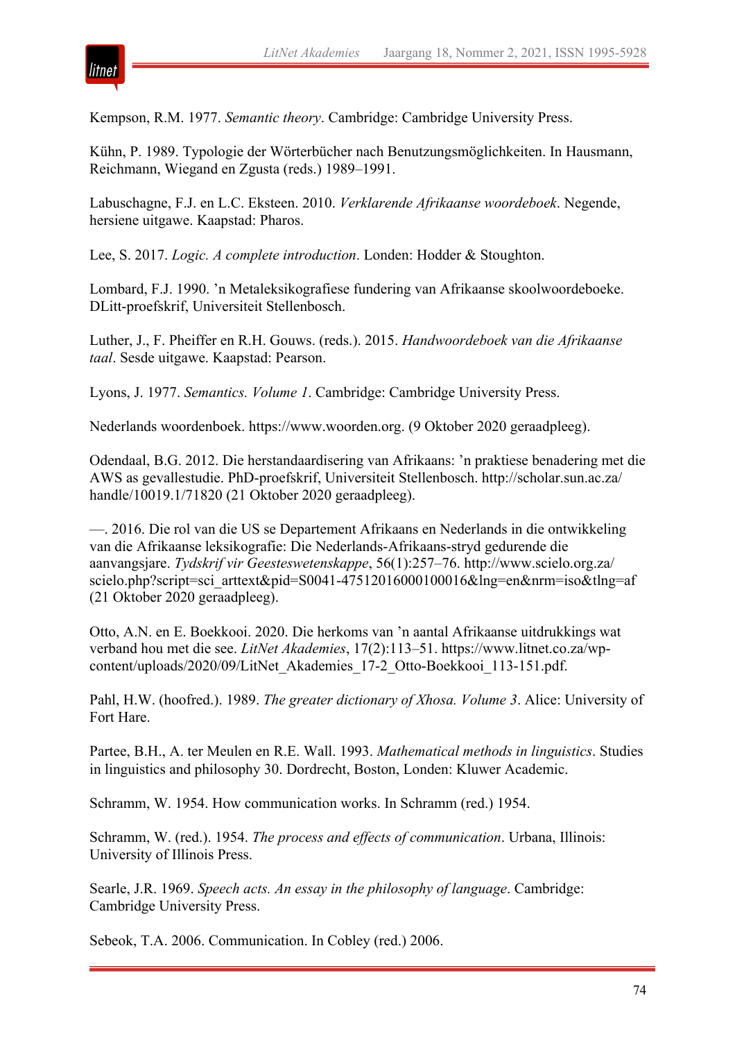Kempson, R.M. 1977. *Semantic theory*. Cambridge: Cambridge University Press.

Kühn, P. 1989. Typologie der Wörterbücher nach Benutzungsmöglichkeiten. In Hausmann, Reichmann, Wiegand en Zgusta (reds.) 1989–1991.

Labuschagne, F.J. en L.C. Eksteen. 2010. *Verklarende Afrikaanse woordeboek*. Negende, hersiene uitgawe. Kaapstad: Pharos.

Lee, S. 2017. *Logic. A complete introduction*. Londen: Hodder & Stoughton.

Lombard, F.J. 1990. 'n Metaleksikografiese fundering van Afrikaanse skoolwoordeboeke. DLitt-proefskrif, Universiteit Stellenbosch.

Luther, J., F. Pheiffer en R.H. Gouws. (reds.). 2015. *Handwoordeboek van die Afrikaanse taal*. Sesde uitgawe. Kaapstad: Pearson.

Lyons, J. 1977. *Semantics. Volume 1*. Cambridge: Cambridge University Press.

Nederlands woordenboek. https://www.woorden.org. (9 Oktober 2020 geraadpleeg).

Odendaal, B.G. 2012. Die herstandaardisering van Afrikaans: 'n praktiese benadering met die AWS as gevallestudie. PhD-proefskrif, Universiteit Stellenbosch. http://scholar.sun.ac.za/handle/10019.1/71820 (21 Oktober 2020 geraadpleeg).

—. 2016. Die rol van die US se Departement Afrikaans en Nederlands in die ontwikkeling van die Afrikaanse leksikografie: Die Nederlands-Afrikaans-stryd gedurende die aanvangsjare. *Tydskrif vir Geesteswetenskappe*, 56(1):257–76. http://www.scielo.org.za/scielo.php?script=sci_arttext&pid=S0041-47512016000100016&lng=en&nrm=iso&tlng=af (21 Oktober 2020 geraadpleeg).

Otto, A.N. en E. Boekkooi. 2020. Die herkoms van 'n aantal Afrikaanse uitdrukkings wat verband hou met die see. *LitNet Akademies*, 17(2):113–51. https://www.litnet.co.za/wp-content/uploads/2020/09/LitNet_Akademies_17-2_Otto-Boekkooi_113-151.pdf.

Pahl, H.W. (hoofred.). 1989. *The greater dictionary of Xhosa. Volume 3*. Alice: University of Fort Hare.

Partee, B.H., A. ter Meulen en R.E. Wall. 1993. *Mathematical methods in linguistics*. Studies in linguistics and philosophy 30. Dordrecht, Boston, Londen: Kluwer Academic.

Schramm, W. 1954. How communication works. In Schramm (red.) 1954.

Schramm, W. (red.). 1954. *The process and effects of communication*. Urbana, Illinois: University of Illinois Press.

Searle, J.R. 1969. *Speech acts. An essay in the philosophy of language*. Cambridge: Cambridge University Press.

Sebeok, T.A. 2006. Communication. In Cobley (red.) 2006.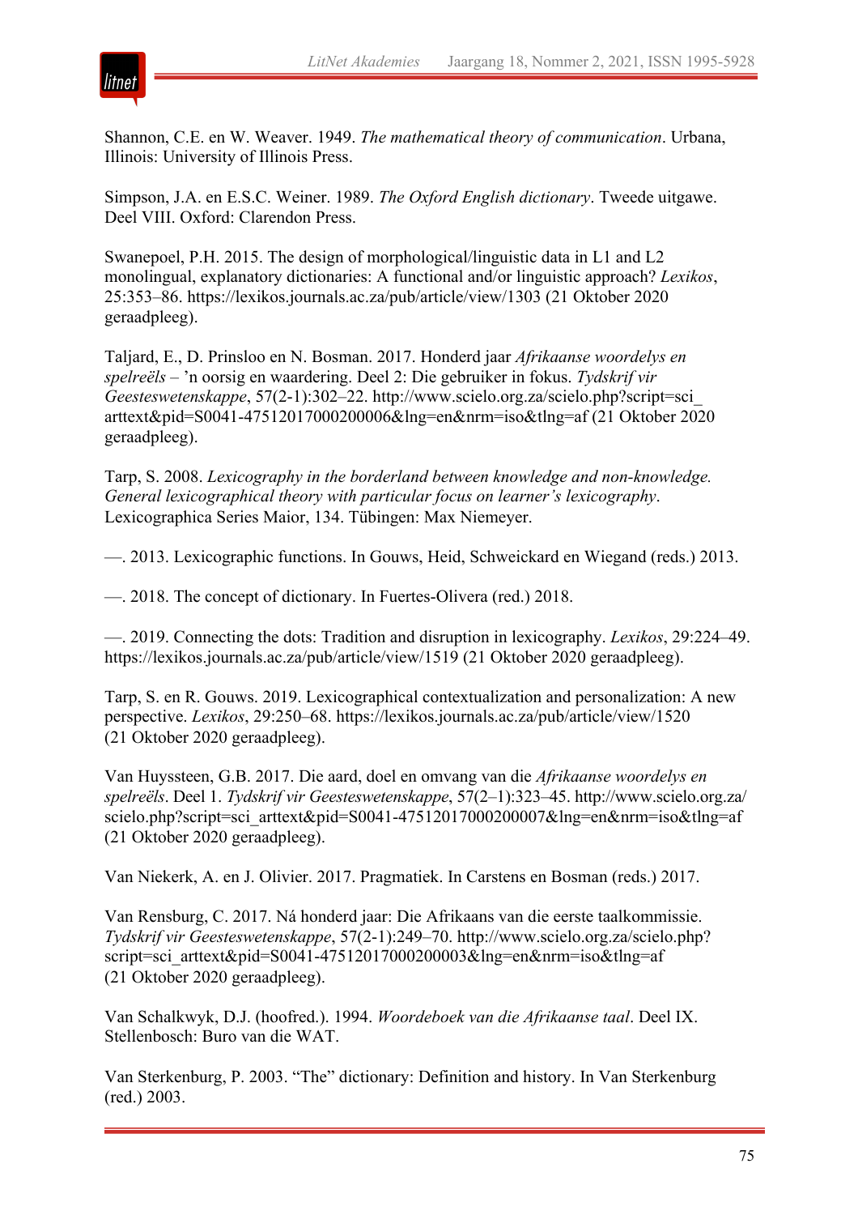Shannon, C.E. en W. Weaver. 1949. *The mathematical theory of communication*. Urbana, Illinois: University of Illinois Press.

Simpson, J.A. en E.S.C. Weiner. 1989. *The Oxford English dictionary*. Tweede uitgawe. Deel VIII. Oxford: Clarendon Press.

Swanepoel, P.H. 2015. The design of morphological/linguistic data in L1 and L2 monolingual, explanatory dictionaries: A functional and/or linguistic approach? *Lexikos*, 25:353–86. https://lexikos.journals.ac.za/pub/article/view/1303 (21 Oktober 2020 geraadpleeg).

Taljard, E., D. Prinsloo en N. Bosman. 2017. Honderd jaar *Afrikaanse woordelys en spelreëls* – 'n oorsig en waardering. Deel 2: Die gebruiker in fokus. *Tydskrif vir Geesteswetenskappe*, 57(2-1):302–22. http://www.scielo.org.za/scielo.php?script=sci_arttext&pid=S0041-47512017000200006&lng=en&nrm=iso&tlng=af (21 Oktober 2020 geraadpleeg).

Tarp, S. 2008. *Lexicography in the borderland between knowledge and non-knowledge. General lexicographical theory with particular focus on learner's lexicography*. Lexicographica Series Maior, 134. Tübingen: Max Niemeyer.

—. 2013. Lexicographic functions. In Gouws, Heid, Schweickard en Wiegand (reds.) 2013.

—. 2018. The concept of dictionary. In Fuertes-Olivera (red.) 2018.

—. 2019. Connecting the dots: Tradition and disruption in lexicography. *Lexikos*, 29:224–49. https://lexikos.journals.ac.za/pub/article/view/1519 (21 Oktober 2020 geraadpleeg).

Tarp, S. en R. Gouws. 2019. Lexicographical contextualization and personalization: A new perspective. *Lexikos*, 29:250–68. https://lexikos.journals.ac.za/pub/article/view/1520 (21 Oktober 2020 geraadpleeg).

Van Huyssteen, G.B. 2017. Die aard, doel en omvang van die *Afrikaanse woordelys en spelreëls*. Deel 1. *Tydskrif vir Geesteswetenskappe*, 57(2–1):323–45. http://www.scielo.org.za/scielo.php?script=sci_arttext&pid=S0041-47512017000200007&lng=en&nrm=iso&tlng=af (21 Oktober 2020 geraadpleeg).

Van Niekerk, A. en J. Olivier. 2017. Pragmatiek. In Carstens en Bosman (reds.) 2017.

Van Rensburg, C. 2017. Ná honderd jaar: Die Afrikaans van die eerste taalkommissie. *Tydskrif vir Geesteswetenskappe*, 57(2-1):249–70. http://www.scielo.org.za/scielo.php?script=sci_arttext&pid=S0041-47512017000200003&lng=en&nrm=iso&tlng=af (21 Oktober 2020 geraadpleeg).

Van Schalkwyk, D.J. (hoofred.). 1994. *Woordeboek van die Afrikaanse taal*. Deel IX. Stellenbosch: Buro van die WAT.

Van Sterkenburg, P. 2003. "The" dictionary: Definition and history. In Van Sterkenburg (red.) 2003.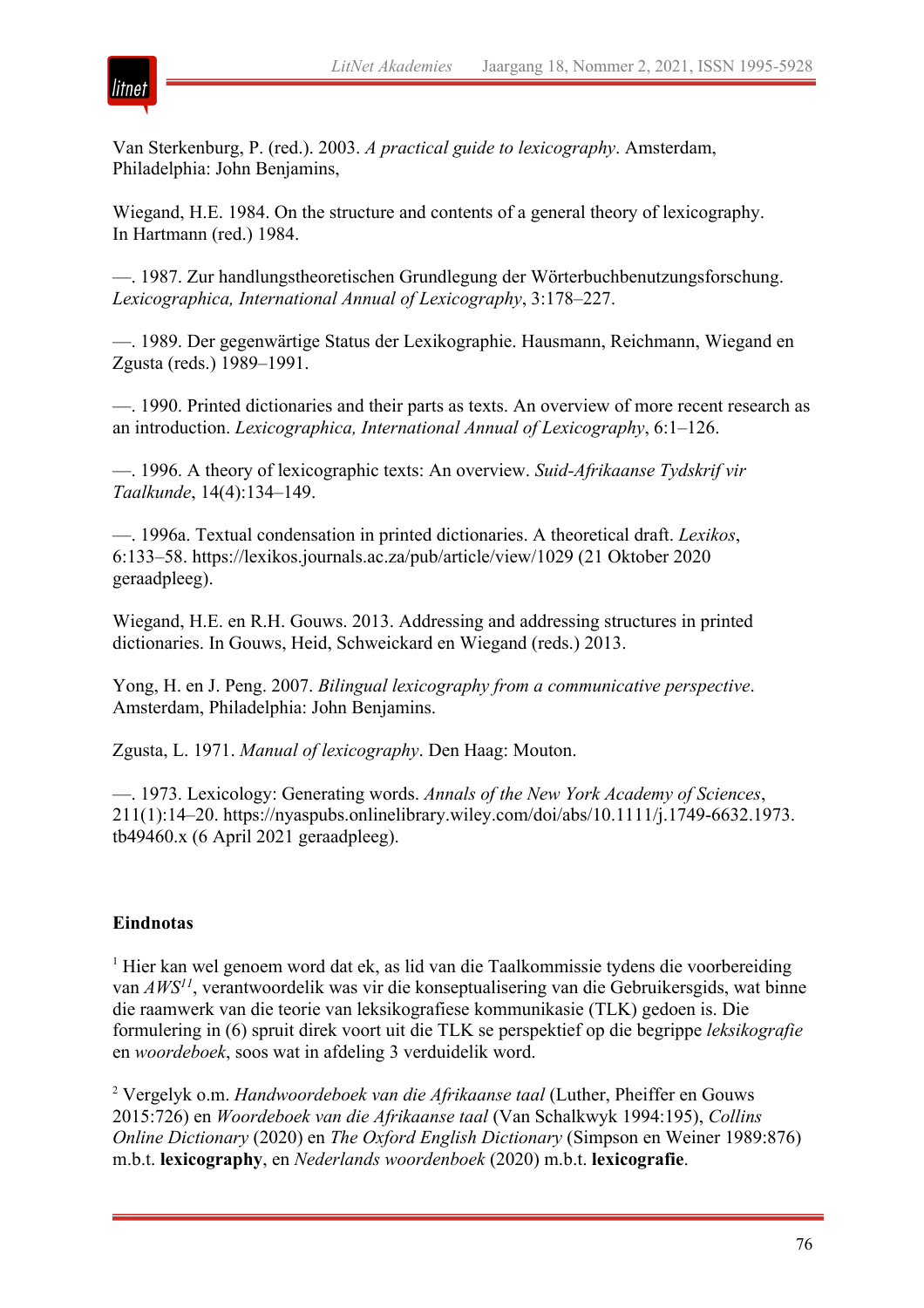Van Sterkenburg, P. (red.). 2003. *A practical guide to lexicography*. Amsterdam, Philadelphia: John Benjamins,

Wiegand, H.E. 1984. On the structure and contents of a general theory of lexicography. In Hartmann (red.) 1984.

—. 1987. Zur handlungstheoretischen Grundlegung der Wörterbuchbenutzungsforschung. *Lexicographica, International Annual of Lexicography*, 3:178–227.

—. 1989. Der gegenwärtige Status der Lexikographie. Hausmann, Reichmann, Wiegand en Zgusta (reds.) 1989–1991.

—. 1990. Printed dictionaries and their parts as texts. An overview of more recent research as an introduction. *Lexicographica, International Annual of Lexicography*, 6:1–126.

—. 1996. A theory of lexicographic texts: An overview. *Suid-Afrikaanse Tydskrif vir Taalkunde*, 14(4):134–149.

—. 1996a. Textual condensation in printed dictionaries. A theoretical draft. *Lexikos*, 6:133–58. https://lexikos.journals.ac.za/pub/article/view/1029 (21 Oktober 2020 geraadpleeg).

Wiegand, H.E. en R.H. Gouws. 2013. Addressing and addressing structures in printed dictionaries. In Gouws, Heid, Schweickard en Wiegand (reds.) 2013.

Yong, H. en J. Peng. 2007. *Bilingual lexicography from a communicative perspective*. Amsterdam, Philadelphia: John Benjamins.

Zgusta, L. 1971. *Manual of lexicography*. Den Haag: Mouton.

—. 1973. Lexicology: Generating words. *Annals of the New York Academy of Sciences*, 211(1):14–20. https://nyaspubs.onlinelibrary.wiley.com/doi/abs/10.1111/j.1749-6632.1973.tb49460.x (6 April 2021 geraadpleeg).

## Eindnotas

[1] Hier kan wel genoem word dat ek, as lid van die Taalkommissie tydens die voorbereiding van *AWS*[11], verantwoordelik was vir die konseptualisering van die Gebruikersgids, wat binne die raamwerk van die teorie van leksikografiese kommunikasie (TLK) gedoen is. Die formulering in (6) spruit direk voort uit die TLK se perspektief op die begrippe *leksikografie* en *woordeboek*, soos wat in afdeling 3 verduidelik word.

[2] Vergelyk o.m. *Handwoordeboek van die Afrikaanse taal* (Luther, Pheiffer en Gouws 2015:726) en *Woordeboek van die Afrikaanse taal* (Van Schalkwyk 1994:195), *Collins Online Dictionary* (2020) en *The Oxford English Dictionary* (Simpson en Weiner 1989:876) m.b.t. **lexicography**, en *Nederlands woordenboek* (2020) m.b.t. **lexicografie**.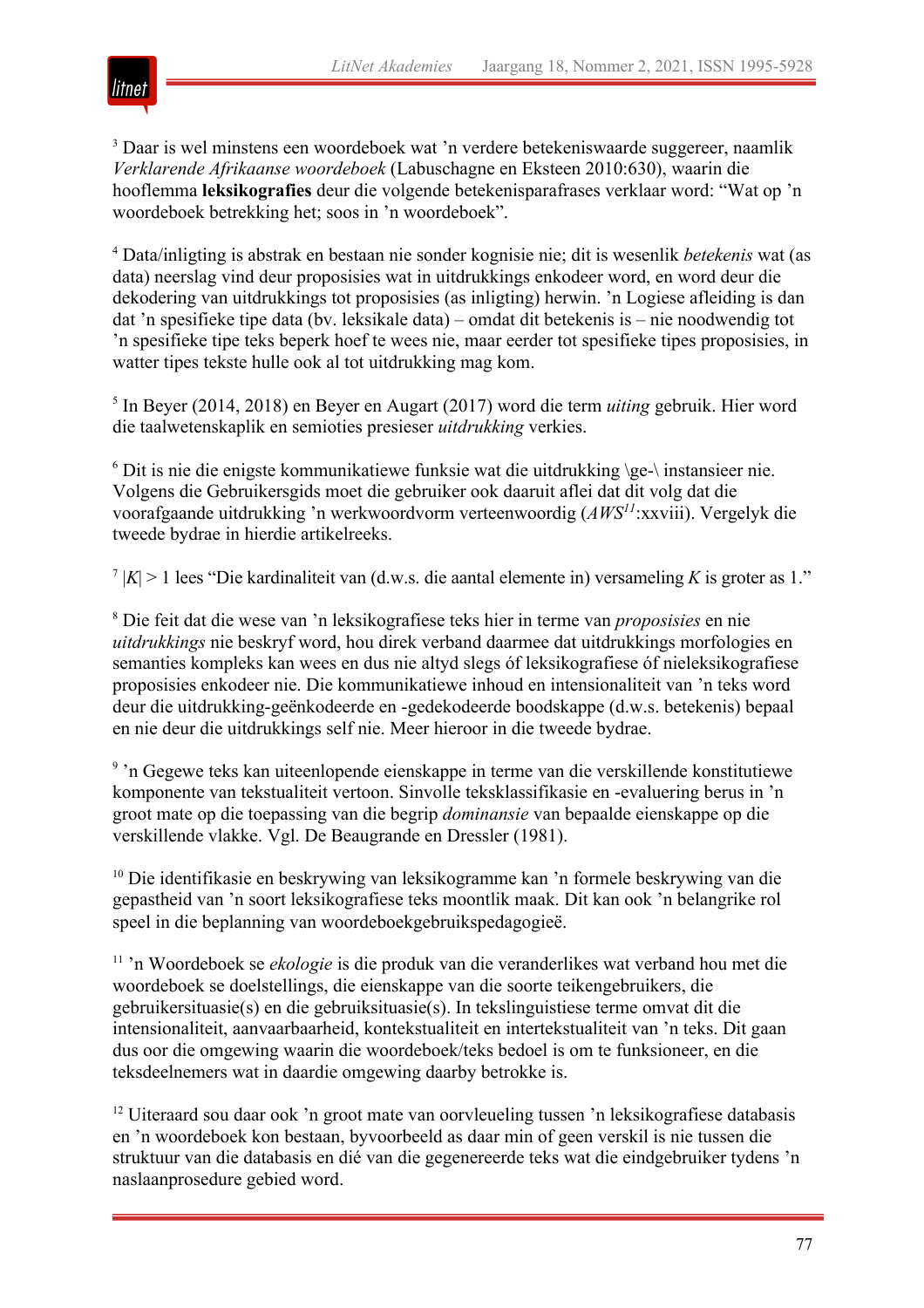[3] Daar is wel minstens een woordeboek wat 'n verdere betekeniswaarde suggereer, naamlik *Verklarende Afrikaanse woordeboek* (Labuschagne en Eksteen 2010:630), waarin die hooflemma **leksikografies** deur die volgende betekenisparafrases verklaar word: "Wat op 'n woordeboek betrekking het; soos in 'n woordeboek".

[4] Data/inligting is abstrak en bestaan nie sonder kognisie nie; dit is wesenlik *betekenis* wat (as data) neerslag vind deur proposisies wat in uitdrukkings enkodeer word, en word deur die dekodering van uitdrukkings tot proposisies (as inligting) herwin. 'n Logiese afleiding is dan dat 'n spesifieke tipe data (bv. leksikale data) – omdat dit betekenis is – nie noodwendig tot 'n spesifieke tipe teks beperk hoef te wees nie, maar eerder tot spesifieke tipes proposisies, in watter tipes tekste hulle ook al tot uitdrukking mag kom.

[5] In Beyer (2014, 2018) en Beyer en Augart (2017) word die term *uiting* gebruik. Hier word die taalwetenskaplik en semioties presieser *uitdrukking* verkies.

[6] Dit is nie die enigste kommunikatiewe funksie wat die uitdrukking \ge-\ instansieer nie. Volgens die Gebruikersgids moet die gebruiker ook daaruit aflei dat dit volg dat die voorafgaande uitdrukking 'n werkwoordvorm verteenwoordig (*AWS*[11]:xxviii). Vergelyk die tweede bydrae in hierdie artikelreeks.

[7] $|K| > 1$ lees "Die kardinaliteit van (d.w.s. die aantal elemente in) versameling $K$ is groter as 1."

[8] Die feit dat die wese van 'n leksikografiese teks hier in terme van *proposisies* en nie *uitdrukkings* nie beskryf word, hou direk verband daarmee dat uitdrukkings morfologies en semanties kompleks kan wees en dus nie altyd slegs óf leksikografiese óf nieleksikografiese proposisies enkodeer nie. Die kommunikatiewe inhoud en intensionaliteit van 'n teks word deur die uitdrukking-geënkodeerde en -gedekodeerde boodskappe (d.w.s. betekenis) bepaal en nie deur die uitdrukkings self nie. Meer hieroor in die tweede bydrae.

[9] 'n Gegewe teks kan uiteenlopende eienskappe in terme van die verskillende konstitutiewe komponente van tekstualiteit vertoon. Sinvolle teksklassifikasie en -evaluering berus in 'n groot mate op die toepassing van die begrip *dominansie* van bepaalde eienskappe op die verskillende vlakke. Vgl. De Beaugrande en Dressler (1981).

[10] Die identifikasie en beskrywing van leksikogramme kan 'n formele beskrywing van die gepastheid van 'n soort leksikografiese teks moontlik maak. Dit kan ook 'n belangrike rol speel in die beplanning van woordeboekgebruikspedagogieë.

[11] 'n Woordeboek se *ekologie* is die produk van die veranderlikes wat verband hou met die woordeboek se doelstellings, die eienskappe van die soorte teikengebruikers, die gebruikersituasie(s) en die gebruiksituasie(s). In tekslinguistiese terme omvat dit die intensionaliteit, aanvaarbaarheid, kontekstualiteit en intertekstualiteit van 'n teks. Dit gaan dus oor die omgewing waarin die woordeboek/teks bedoel is om te funksioneer, en die teksdeelnemers wat in daardie omgewing daarby betrokke is.

[12] Uiteraard sou daar ook 'n groot mate van oorvleueling tussen 'n leksikografiese databasis en 'n woordeboek kon bestaan, byvoorbeeld as daar min of geen verskil is nie tussen die struktuur van die databasis en dié van die gegenereerde teks wat die eindgebruiker tydens 'n naslaanprosedure gebied word.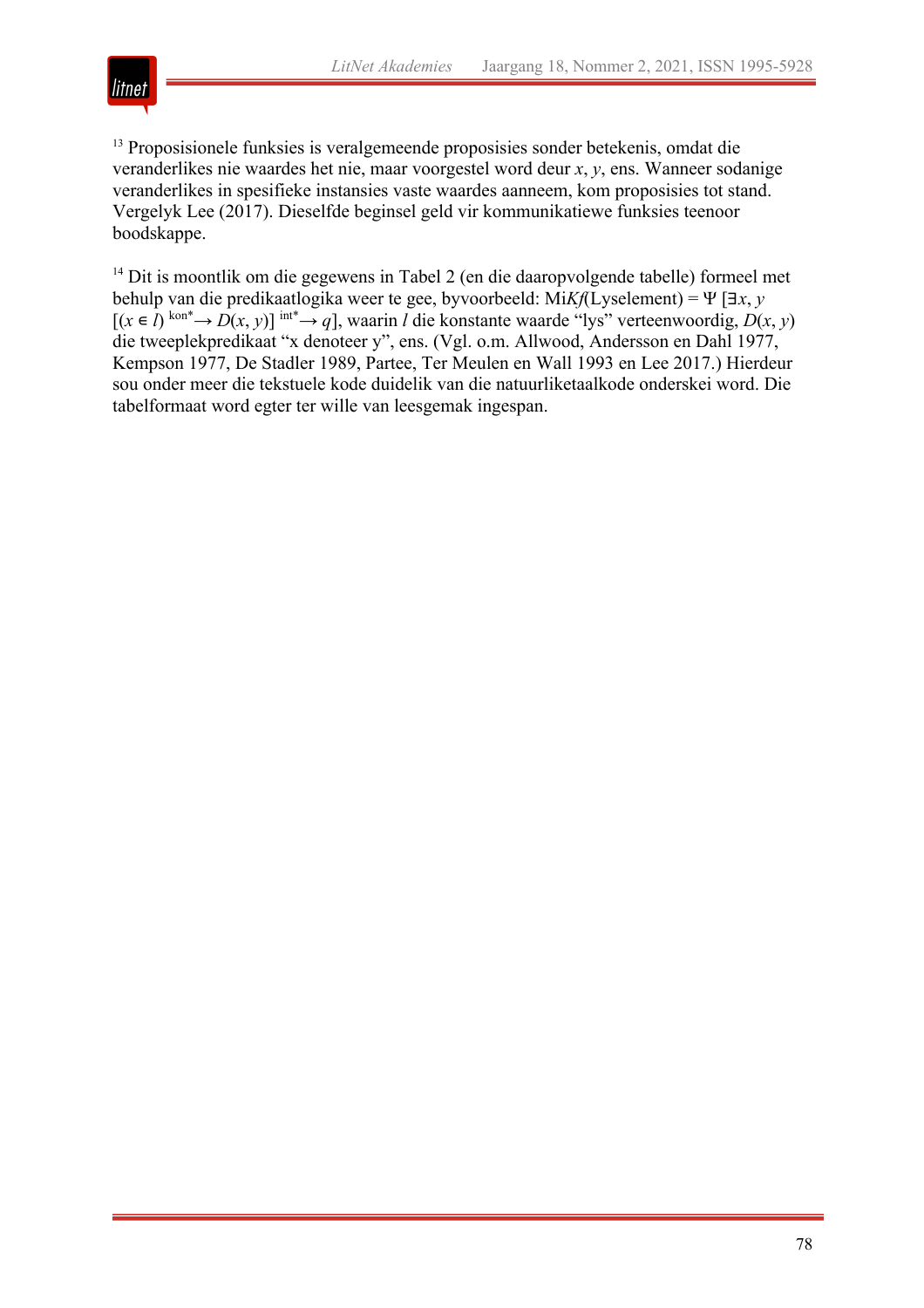[13] Proposisionele funksies is veralgemeende proposisies sonder betekenis, omdat die veranderlikes nie waardes het nie, maar voorgestel word deur *x*, *y*, ens. Wanneer sodanige veranderlikes in spesifieke instansies vaste waardes aanneem, kom proposisies tot stand. Vergelyk Lee (2017). Dieselfde beginsel geld vir kommunikatiewe funksies teenoor boodskappe.

[14] Dit is moontlik om die gegewens in Tabel 2 (en die daaropvolgende tabelle) formeel met behulp van die predikaatlogika weer te gee, byvoorbeeld: Mi*Kf*(Lyselement) = $\Psi$ [$\exists x, y$ [$(x \in l) \overset{\text{kon*}}{\longrightarrow} D(x, y)$] $\overset{\text{int*}}{\longrightarrow} q$], waarin *l* die konstante waarde "lys" verteenwoordig, $D(x, y)$ die tweeplekpredikaat "x denoteer y", ens. (Vgl. o.m. Allwood, Andersson en Dahl 1977, Kempson 1977, De Stadler 1989, Partee, Ter Meulen en Wall 1993 en Lee 2017.) Hierdeur sou onder meer die tekstuele kode duidelik van die natuurliketaalkode onderskei word. Die tabelformaat word egter ter wille van leesgemak ingespan.